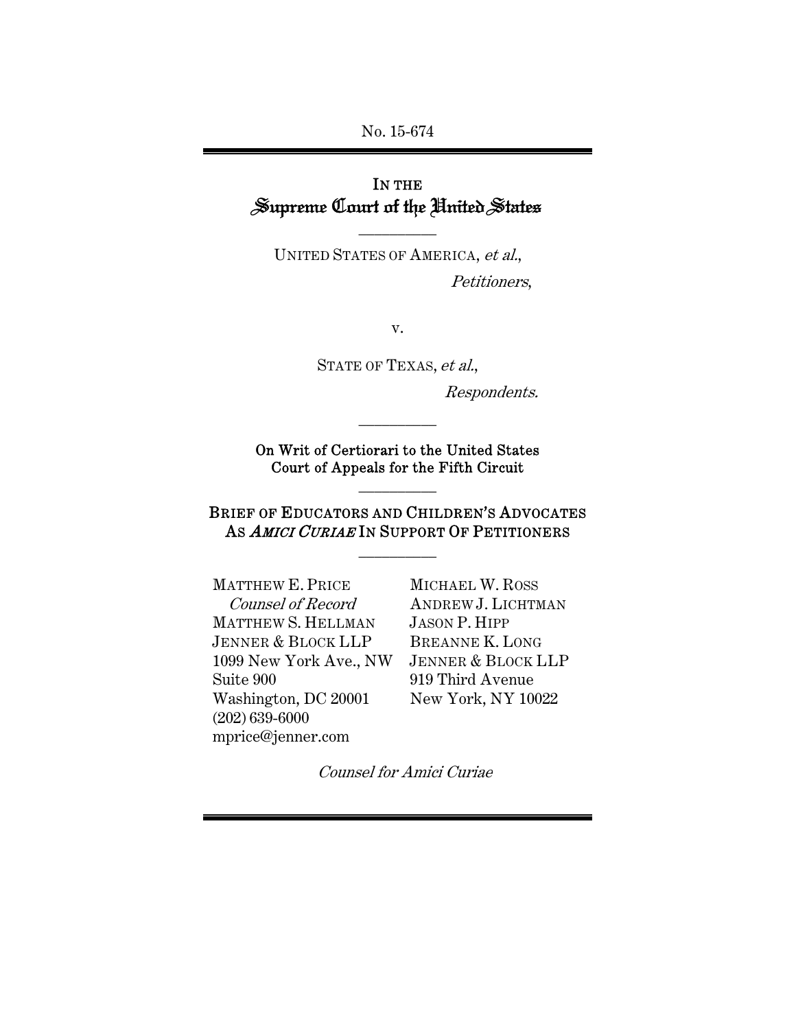No. 15-674

# IN THE Supreme Court of the United States

---

UNITED STATES OF AMERICA, *et al.*,

*Petitioners*,

v.

STATE OF TEXAS, *et al.*,

*Respondents.*

---

**On Writ of Certiorari to the United States Court of Appeals for the Fifth Circuit**

---

**BRIEF OF EDUCATORS AND CHILDREN'S ADVOCATES AS *AMICI CURIAE* IN SUPPORT OF PETITIONERS**

---

MATTHEW E. PRICE
*Counsel of Record*
MATTHEW S. HELLMAN
JENNER & BLOCK LLP
1099 New York Ave., NW
Suite 900
Washington, DC 20001
(202) 639-6000
mprice@jenner.com

MICHAEL W. ROSS
ANDREW J. LICHTMAN
JASON P. HIPP
BREANNE K. LONG
JENNER & BLOCK LLP
919 Third Avenue
New York, NY 10022

*Counsel for Amici Curiae*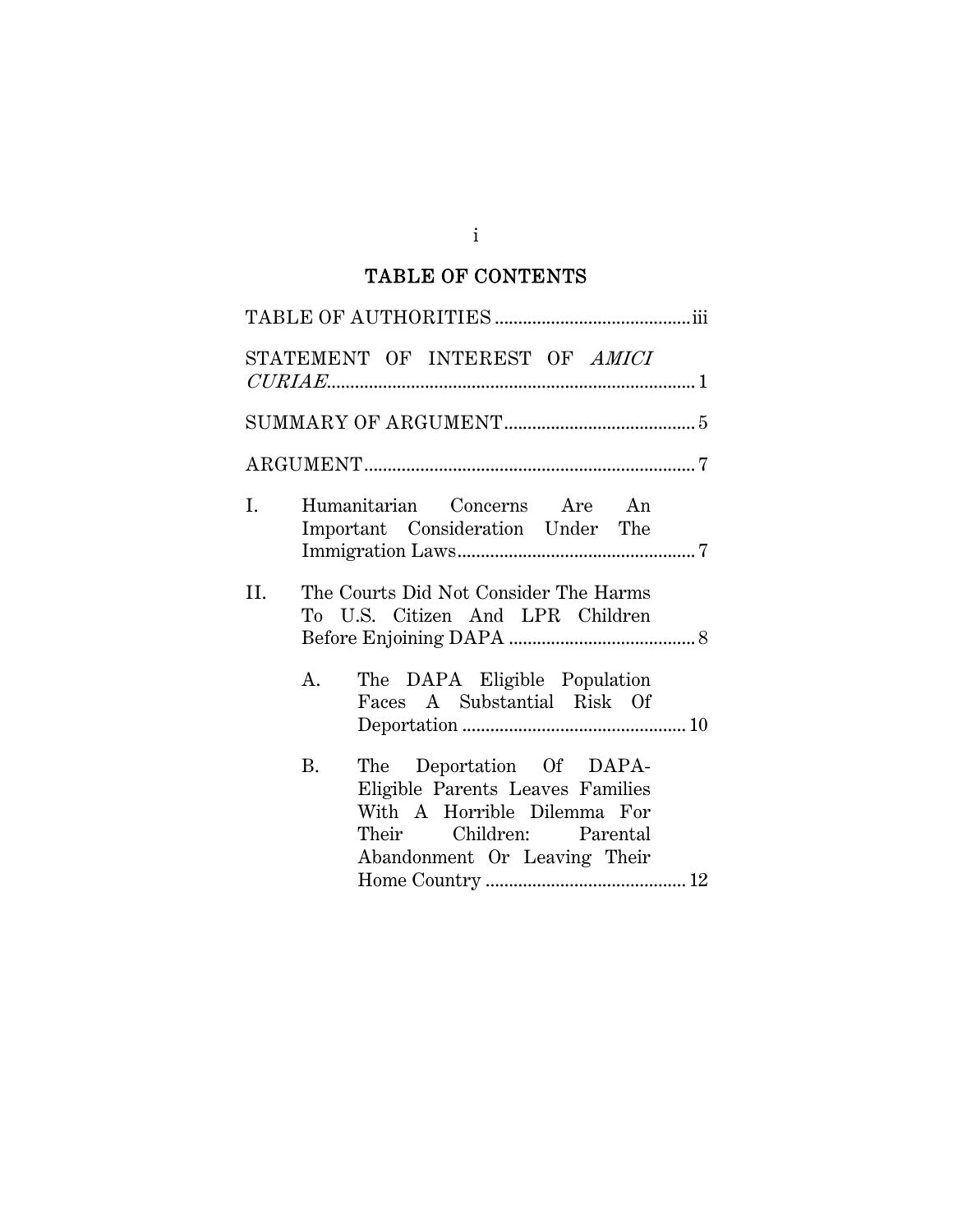# TABLE OF CONTENTS

TABLE OF AUTHORITIES .......................................... iii

STATEMENT OF INTEREST OF *AMICI CURIAE*.............................................................................. 1

SUMMARY OF ARGUMENT......................................... 5

ARGUMENT....................................................................... 7

I. Humanitarian Concerns Are An Important Consideration Under The Immigration Laws.................................................... 7

II. The Courts Did Not Consider The Harms To U.S. Citizen And LPR Children Before Enjoining DAPA ........................................ 8

   A. The DAPA Eligible Population Faces A Substantial Risk Of Deportation ................................................ 10

   B. The Deportation Of DAPA-Eligible Parents Leaves Families With A Horrible Dilemma For Their Children: Parental Abandonment Or Leaving Their Home Country ........................................... 12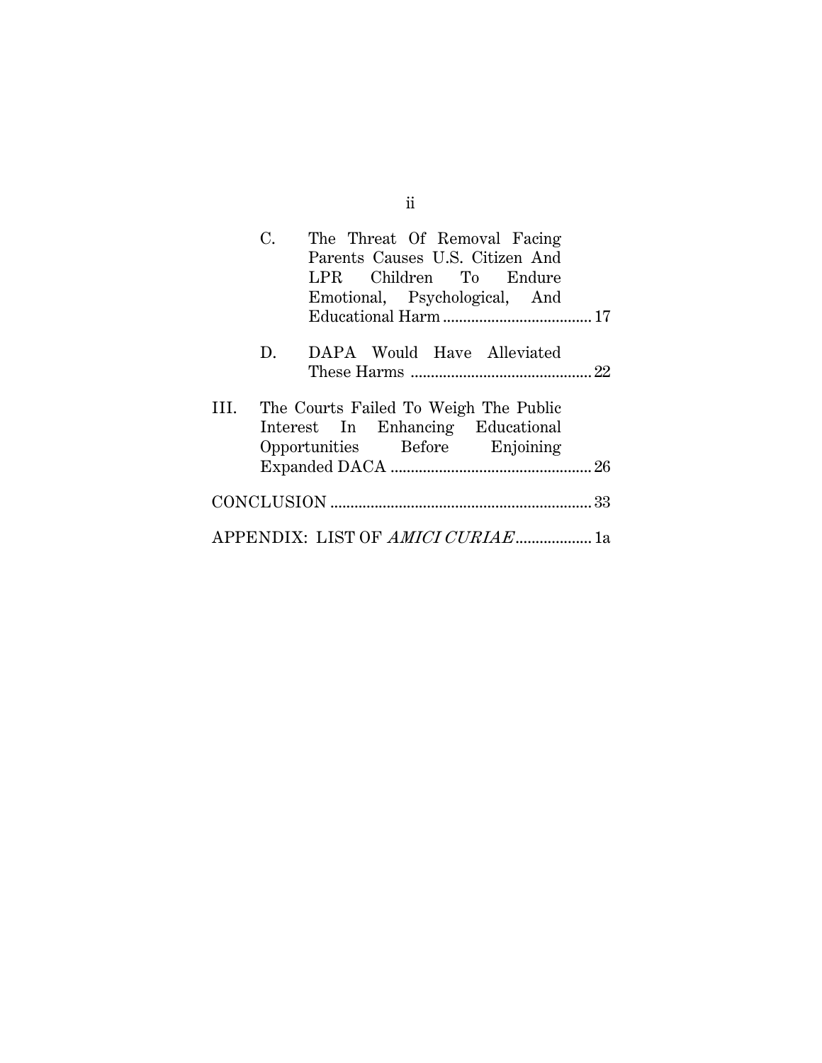C. The Threat Of Removal Facing Parents Causes U.S. Citizen And LPR Children To Endure Emotional, Psychological, And Educational Harm ..................................... 17

D. DAPA Would Have Alleviated These Harms ............................................. 22

III. The Courts Failed To Weigh The Public Interest In Enhancing Educational Opportunities Before Enjoining Expanded DACA .................................................. 26

CONCLUSION ................................................................. 33

APPENDIX: LIST OF *AMICI CURIAE* ................... 1a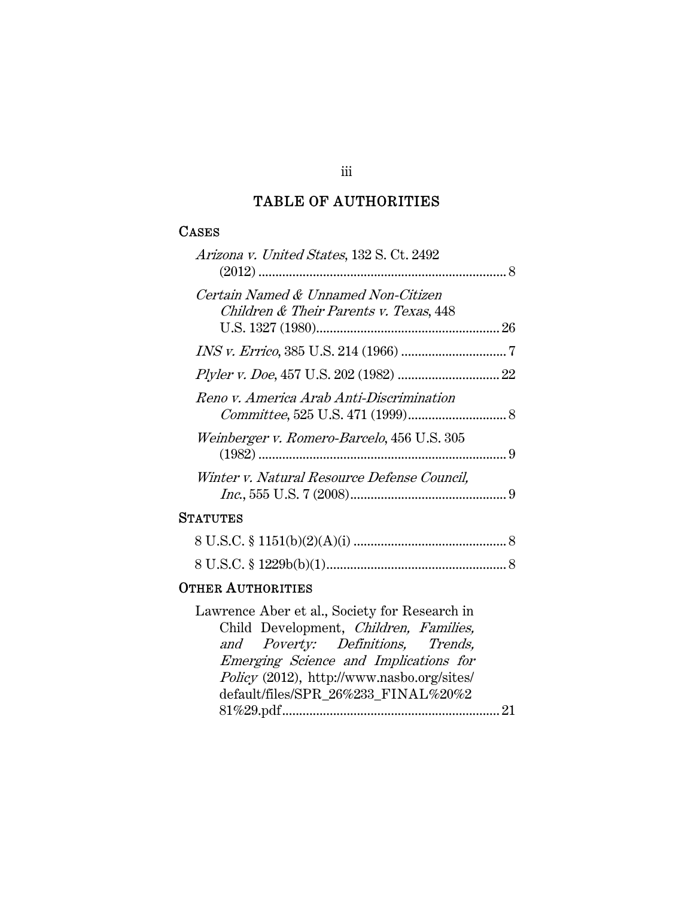# TABLE OF AUTHORITIES

## CASES

*Arizona v. United States*, 132 S. Ct. 2492 (2012) ........................................................................ 8

*Certain Named & Unnamed Non-Citizen Children & Their Parents v. Texas*, 448 U.S. 1327 (1980)...................................................... 26

*INS v. Errico*, 385 U.S. 214 (1966) ............................... 7

*Plyler v. Doe*, 457 U.S. 202 (1982) ............................. 22

*Reno v. America Arab Anti-Discrimination Committee*, 525 U.S. 471 (1999)............................. 8

*Weinberger v. Romero-Barcelo*, 456 U.S. 305 (1982) ........................................................................ 9

*Winter v. Natural Resource Defense Council, Inc.*, 555 U.S. 7 (2008).............................................. 9

## STATUTES

8 U.S.C. § 1151(b)(2)(A)(i) ............................................ 8

8 U.S.C. § 1229b(b)(1).................................................... 8

## OTHER AUTHORITIES

Lawrence Aber et al., Society for Research in Child Development, *Children, Families, and Poverty: Definitions, Trends, Emerging Science and Implications for Policy* (2012), http://www.nasbo.org/sites/default/files/SPR_26%233_FINAL%20%281%29.pdf............................................................... 21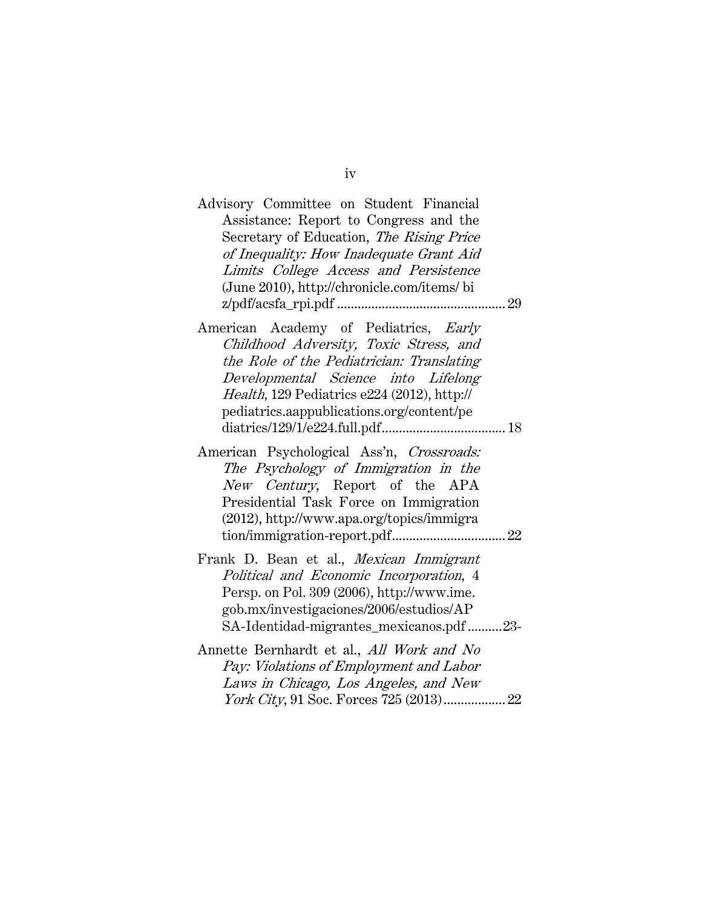Advisory Committee on Student Financial Assistance: Report to Congress and the Secretary of Education, *The Rising Price of Inequality: How Inadequate Grant Aid Limits College Access and Persistence* (June 2010), http://chronicle.com/items/ biz/pdf/acsfa_rpi.pdf ................................................ 29

American Academy of Pediatrics, *Early Childhood Adversity, Toxic Stress, and the Role of the Pediatrician: Translating Developmental Science into Lifelong Health*, 129 Pediatrics e224 (2012), http:// pediatrics.aappublications.org/content/pediatrics/129/1/e224.full.pdf................................... 18

American Psychological Ass'n, *Crossroads: The Psychology of Immigration in the New Century*, Report of the APA Presidential Task Force on Immigration (2012), http://www.apa.org/topics/immigration/immigration-report.pdf................................ 22

Frank D. Bean et al., *Mexican Immigrant Political and Economic Incorporation*, 4 Persp. on Pol. 309 (2006), http://www.ime.gob.mx/investigaciones/2006/estudios/APSA-Identidad-migrantes_mexicanos.pdf ..........23-

Annette Bernhardt et al., *All Work and No Pay: Violations of Employment and Labor Laws in Chicago, Los Angeles, and New York City*, 91 Soc. Forces 725 (2013).................. 22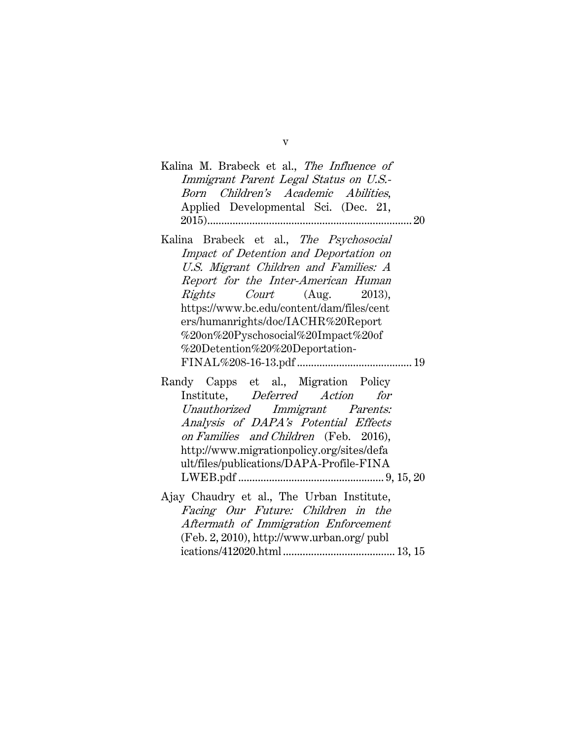Kalina M. Brabeck et al., *The Influence of Immigrant Parent Legal Status on U.S.-Born Children's Academic Abilities*, Applied Developmental Sci. (Dec. 21, 2015)........................................................................ 20

Kalina Brabeck et al., *The Psychosocial Impact of Detention and Deportation on U.S. Migrant Children and Families: A Report for the Inter-American Human Rights Court* (Aug. 2013), https://www.bc.edu/content/dam/files/centers/humanrights/doc/IACHR%20Report%20on%20Pyschosocial%20Impact%20of%20Detention%20%20Deportation-FINAL%208-16-13.pdf ......................................... 19

Randy Capps et al., Migration Policy Institute, *Deferred Action for Unauthorized Immigrant Parents: Analysis of DAPA's Potential Effects on Families and Children* (Feb. 2016), http://www.migrationpolicy.org/sites/default/files/publications/DAPA-Profile-FINALWEB.pdf ................................................... 9, 15, 20

Ajay Chaudry et al., The Urban Institute, *Facing Our Future: Children in the Aftermath of Immigration Enforcement* (Feb. 2, 2010), http://www.urban.org/ publications/412020.html ....................................... 13, 15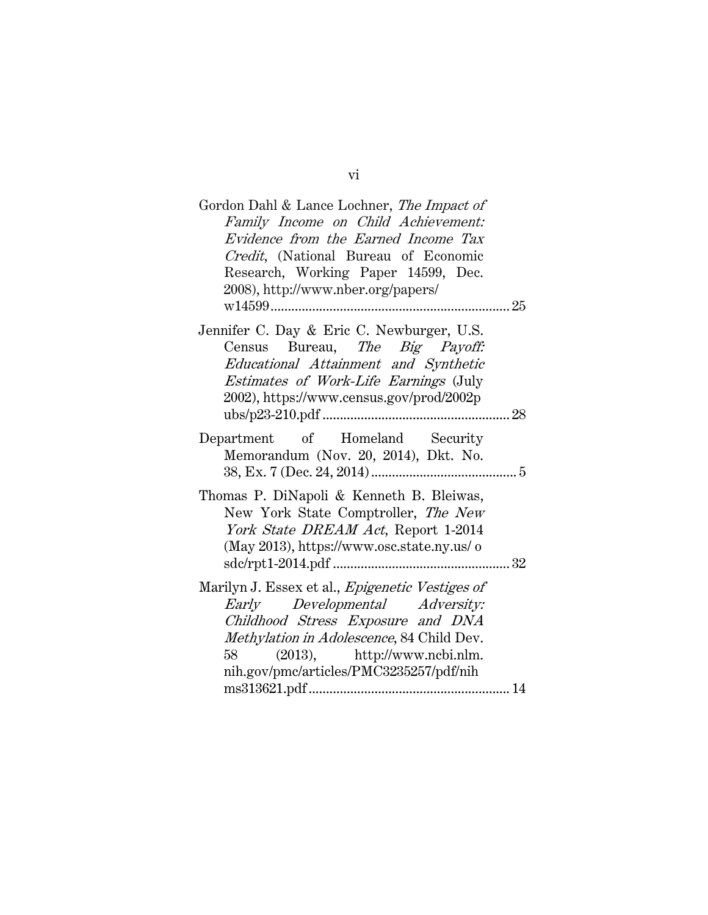Gordon Dahl & Lance Lochner, *The Impact of Family Income on Child Achievement: Evidence from the Earned Income Tax Credit*, (National Bureau of Economic Research, Working Paper 14599, Dec. 2008), http://www.nber.org/papers/ w14599 .................................................................... 25

Jennifer C. Day & Eric C. Newburger, U.S. Census Bureau, *The Big Payoff: Educational Attainment and Synthetic Estimates of Work-Life Earnings* (July 2002), https://www.census.gov/prod/2002p ubs/p23-210.pdf ...................................................... 28

Department of Homeland Security Memorandum (Nov. 20, 2014), Dkt. No. 38, Ex. 7 (Dec. 24, 2014) ......................................... 5

Thomas P. DiNapoli & Kenneth B. Bleiwas, New York State Comptroller, *The New York State DREAM Act*, Report 1-2014 (May 2013), https://www.osc.state.ny.us/ o sdc/rpt1-2014.pdf .................................................. 32

Marilyn J. Essex et al., *Epigenetic Vestiges of Early Developmental Adversity: Childhood Stress Exposure and DNA Methylation in Adolescence*, 84 Child Dev. 58 (2013), http://www.ncbi.nlm. nih.gov/pmc/articles/PMC3235257/pdf/nih ms313621.pdf ......................................................... 14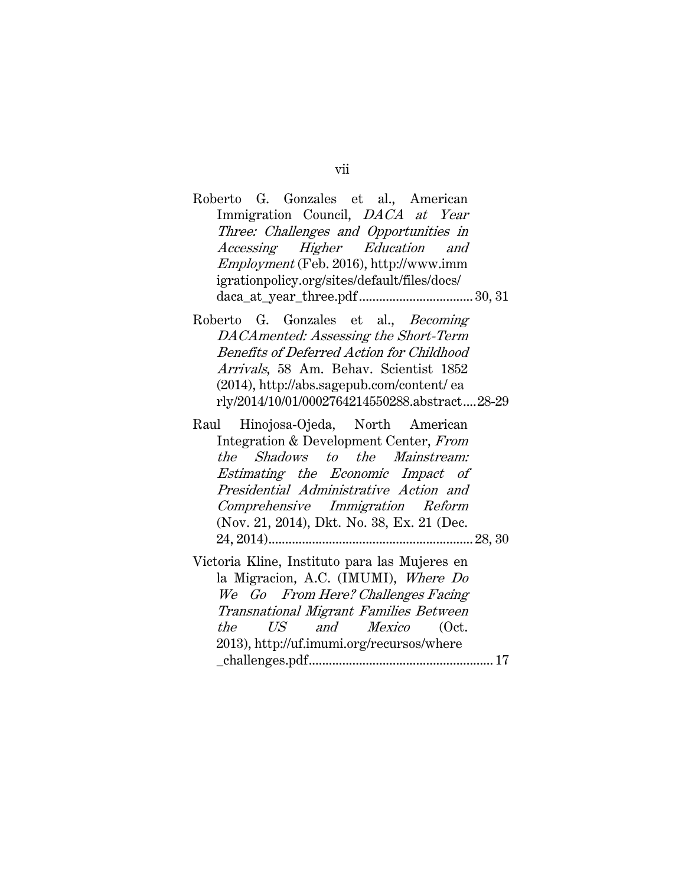Roberto G. Gonzales et al., American Immigration Council, *DACA at Year Three: Challenges and Opportunities in Accessing Higher Education and Employment* (Feb. 2016), http://www.immigrationpolicy.org/sites/default/files/docs/daca_at_year_three.pdf .................................. 30, 31

Roberto G. Gonzales et al., *Becoming DACAmented: Assessing the Short-Term Benefits of Deferred Action for Childhood Arrivals*, 58 Am. Behav. Scientist 1852 (2014), http://abs.sagepub.com/content/ early/2014/10/01/0002764214550288.abstract ....28-29

Raul Hinojosa-Ojeda, North American Integration & Development Center, *From the Shadows to the Mainstream: Estimating the Economic Impact of Presidential Administrative Action and Comprehensive Immigration Reform* (Nov. 21, 2014), Dkt. No. 38, Ex. 21 (Dec. 24, 2014) ............................................................ 28, 30

Victoria Kline, Instituto para las Mujeres en la Migracion, A.C. (IMUMI), *Where Do We Go From Here? Challenges Facing Transnational Migrant Families Between the US and Mexico* (Oct. 2013), http://uf.imumi.org/recursos/where_challenges.pdf ...................................................... 17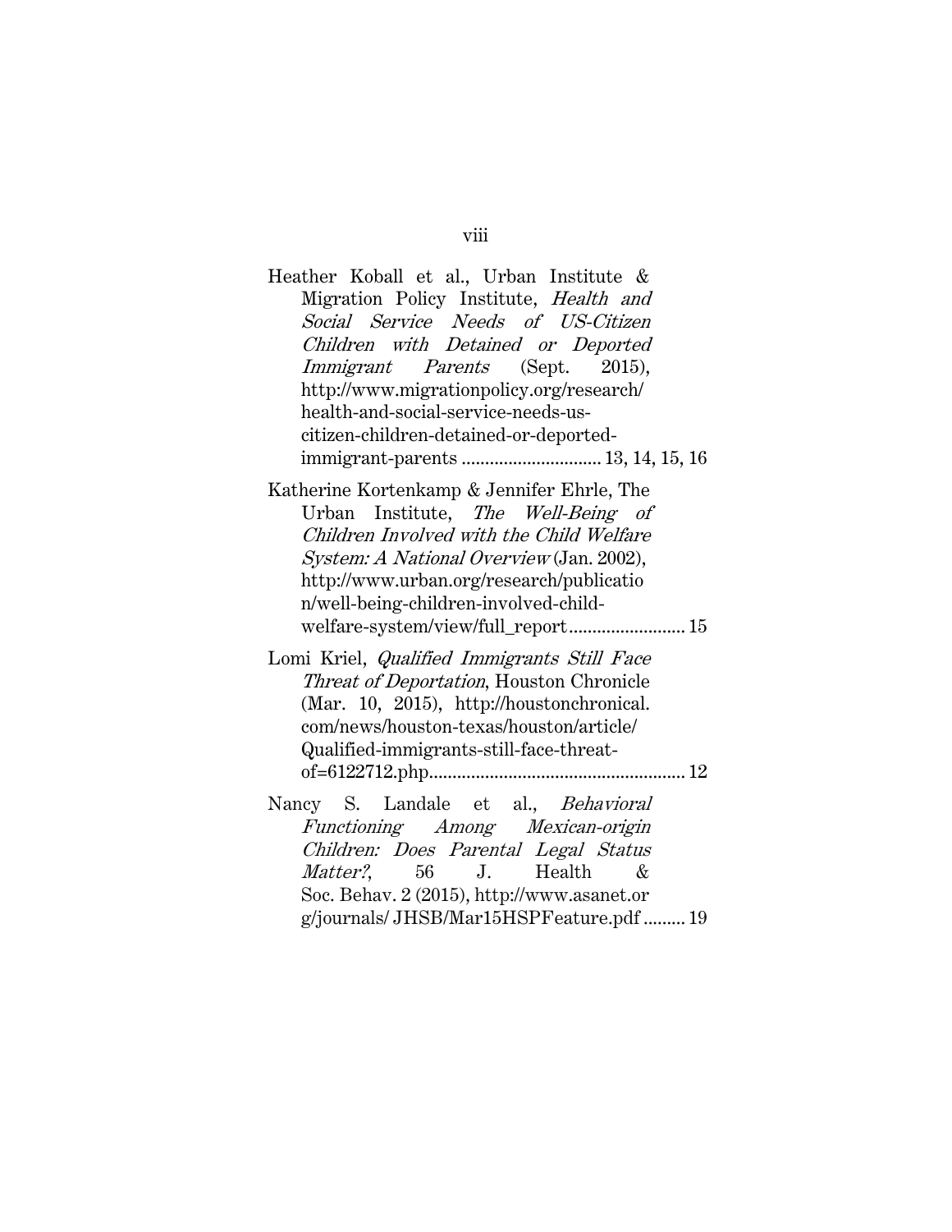Heather Koball et al., Urban Institute & Migration Policy Institute, *Health and Social Service Needs of US-Citizen Children with Detained or Deported Immigrant Parents* (Sept. 2015), http://www.migrationpolicy.org/research/health-and-social-service-needs-us-citizen-children-detained-or-deported-immigrant-parents ............................ 13, 14, 15, 16

Katherine Kortenkamp & Jennifer Ehrle, The Urban Institute, *The Well-Being of Children Involved with the Child Welfare System: A National Overview* (Jan. 2002), http://www.urban.org/research/publication/well-being-children-involved-child-welfare-system/view/full_report........................ 15

Lomi Kriel, *Qualified Immigrants Still Face Threat of Deportation*, Houston Chronicle (Mar. 10, 2015), http://houstonchronical.com/news/houston-texas/houston/article/Qualified-immigrants-still-face-threat-of=6122712.php...................................................... 12

Nancy S. Landale et al., *Behavioral Functioning Among Mexican-origin Children: Does Parental Legal Status Matter?*, 56 J. Health & Soc. Behav. 2 (2015), http://www.asanet.org/journals/ JHSB/Mar15HSPFeature.pdf ......... 19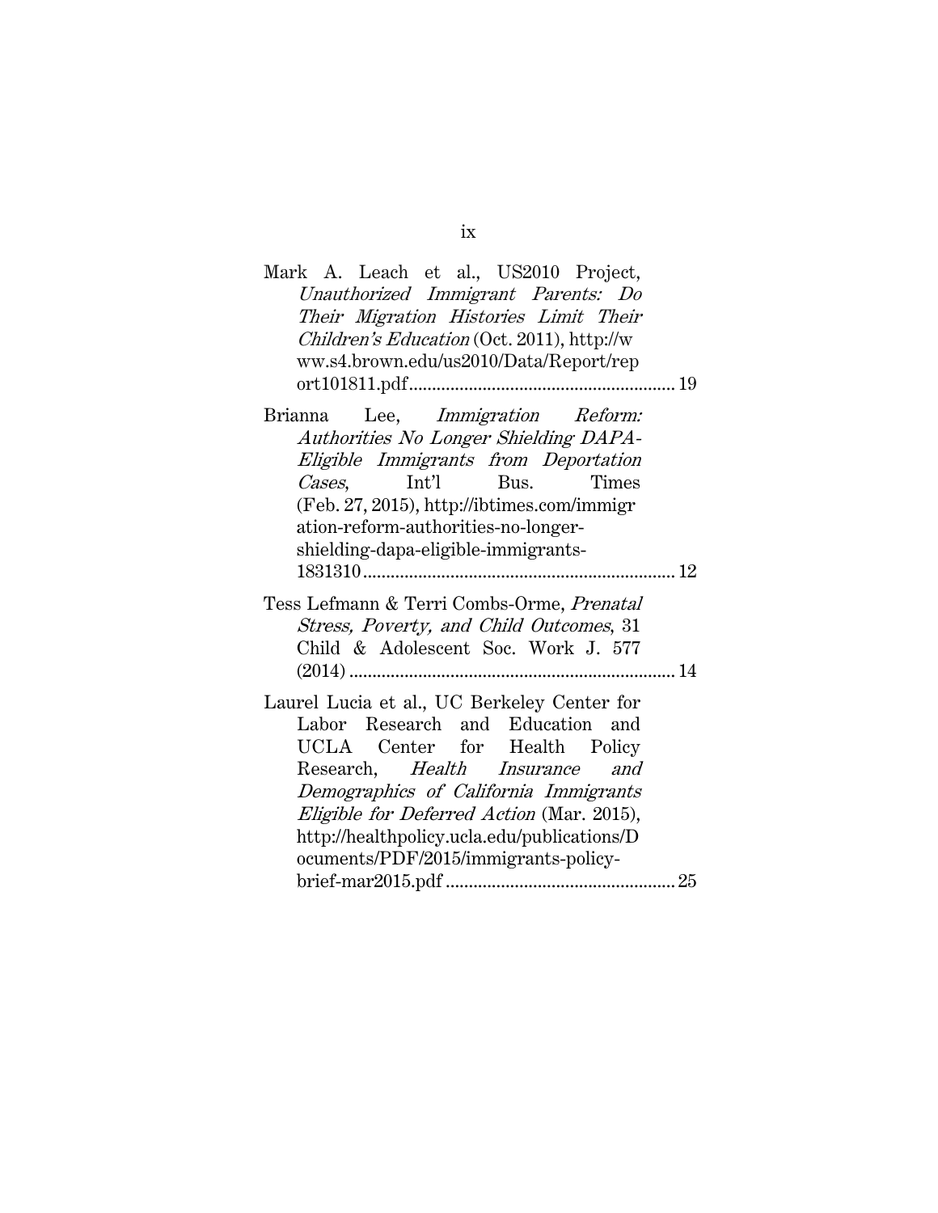Mark A. Leach et al., US2010 Project, *Unauthorized Immigrant Parents: Do Their Migration Histories Limit Their Children's Education* (Oct. 2011), http://www.s4.brown.edu/us2010/Data/Report/report101811.pdf ........................................................ 19

Brianna Lee, *Immigration Reform: Authorities No Longer Shielding DAPA-Eligible Immigrants from Deportation Cases*, Int'l Bus. Times (Feb. 27, 2015), http://ibtimes.com/immigration-reform-authorities-no-longer-shielding-dapa-eligible-immigrants-1831310 ................................................................... 12

Tess Lefmann & Terri Combs-Orme, *Prenatal Stress, Poverty, and Child Outcomes*, 31 Child & Adolescent Soc. Work J. 577 (2014) ...................................................................... 14

Laurel Lucia et al., UC Berkeley Center for Labor Research and Education and UCLA Center for Health Policy Research, *Health Insurance and Demographics of California Immigrants Eligible for Deferred Action* (Mar. 2015), http://healthpolicy.ucla.edu/publications/Documents/PDF/2015/immigrants-policy-brief-mar2015.pdf ................................................ 25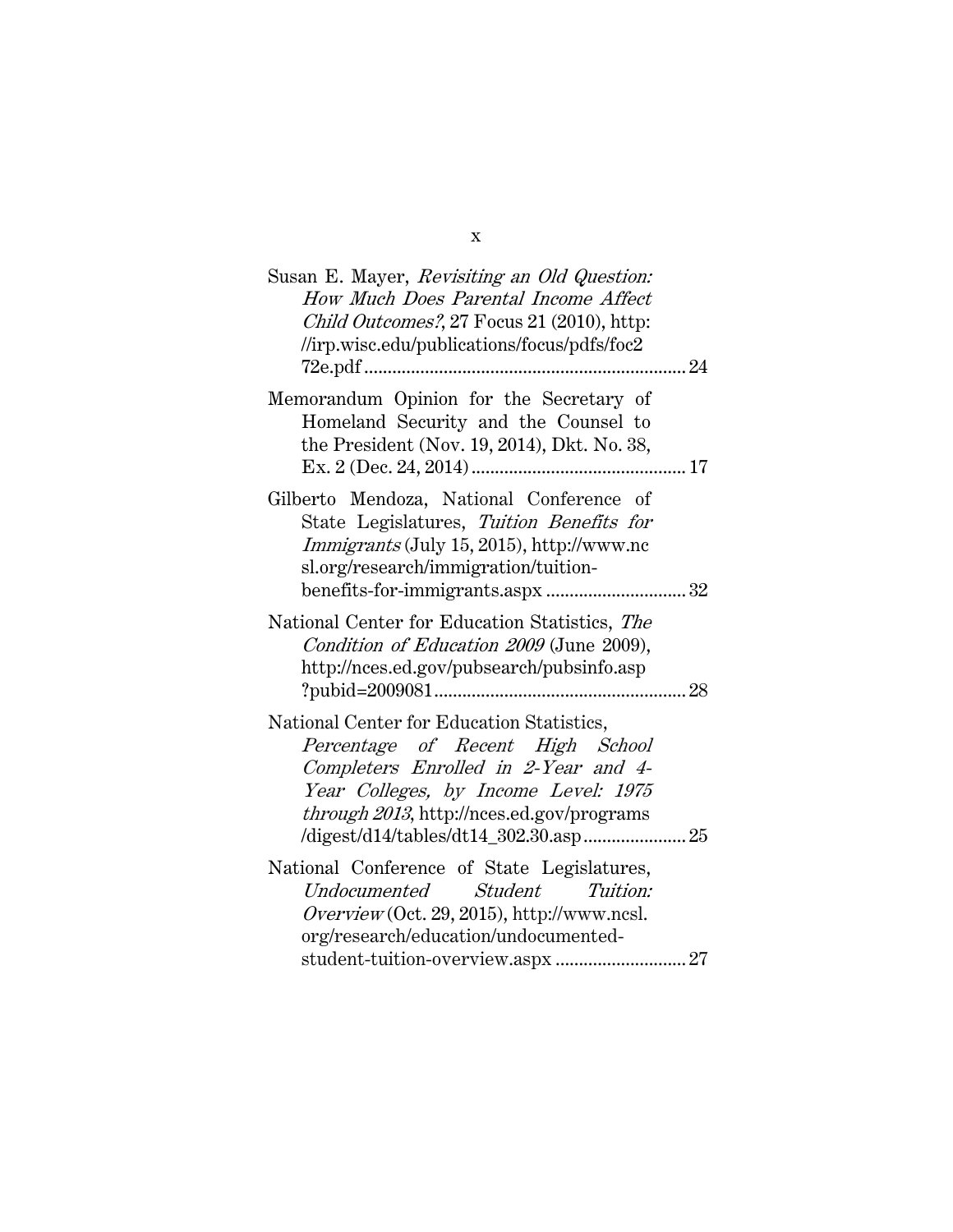Susan E. Mayer, *Revisiting an Old Question: How Much Does Parental Income Affect Child Outcomes?*, 27 Focus 21 (2010), http://irp.wisc.edu/publications/focus/pdfs/foc272e.pdf ..................................................................... 24

Memorandum Opinion for the Secretary of Homeland Security and the Counsel to the President (Nov. 19, 2014), Dkt. No. 38, Ex. 2 (Dec. 24, 2014) .............................................. 17

Gilberto Mendoza, National Conference of State Legislatures, *Tuition Benefits for Immigrants* (July 15, 2015), http://www.ncsl.org/research/immigration/tuition-benefits-for-immigrants.aspx .............................. 32

National Center for Education Statistics, *The Condition of Education 2009* (June 2009), http://nces.ed.gov/pubsearch/pubsinfo.asp?pubid=2009081...................................................... 28

National Center for Education Statistics, *Percentage of Recent High School Completers Enrolled in 2-Year and 4-Year Colleges, by Income Level: 1975 through 2013*, http://nces.ed.gov/programs/digest/d14/tables/dt14_302.30.asp ...................... 25

National Conference of State Legislatures, *Undocumented Student Tuition: Overview* (Oct. 29, 2015), http://www.ncsl.org/research/education/undocumented-student-tuition-overview.aspx ............................ 27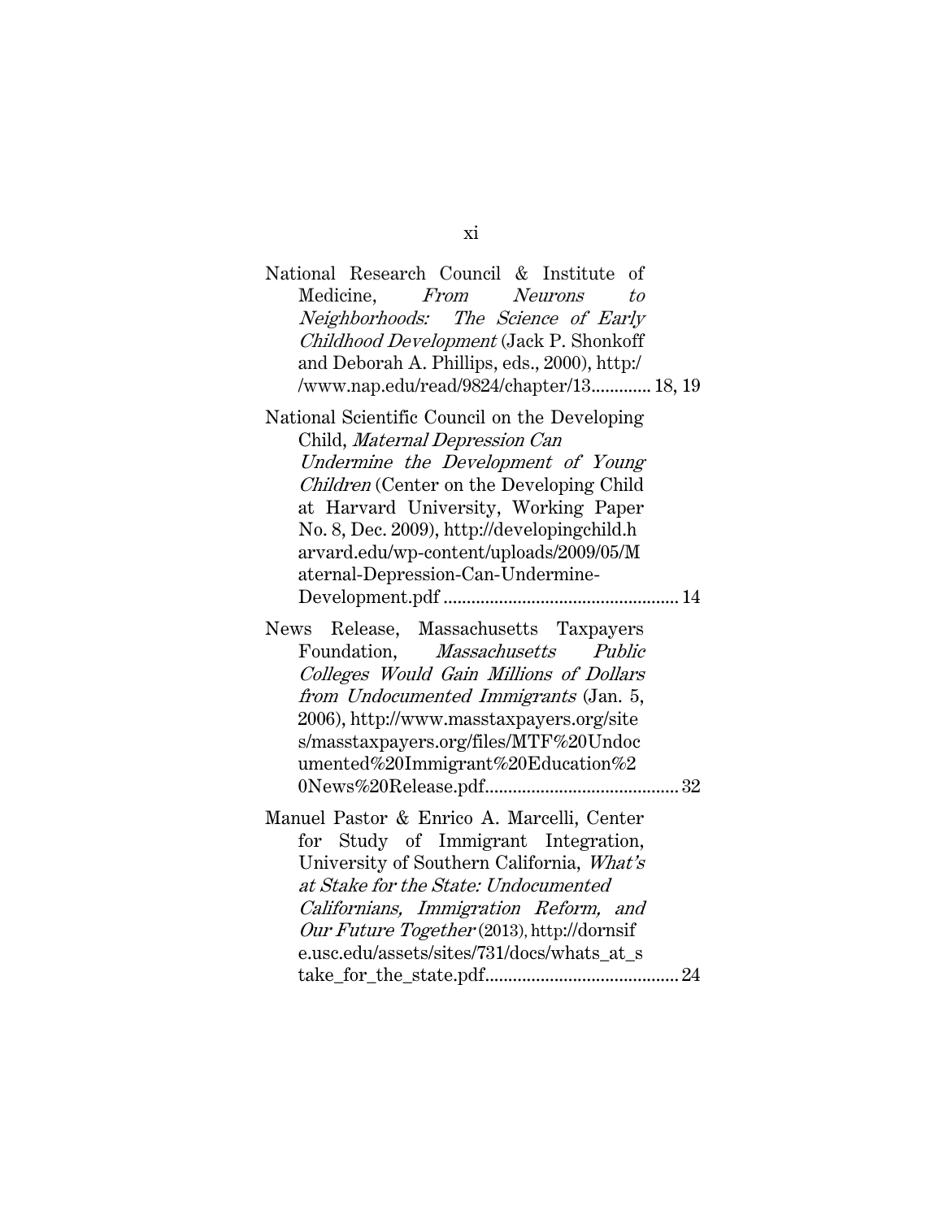National Research Council & Institute of Medicine, *From Neurons to Neighborhoods: The Science of Early Childhood Development* (Jack P. Shonkoff and Deborah A. Phillips, eds., 2000), http://www.nap.edu/read/9824/chapter/13............. 18, 19

National Scientific Council on the Developing Child, *Maternal Depression Can Undermine the Development of Young Children* (Center on the Developing Child at Harvard University, Working Paper No. 8, Dec. 2009), http://developingchild.harvard.edu/wp-content/uploads/2009/05/Maternal-Depression-Can-Undermine-Development.pdf ................................................... 14

News Release, Massachusetts Taxpayers Foundation, *Massachusetts Public Colleges Would Gain Millions of Dollars from Undocumented Immigrants* (Jan. 5, 2006), http://www.masstaxpayers.org/sites/masstaxpayers.org/files/MTF%20Undocumented%20Immigrant%20Education%20News%20Release.pdf.......................................... 32

Manuel Pastor & Enrico A. Marcelli, Center for Study of Immigrant Integration, University of Southern California, *What's at Stake for the State: Undocumented Californians, Immigration Reform, and Our Future Together* (2013), http://dornsife.usc.edu/assets/sites/731/docs/whats_at_stake_for_the_state.pdf.......................................... 24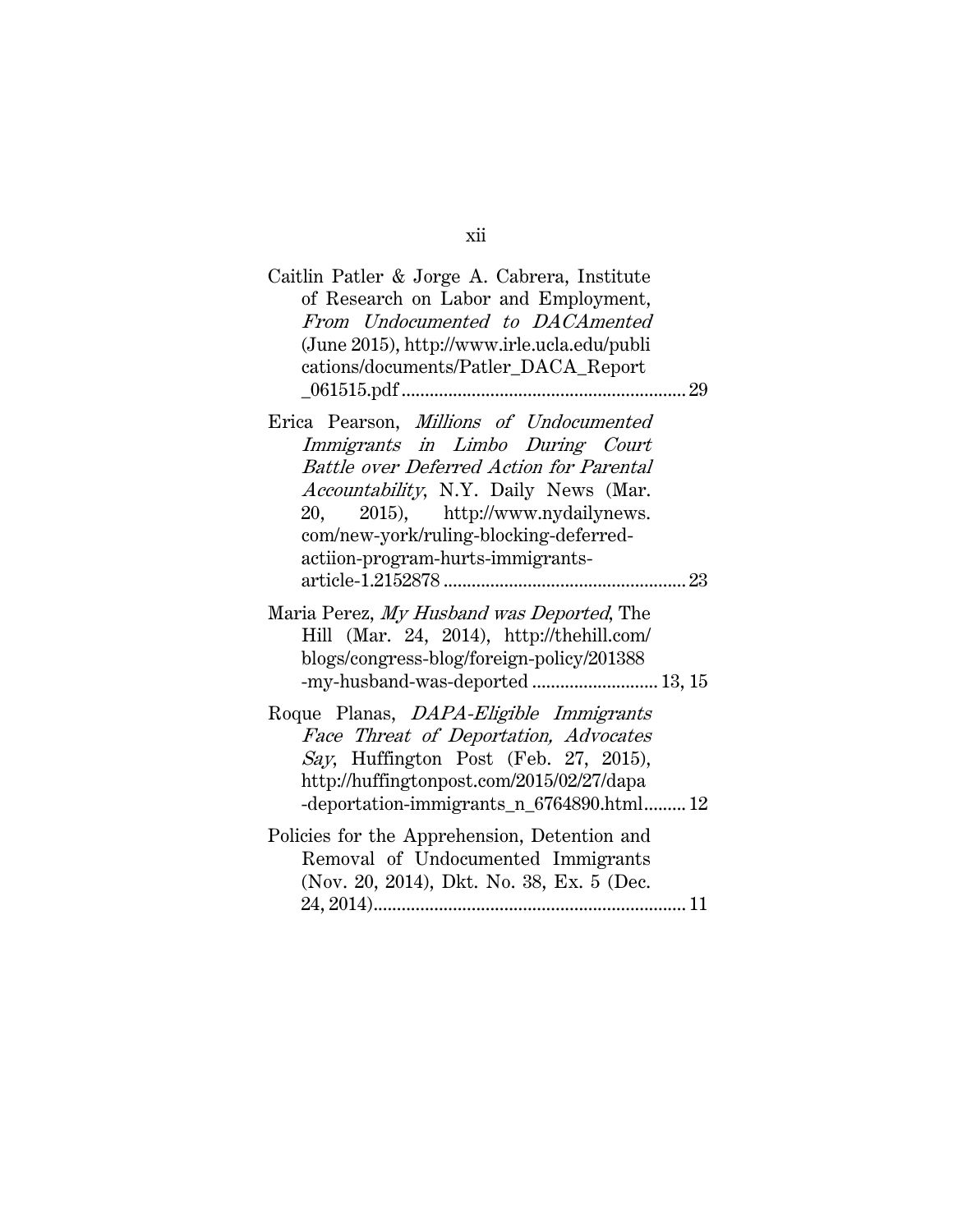Caitlin Patler & Jorge A. Cabrera, Institute of Research on Labor and Employment, *From Undocumented to DACAmented* (June 2015), http://www.irle.ucla.edu/publications/documents/Patler_DACA_Report_061515.pdf ............................................................ 29

Erica Pearson, *Millions of Undocumented Immigrants in Limbo During Court Battle over Deferred Action for Parental Accountability*, N.Y. Daily News (Mar. 20, 2015), http://www.nydailynews.com/new-york/ruling-blocking-deferred-actiion-program-hurts-immigrants-article-1.2152878 .................................................... 23

Maria Perez, *My Husband was Deported*, The Hill (Mar. 24, 2014), http://thehill.com/blogs/congress-blog/foreign-policy/201388-my-husband-was-deported .......................... 13, 15

Roque Planas, *DAPA-Eligible Immigrants Face Threat of Deportation, Advocates Say*, Huffington Post (Feb. 27, 2015), http://huffingtonpost.com/2015/02/27/dapa-deportation-immigrants_n_6764890.html......... 12

Policies for the Apprehension, Detention and Removal of Undocumented Immigrants (Nov. 20, 2014), Dkt. No. 38, Ex. 5 (Dec. 24, 2014)................................................................... 11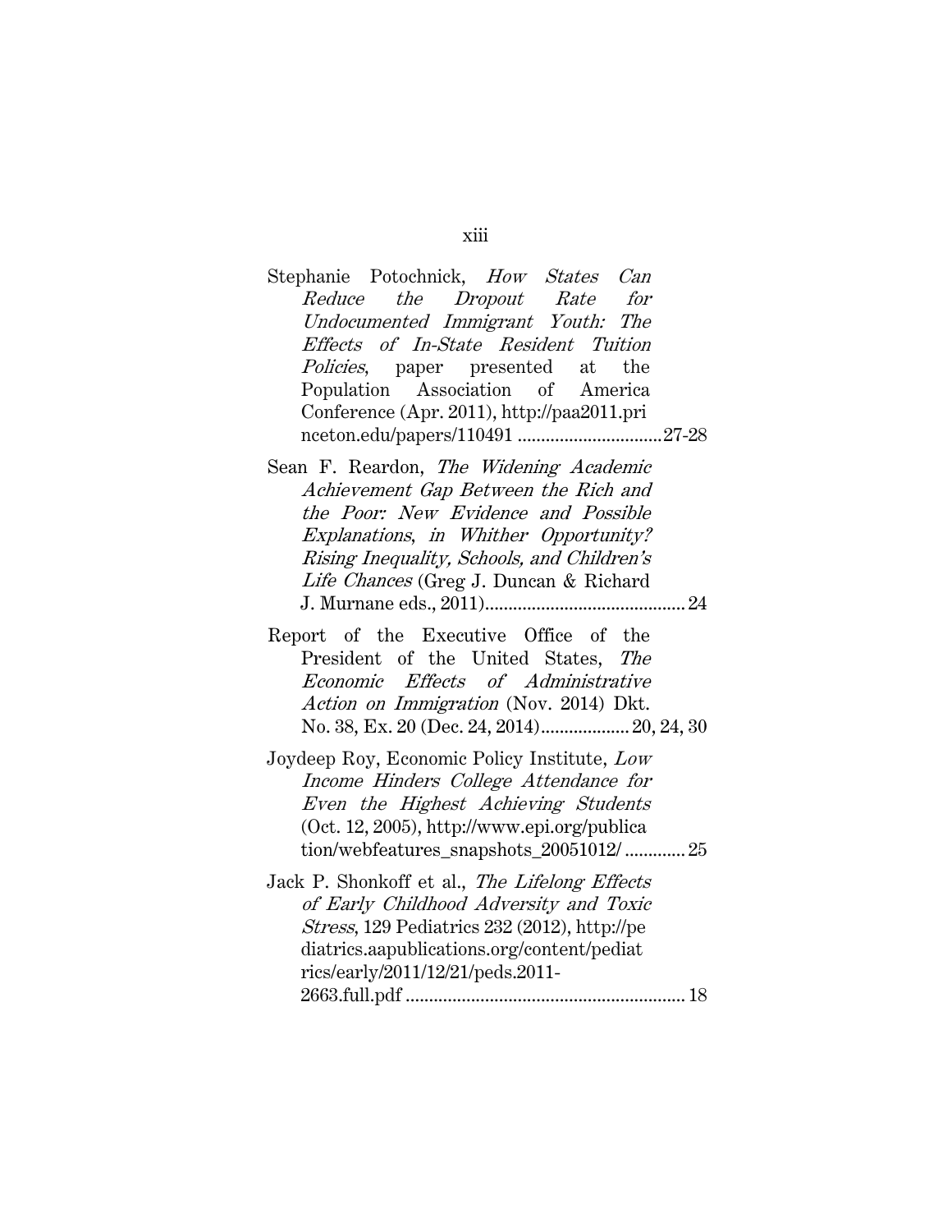Stephanie Potochnick, *How States Can Reduce the Dropout Rate for Undocumented Immigrant Youth: The Effects of In-State Resident Tuition Policies*, paper presented at the Population Association of America Conference (Apr. 2011), http://paa2011.princeton.edu/papers/110491 ..............................27-28

Sean F. Reardon, *The Widening Academic Achievement Gap Between the Rich and the Poor: New Evidence and Possible Explanations*, *in Whither Opportunity? Rising Inequality, Schools, and Children's Life Chances* (Greg J. Duncan & Richard J. Murnane eds., 2011)........................................... 24

Report of the Executive Office of the President of the United States, *The Economic Effects of Administrative Action on Immigration* (Nov. 2014) Dkt. No. 38, Ex. 20 (Dec. 24, 2014)................... 20, 24, 30

Joydeep Roy, Economic Policy Institute, *Low Income Hinders College Attendance for Even the Highest Achieving Students* (Oct. 12, 2005), http://www.epi.org/publication/webfeatures_snapshots_20051012/ ............. 25

Jack P. Shonkoff et al., *The Lifelong Effects of Early Childhood Adversity and Toxic Stress*, 129 Pediatrics 232 (2012), http://pediatrics.aapublications.org/content/pediatrics/early/2011/12/21/peds.2011-2663.full.pdf ............................................................ 18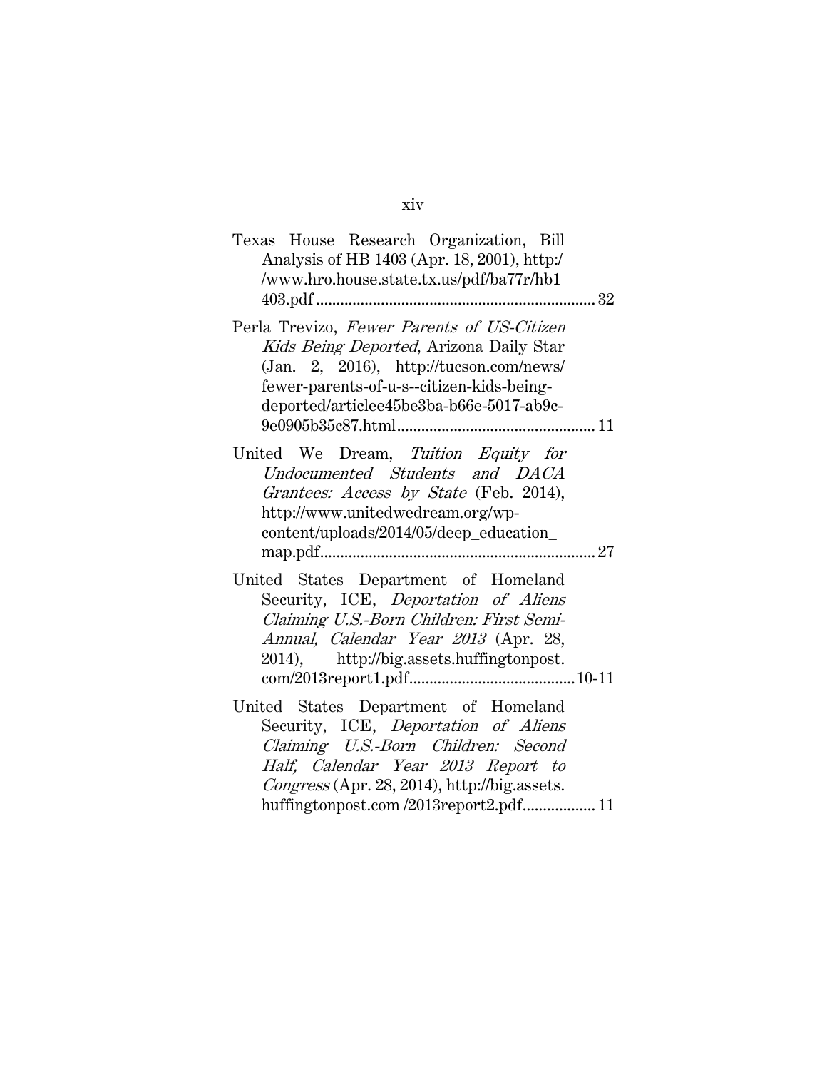Texas House Research Organization, Bill Analysis of HB 1403 (Apr. 18, 2001), http://www.hro.house.state.tx.us/pdf/ba77r/hb1403.pdf .................................................................... 32

Perla Trevizo, *Fewer Parents of US-Citizen Kids Being Deported*, Arizona Daily Star (Jan. 2, 2016), http://tucson.com/news/fewer-parents-of-u-s--citizen-kids-being-deported/articlee45be3ba-b66e-5017-ab9c-9e0905b35c87.html................................................. 11

United We Dream, *Tuition Equity for Undocumented Students and DACA Grantees: Access by State* (Feb. 2014), http://www.unitedwedream.org/wp-content/uploads/2014/05/deep_education_map.pdf................................................................... 27

United States Department of Homeland Security, ICE, *Deportation of Aliens Claiming U.S.-Born Children: First Semi-Annual, Calendar Year 2013* (Apr. 28, 2014), http://big.assets.huffingtonpost.com/2013report1.pdf......................................... 10-11

United States Department of Homeland Security, ICE, *Deportation of Aliens Claiming U.S.-Born Children: Second Half, Calendar Year 2013 Report to Congress* (Apr. 28, 2014), http://big.assets.huffingtonpost.com /2013report2.pdf.................. 11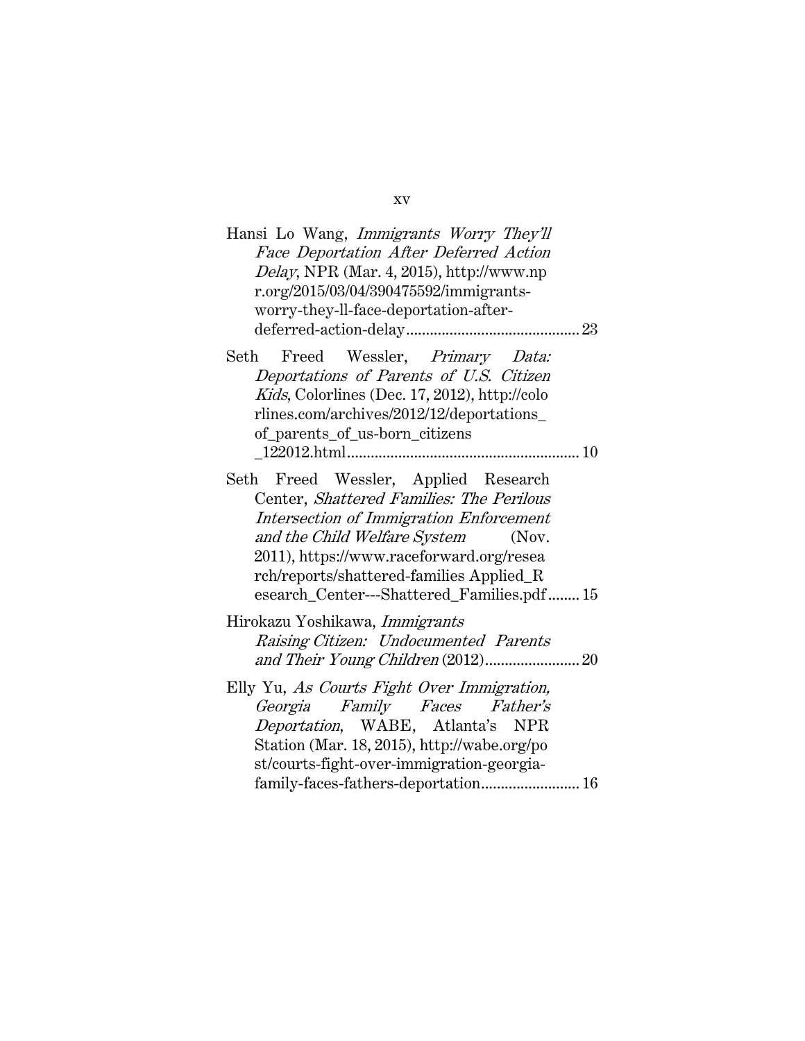Hansi Lo Wang, *Immigrants Worry They'll Face Deportation After Deferred Action Delay*, NPR (Mar. 4, 2015), http://www.npr.org/2015/03/04/390475592/immigrants-worry-they-ll-face-deportation-after-deferred-action-delay............................................ 23

Seth Freed Wessler, *Primary Data: Deportations of Parents of U.S. Citizen Kids*, Colorlines (Dec. 17, 2012), http://colorlines.com/archives/2012/12/deportations_of_parents_of_us-born_citizens_122012.html........................................................... 10

Seth Freed Wessler, Applied Research Center, *Shattered Families: The Perilous Intersection of Immigration Enforcement and the Child Welfare System* (Nov. 2011), https://www.raceforward.org/research/reports/shattered-families Applied_Research_Center---Shattered_Families.pdf........ 15

Hirokazu Yoshikawa, *Immigrants Raising Citizen: Undocumented Parents and Their Young Children* (2012)........................ 20

Elly Yu, *As Courts Fight Over Immigration, Georgia Family Faces Father's Deportation*, WABE, Atlanta's NPR Station (Mar. 18, 2015), http://wabe.org/post/courts-fight-over-immigration-georgia-family-faces-fathers-deportation......................... 16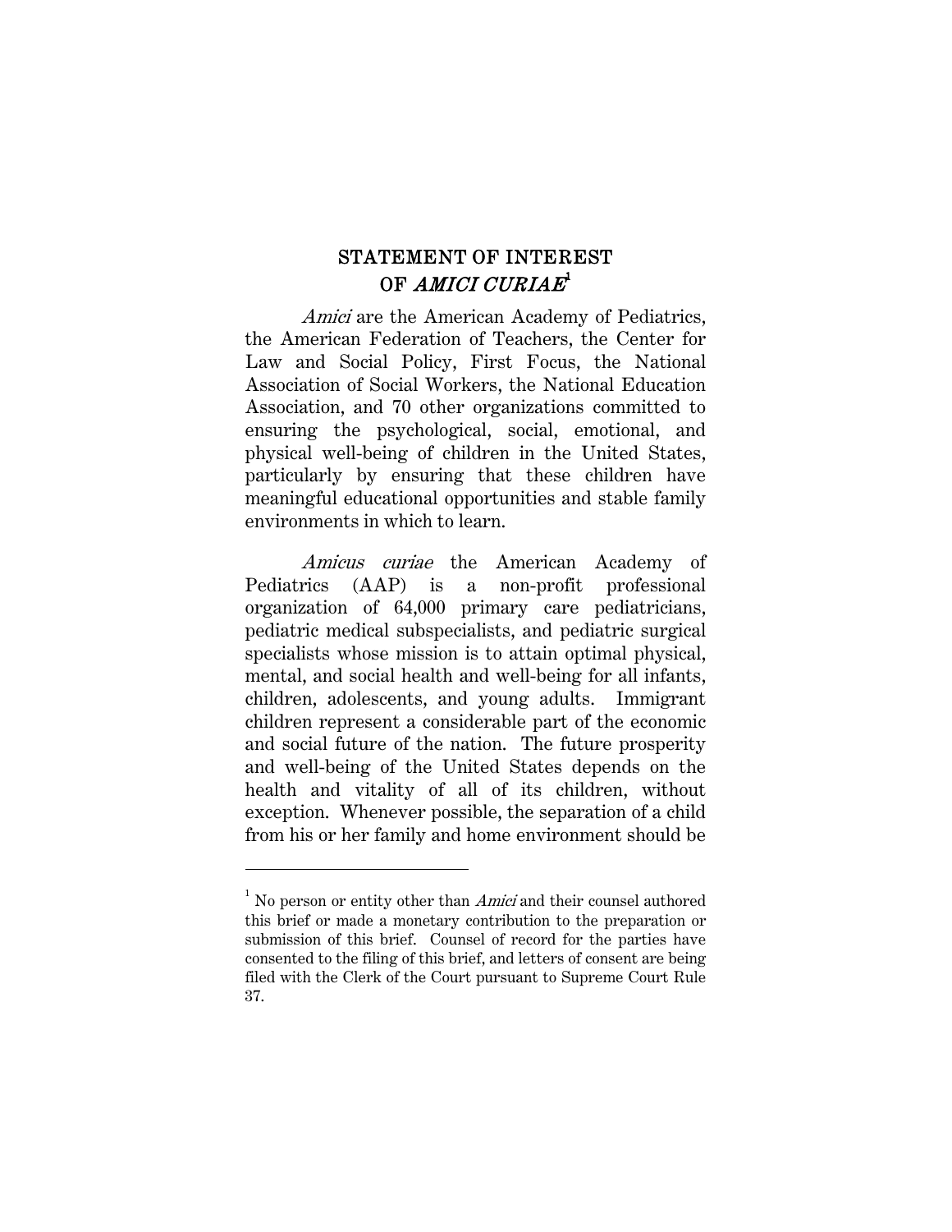## STATEMENT OF INTEREST OF *AMICI CURIAE*[1]

*Amici* are the American Academy of Pediatrics, the American Federation of Teachers, the Center for Law and Social Policy, First Focus, the National Association of Social Workers, the National Education Association, and 70 other organizations committed to ensuring the psychological, social, emotional, and physical well-being of children in the United States, particularly by ensuring that these children have meaningful educational opportunities and stable family environments in which to learn.

*Amicus curiae* the American Academy of Pediatrics (AAP) is a non-profit professional organization of 64,000 primary care pediatricians, pediatric medical subspecialists, and pediatric surgical specialists whose mission is to attain optimal physical, mental, and social health and well-being for all infants, children, adolescents, and young adults. Immigrant children represent a considerable part of the economic and social future of the nation. The future prosperity and well-being of the United States depends on the health and vitality of all of its children, without exception. Whenever possible, the separation of a child from his or her family and home environment should be

---

[1] No person or entity other than *Amici* and their counsel authored this brief or made a monetary contribution to the preparation or submission of this brief. Counsel of record for the parties have consented to the filing of this brief, and letters of consent are being filed with the Clerk of the Court pursuant to Supreme Court Rule 37.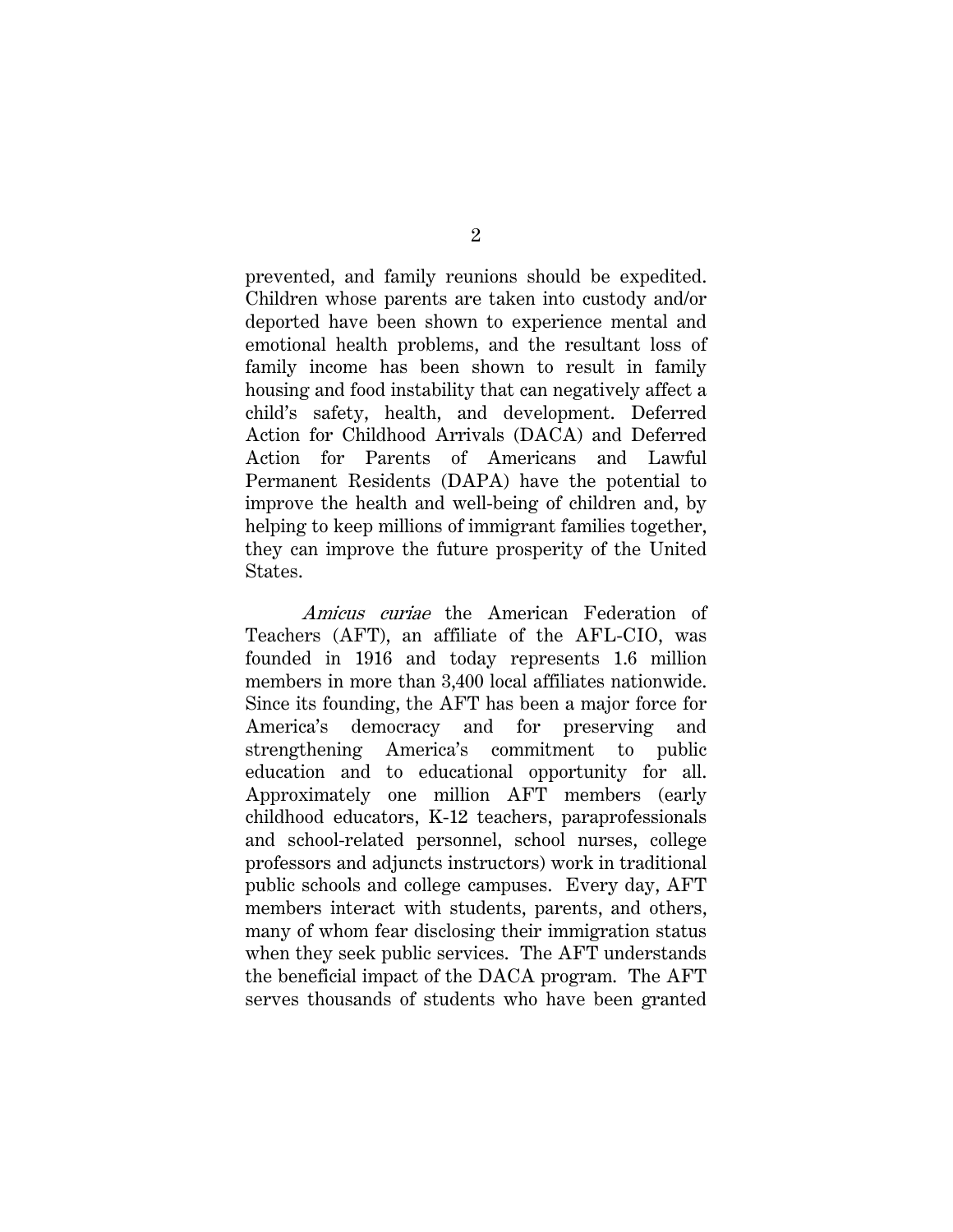prevented, and family reunions should be expedited. Children whose parents are taken into custody and/or deported have been shown to experience mental and emotional health problems, and the resultant loss of family income has been shown to result in family housing and food instability that can negatively affect a child's safety, health, and development. Deferred Action for Childhood Arrivals (DACA) and Deferred Action for Parents of Americans and Lawful Permanent Residents (DAPA) have the potential to improve the health and well-being of children and, by helping to keep millions of immigrant families together, they can improve the future prosperity of the United States.

*Amicus curiae* the American Federation of Teachers (AFT), an affiliate of the AFL-CIO, was founded in 1916 and today represents 1.6 million members in more than 3,400 local affiliates nationwide. Since its founding, the AFT has been a major force for America's democracy and for preserving and strengthening America's commitment to public education and to educational opportunity for all. Approximately one million AFT members (early childhood educators, K-12 teachers, paraprofessionals and school-related personnel, school nurses, college professors and adjuncts instructors) work in traditional public schools and college campuses. Every day, AFT members interact with students, parents, and others, many of whom fear disclosing their immigration status when they seek public services. The AFT understands the beneficial impact of the DACA program. The AFT serves thousands of students who have been granted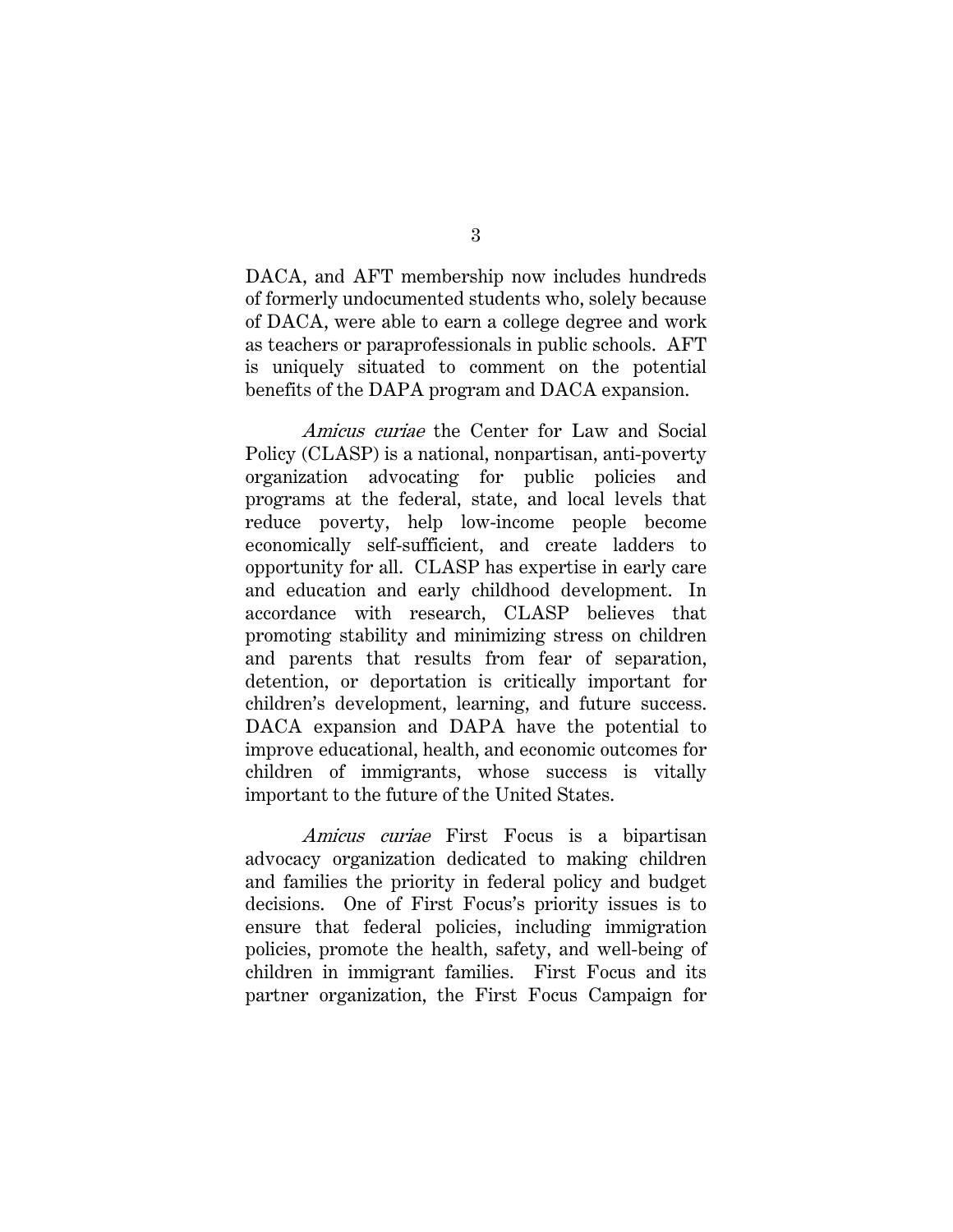DACA, and AFT membership now includes hundreds of formerly undocumented students who, solely because of DACA, were able to earn a college degree and work as teachers or paraprofessionals in public schools. AFT is uniquely situated to comment on the potential benefits of the DAPA program and DACA expansion.

*Amicus curiae* the Center for Law and Social Policy (CLASP) is a national, nonpartisan, anti-poverty organization advocating for public policies and programs at the federal, state, and local levels that reduce poverty, help low-income people become economically self-sufficient, and create ladders to opportunity for all. CLASP has expertise in early care and education and early childhood development. In accordance with research, CLASP believes that promoting stability and minimizing stress on children and parents that results from fear of separation, detention, or deportation is critically important for children's development, learning, and future success. DACA expansion and DAPA have the potential to improve educational, health, and economic outcomes for children of immigrants, whose success is vitally important to the future of the United States.

*Amicus curiae* First Focus is a bipartisan advocacy organization dedicated to making children and families the priority in federal policy and budget decisions. One of First Focus's priority issues is to ensure that federal policies, including immigration policies, promote the health, safety, and well-being of children in immigrant families. First Focus and its partner organization, the First Focus Campaign for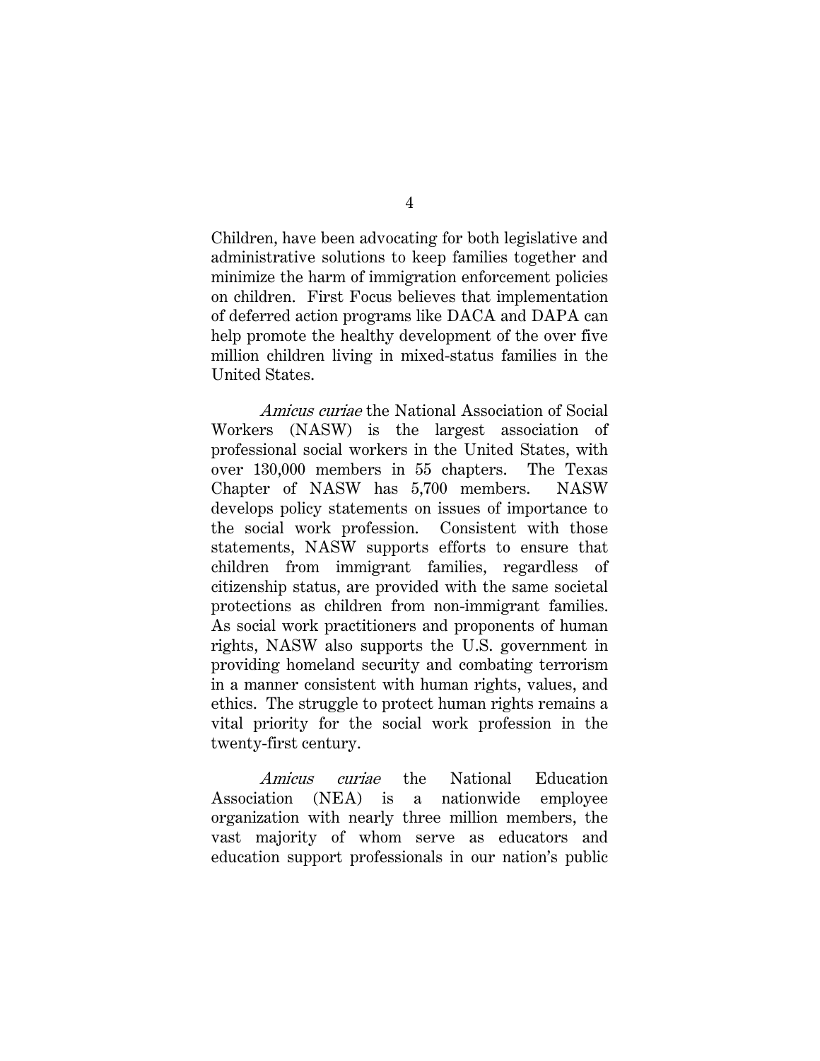Children, have been advocating for both legislative and administrative solutions to keep families together and minimize the harm of immigration enforcement policies on children. First Focus believes that implementation of deferred action programs like DACA and DAPA can help promote the healthy development of the over five million children living in mixed-status families in the United States.

*Amicus curiae* the National Association of Social Workers (NASW) is the largest association of professional social workers in the United States, with over 130,000 members in 55 chapters. The Texas Chapter of NASW has 5,700 members. NASW develops policy statements on issues of importance to the social work profession. Consistent with those statements, NASW supports efforts to ensure that children from immigrant families, regardless of citizenship status, are provided with the same societal protections as children from non-immigrant families. As social work practitioners and proponents of human rights, NASW also supports the U.S. government in providing homeland security and combating terrorism in a manner consistent with human rights, values, and ethics. The struggle to protect human rights remains a vital priority for the social work profession in the twenty-first century.

*Amicus curiae* the National Education Association (NEA) is a nationwide employee organization with nearly three million members, the vast majority of whom serve as educators and education support professionals in our nation's public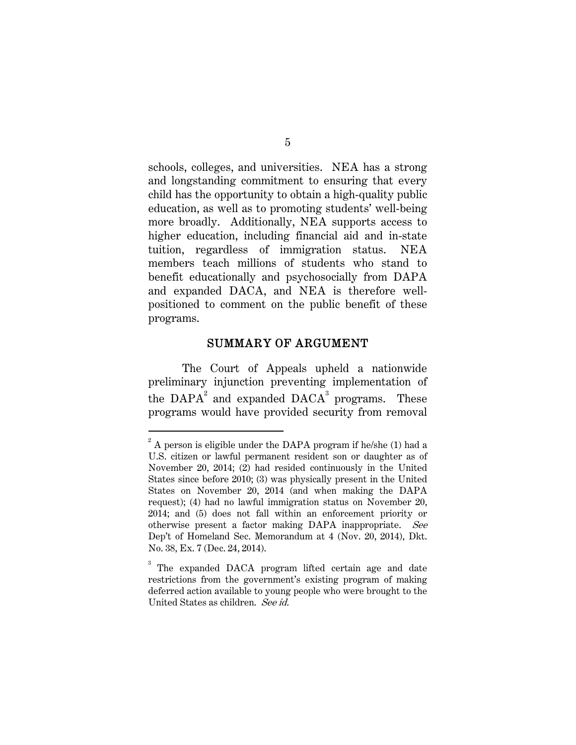schools, colleges, and universities. NEA has a strong and longstanding commitment to ensuring that every child has the opportunity to obtain a high-quality public education, as well as to promoting students' well-being more broadly. Additionally, NEA supports access to higher education, including financial aid and in-state tuition, regardless of immigration status. NEA members teach millions of students who stand to benefit educationally and psychosocially from DAPA and expanded DACA, and NEA is therefore well-positioned to comment on the public benefit of these programs.

## SUMMARY OF ARGUMENT

The Court of Appeals upheld a nationwide preliminary injunction preventing implementation of the DAPA[2] and expanded DACA[3] programs. These programs would have provided security from removal

---

[2] A person is eligible under the DAPA program if he/she (1) had a U.S. citizen or lawful permanent resident son or daughter as of November 20, 2014; (2) had resided continuously in the United States since before 2010; (3) was physically present in the United States on November 20, 2014 (and when making the DAPA request); (4) had no lawful immigration status on November 20, 2014; and (5) does not fall within an enforcement priority or otherwise present a factor making DAPA inappropriate. *See* Dep't of Homeland Sec. Memorandum at 4 (Nov. 20, 2014), Dkt. No. 38, Ex. 7 (Dec. 24, 2014).

[3] The expanded DACA program lifted certain age and date restrictions from the government's existing program of making deferred action available to young people who were brought to the United States as children. *See id.*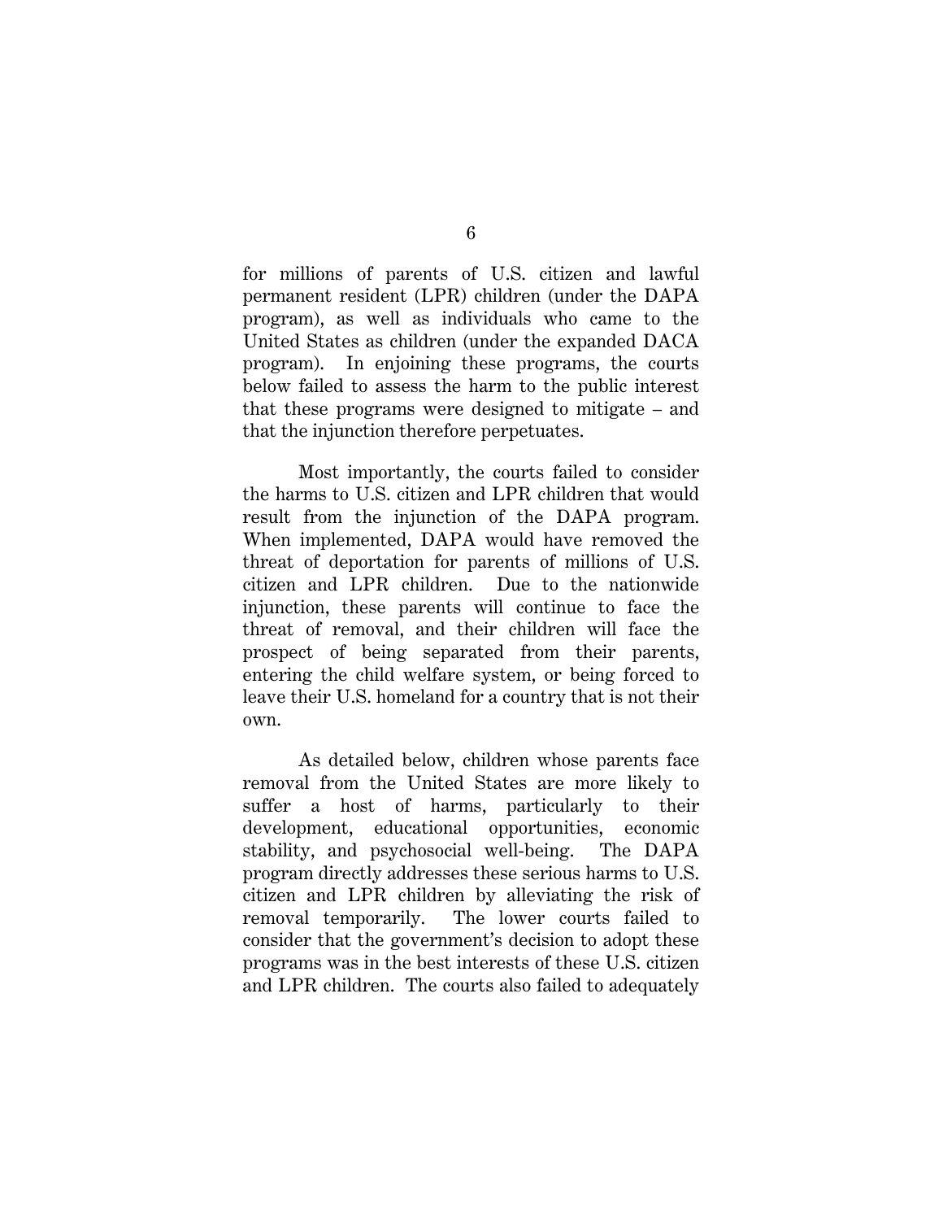for millions of parents of U.S. citizen and lawful permanent resident (LPR) children (under the DAPA program), as well as individuals who came to the United States as children (under the expanded DACA program). In enjoining these programs, the courts below failed to assess the harm to the public interest that these programs were designed to mitigate – and that the injunction therefore perpetuates.

Most importantly, the courts failed to consider the harms to U.S. citizen and LPR children that would result from the injunction of the DAPA program. When implemented, DAPA would have removed the threat of deportation for parents of millions of U.S. citizen and LPR children. Due to the nationwide injunction, these parents will continue to face the threat of removal, and their children will face the prospect of being separated from their parents, entering the child welfare system, or being forced to leave their U.S. homeland for a country that is not their own.

As detailed below, children whose parents face removal from the United States are more likely to suffer a host of harms, particularly to their development, educational opportunities, economic stability, and psychosocial well-being. The DAPA program directly addresses these serious harms to U.S. citizen and LPR children by alleviating the risk of removal temporarily. The lower courts failed to consider that the government's decision to adopt these programs was in the best interests of these U.S. citizen and LPR children. The courts also failed to adequately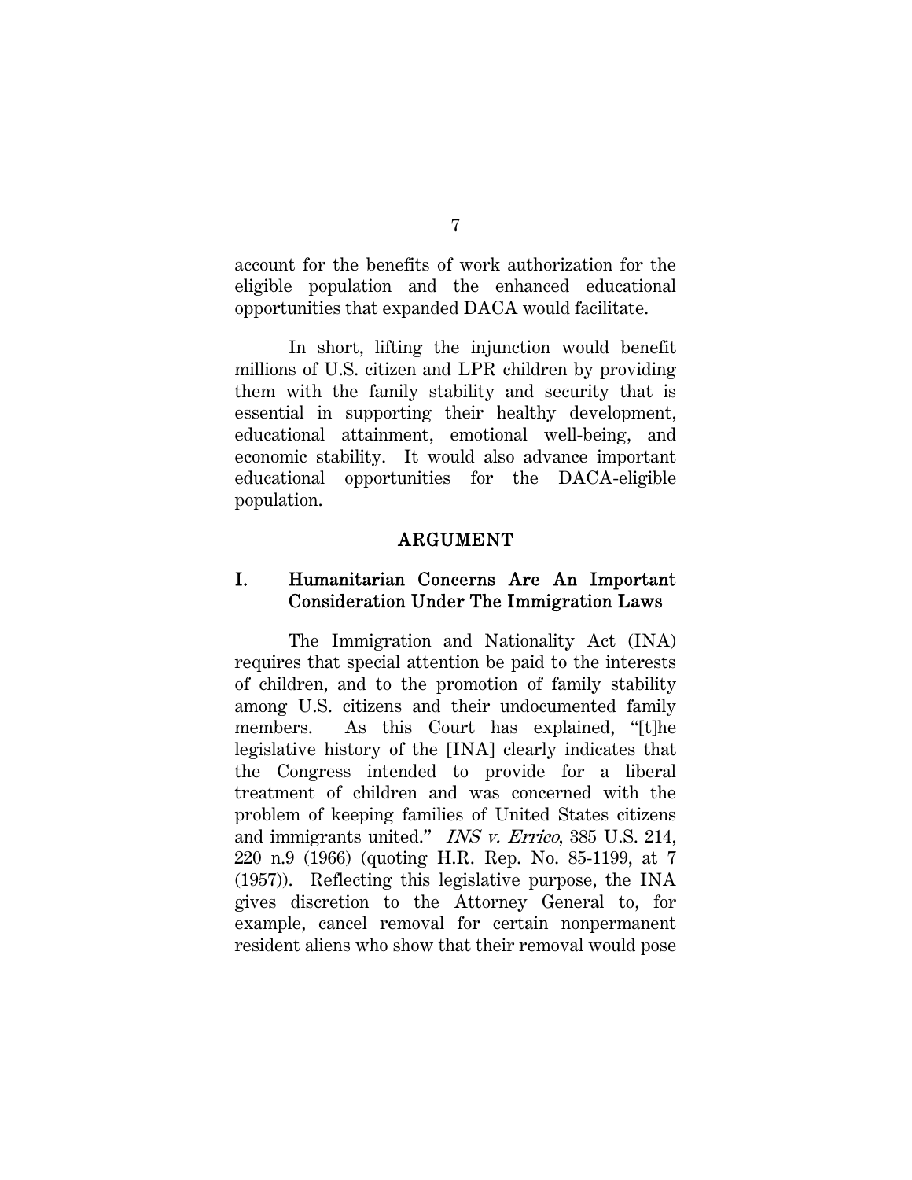account for the benefits of work authorization for the eligible population and the enhanced educational opportunities that expanded DACA would facilitate.

In short, lifting the injunction would benefit millions of U.S. citizen and LPR children by providing them with the family stability and security that is essential in supporting their healthy development, educational attainment, emotional well-being, and economic stability. It would also advance important educational opportunities for the DACA-eligible population.

## ARGUMENT

### I. Humanitarian Concerns Are An Important Consideration Under The Immigration Laws

The Immigration and Nationality Act (INA) requires that special attention be paid to the interests of children, and to the promotion of family stability among U.S. citizens and their undocumented family members. As this Court has explained, "[t]he legislative history of the [INA] clearly indicates that the Congress intended to provide for a liberal treatment of children and was concerned with the problem of keeping families of United States citizens and immigrants united." *INS v. Errico*, 385 U.S. 214, 220 n.9 (1966) (quoting H.R. Rep. No. 85-1199, at 7 (1957)). Reflecting this legislative purpose, the INA gives discretion to the Attorney General to, for example, cancel removal for certain nonpermanent resident aliens who show that their removal would pose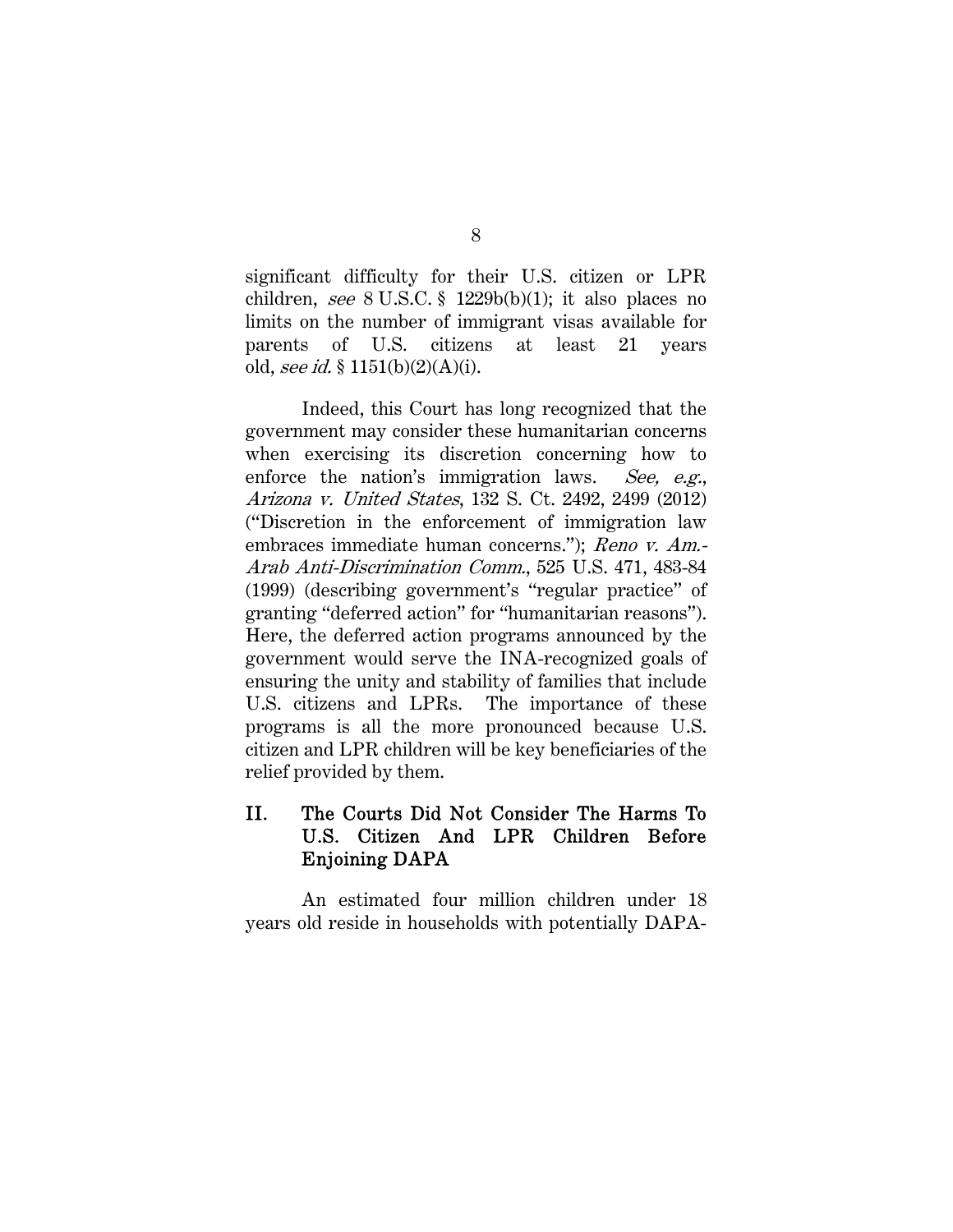significant difficulty for their U.S. citizen or LPR children, *see* 8 U.S.C. § 1229b(b)(1); it also places no limits on the number of immigrant visas available for parents of U.S. citizens at least 21 years old, *see id.* § 1151(b)(2)(A)(i).

Indeed, this Court has long recognized that the government may consider these humanitarian concerns when exercising its discretion concerning how to enforce the nation's immigration laws. *See, e.g.*, *Arizona v. United States*, 132 S. Ct. 2492, 2499 (2012) ("Discretion in the enforcement of immigration law embraces immediate human concerns."); *Reno v. Am.-Arab Anti-Discrimination Comm.*, 525 U.S. 471, 483-84 (1999) (describing government's "regular practice" of granting "deferred action" for "humanitarian reasons"). Here, the deferred action programs announced by the government would serve the INA-recognized goals of ensuring the unity and stability of families that include U.S. citizens and LPRs. The importance of these programs is all the more pronounced because U.S. citizen and LPR children will be key beneficiaries of the relief provided by them.

## II. The Courts Did Not Consider The Harms To U.S. Citizen And LPR Children Before Enjoining DAPA

An estimated four million children under 18 years old reside in households with potentially DAPA-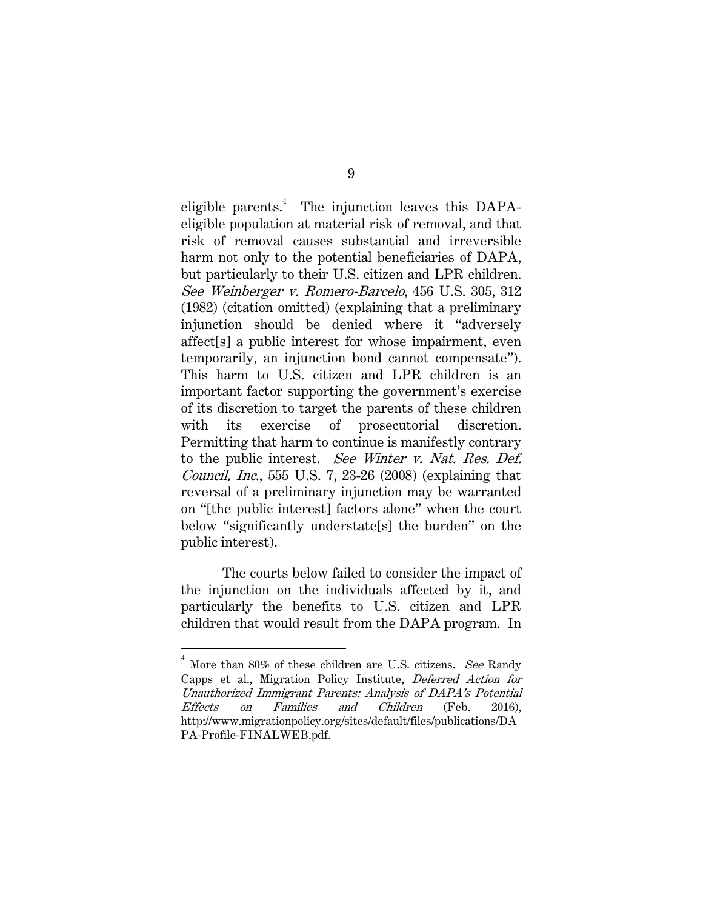eligible parents.[4] The injunction leaves this DAPA-eligible population at material risk of removal, and that risk of removal causes substantial and irreversible harm not only to the potential beneficiaries of DAPA, but particularly to their U.S. citizen and LPR children. *See Weinberger v. Romero-Barcelo*, 456 U.S. 305, 312 (1982) (citation omitted) (explaining that a preliminary injunction should be denied where it "adversely affect[s] a public interest for whose impairment, even temporarily, an injunction bond cannot compensate"). This harm to U.S. citizen and LPR children is an important factor supporting the government's exercise of its discretion to target the parents of these children with its exercise of prosecutorial discretion. Permitting that harm to continue is manifestly contrary to the public interest. *See Winter v. Nat. Res. Def. Council, Inc.*, 555 U.S. 7, 23-26 (2008) (explaining that reversal of a preliminary injunction may be warranted on "[the public interest] factors alone" when the court below "significantly understate[s] the burden" on the public interest).

The courts below failed to consider the impact of the injunction on the individuals affected by it, and particularly the benefits to U.S. citizen and LPR children that would result from the DAPA program. In

---

[4] More than 80% of these children are U.S. citizens. *See* Randy Capps et al., Migration Policy Institute, *Deferred Action for Unauthorized Immigrant Parents: Analysis of DAPA's Potential Effects on Families and Children* (Feb. 2016), http://www.migrationpolicy.org/sites/default/files/publications/DAPA-Profile-FINALWEB.pdf.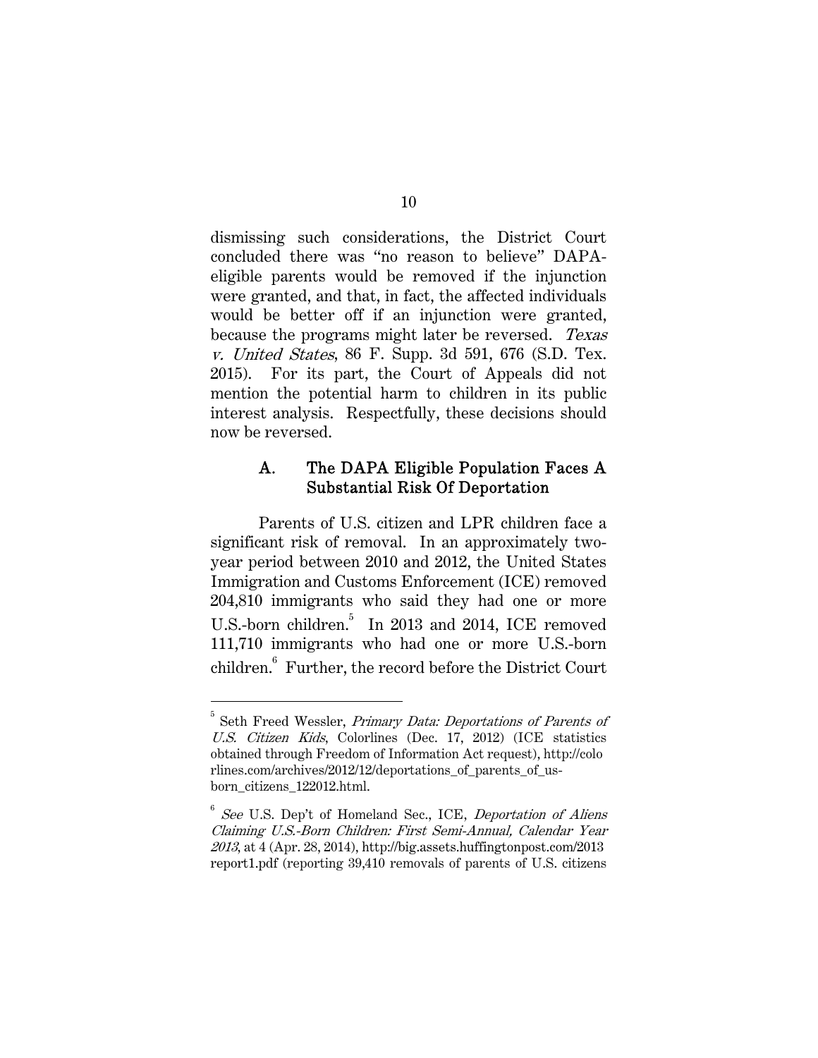dismissing such considerations, the District Court concluded there was "no reason to believe" DAPA-eligible parents would be removed if the injunction were granted, and that, in fact, the affected individuals would be better off if an injunction were granted, because the programs might later be reversed. *Texas v. United States*, 86 F. Supp. 3d 591, 676 (S.D. Tex. 2015). For its part, the Court of Appeals did not mention the potential harm to children in its public interest analysis. Respectfully, these decisions should now be reversed.

### A. The DAPA Eligible Population Faces A Substantial Risk Of Deportation

Parents of U.S. citizen and LPR children face a significant risk of removal. In an approximately two-year period between 2010 and 2012, the United States Immigration and Customs Enforcement (ICE) removed 204,810 immigrants who said they had one or more U.S.-born children.[5] In 2013 and 2014, ICE removed 111,710 immigrants who had one or more U.S.-born children.[6] Further, the record before the District Court

---

[5] Seth Freed Wessler, *Primary Data: Deportations of Parents of U.S. Citizen Kids*, Colorlines (Dec. 17, 2012) (ICE statistics obtained through Freedom of Information Act request), http://colorlines.com/archives/2012/12/deportations_of_parents_of_us-born_citizens_122012.html.

[6] *See* U.S. Dep't of Homeland Sec., ICE, *Deportation of Aliens Claiming U.S.-Born Children: First Semi-Annual, Calendar Year 2013*, at 4 (Apr. 28, 2014), http://big.assets.huffingtonpost.com/2013report1.pdf (reporting 39,410 removals of parents of U.S. citizens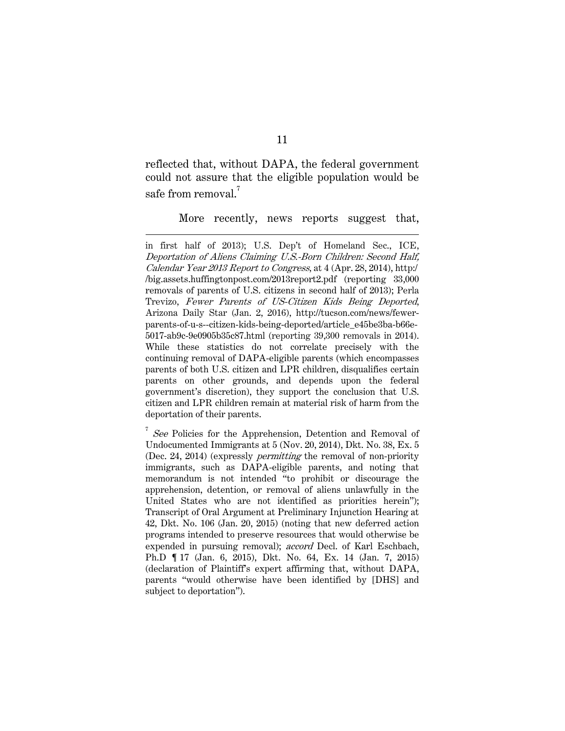reflected that, without DAPA, the federal government could not assure that the eligible population would be safe from removal.[7]

More recently, news reports suggest that,

---

in first half of 2013); U.S. Dep't of Homeland Sec., ICE, *Deportation of Aliens Claiming U.S.-Born Children: Second Half, Calendar Year 2013 Report to Congress*, at 4 (Apr. 28, 2014), http://big.assets.huffingtonpost.com/2013report2.pdf (reporting 33,000 removals of parents of U.S. citizens in second half of 2013); Perla Trevizo, *Fewer Parents of US-Citizen Kids Being Deported*, Arizona Daily Star (Jan. 2, 2016), http://tucson.com/news/fewer-parents-of-u-s--citizen-kids-being-deported/article_e45be3ba-b66e-5017-ab9c-9e0905b35c87.html (reporting 39,300 removals in 2014). While these statistics do not correlate precisely with the continuing removal of DAPA-eligible parents (which encompasses parents of both U.S. citizen and LPR children, disqualifies certain parents on other grounds, and depends upon the federal government's discretion), they support the conclusion that U.S. citizen and LPR children remain at material risk of harm from the deportation of their parents.

[7] *See* Policies for the Apprehension, Detention and Removal of Undocumented Immigrants at 5 (Nov. 20, 2014), Dkt. No. 38, Ex. 5 (Dec. 24, 2014) (expressly *permitting* the removal of non-priority immigrants, such as DAPA-eligible parents, and noting that memorandum is not intended "to prohibit or discourage the apprehension, detention, or removal of aliens unlawfully in the United States who are not identified as priorities herein"); Transcript of Oral Argument at Preliminary Injunction Hearing at 42, Dkt. No. 106 (Jan. 20, 2015) (noting that new deferred action programs intended to preserve resources that would otherwise be expended in pursuing removal); *accord* Decl. of Karl Eschbach, Ph.D ¶ 17 (Jan. 6, 2015), Dkt. No. 64, Ex. 14 (Jan. 7, 2015) (declaration of Plaintiff's expert affirming that, without DAPA, parents "would otherwise have been identified by [DHS] and subject to deportation").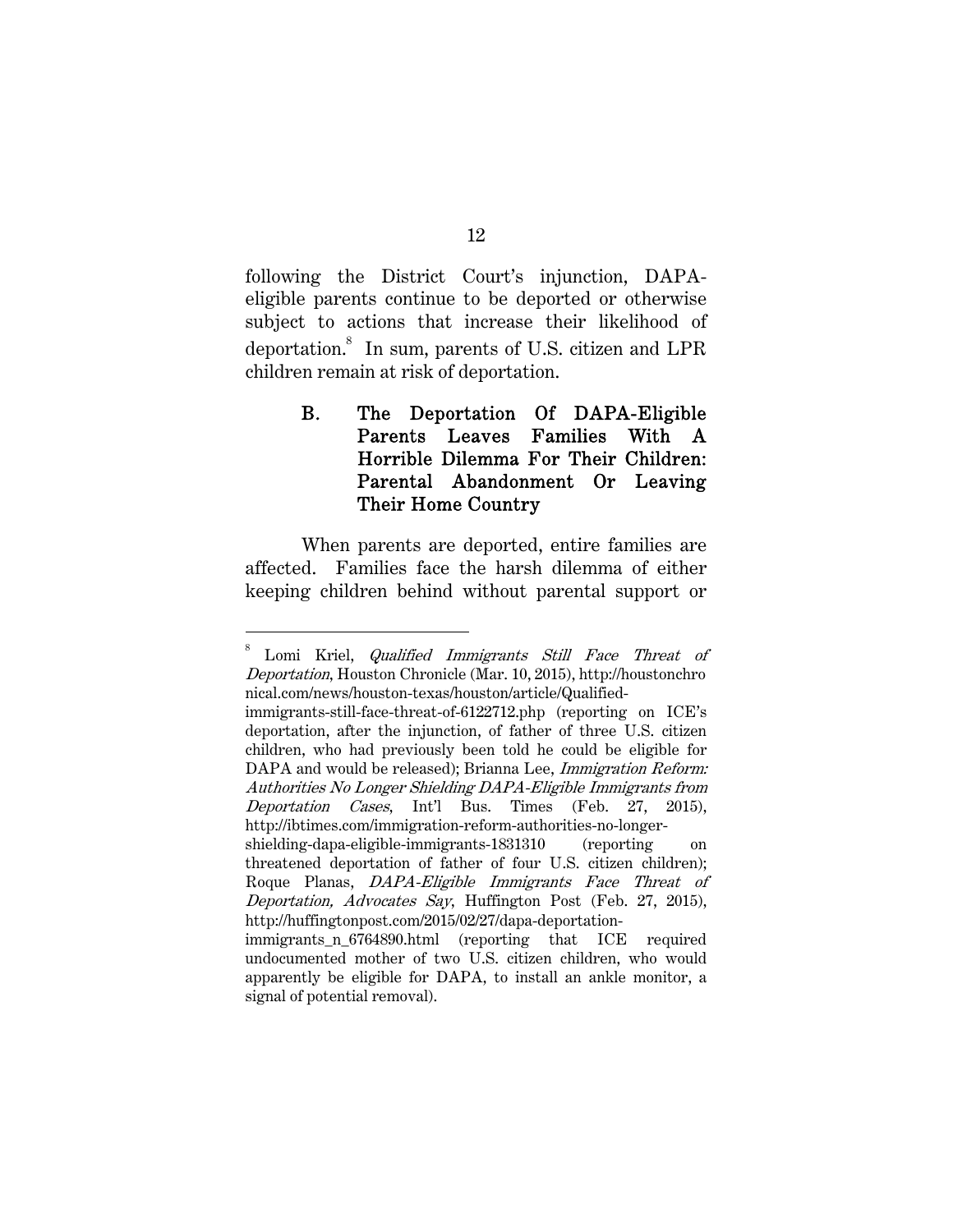following the District Court's injunction, DAPA-eligible parents continue to be deported or otherwise subject to actions that increase their likelihood of deportation.[8] In sum, parents of U.S. citizen and LPR children remain at risk of deportation.

### B. The Deportation Of DAPA-Eligible Parents Leaves Families With A Horrible Dilemma For Their Children: Parental Abandonment Or Leaving Their Home Country

When parents are deported, entire families are affected. Families face the harsh dilemma of either keeping children behind without parental support or

---

[8] Lomi Kriel, *Qualified Immigrants Still Face Threat of Deportation*, Houston Chronicle (Mar. 10, 2015), http://houstonchronical.com/news/houston-texas/houston/article/Qualified-immigrants-still-face-threat-of-6122712.php (reporting on ICE's deportation, after the injunction, of father of three U.S. citizen children, who had previously been told he could be eligible for DAPA and would be released); Brianna Lee, *Immigration Reform: Authorities No Longer Shielding DAPA-Eligible Immigrants from Deportation Cases*, Int'l Bus. Times (Feb. 27, 2015), http://ibtimes.com/immigration-reform-authorities-no-longer-shielding-dapa-eligible-immigrants-1831310 (reporting on threatened deportation of father of four U.S. citizen children); Roque Planas, *DAPA-Eligible Immigrants Face Threat of Deportation, Advocates Say*, Huffington Post (Feb. 27, 2015), http://huffingtonpost.com/2015/02/27/dapa-deportation-immigrants_n_6764890.html (reporting that ICE required undocumented mother of two U.S. citizen children, who would apparently be eligible for DAPA, to install an ankle monitor, a signal of potential removal).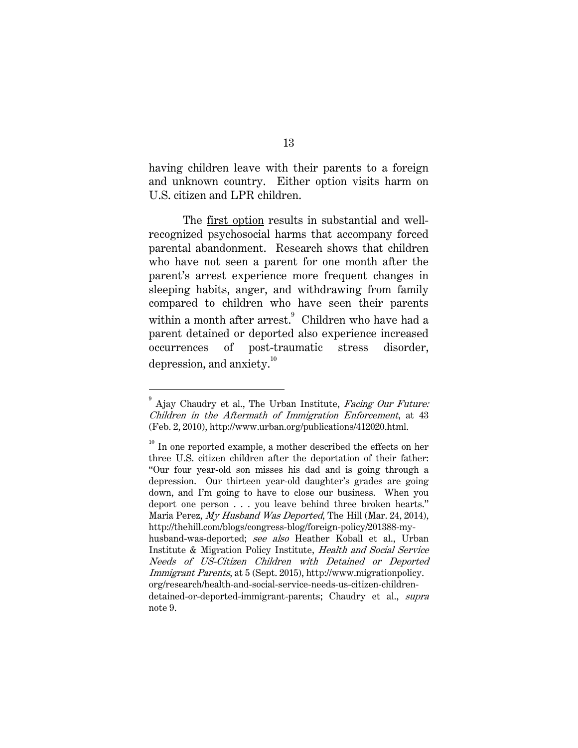having children leave with their parents to a foreign and unknown country. Either option visits harm on U.S. citizen and LPR children.

The <u>first option</u> results in substantial and well-recognized psychosocial harms that accompany forced parental abandonment. Research shows that children who have not seen a parent for one month after the parent's arrest experience more frequent changes in sleeping habits, anger, and withdrawing from family compared to children who have seen their parents within a month after arrest.[9] Children who have had a parent detained or deported also experience increased occurrences of post-traumatic stress disorder, depression, and anxiety.[10]

---

[9] Ajay Chaudry et al., The Urban Institute, *Facing Our Future: Children in the Aftermath of Immigration Enforcement*, at 43 (Feb. 2, 2010), http://www.urban.org/publications/412020.html.

[10] In one reported example, a mother described the effects on her three U.S. citizen children after the deportation of their father: "Our four year-old son misses his dad and is going through a depression. Our thirteen year-old daughter's grades are going down, and I'm going to have to close our business. When you deport one person . . . you leave behind three broken hearts." Maria Perez, *My Husband Was Deported*, The Hill (Mar. 24, 2014), http://thehill.com/blogs/congress-blog/foreign-policy/201388-my-husband-was-deported; *see also* Heather Koball et al., Urban Institute & Migration Policy Institute, *Health and Social Service Needs of US-Citizen Children with Detained or Deported Immigrant Parents*, at 5 (Sept. 2015), http://www.migrationpolicy.org/research/health-and-social-service-needs-us-citizen-children-detained-or-deported-immigrant-parents; Chaudry et al., *supra* note 9.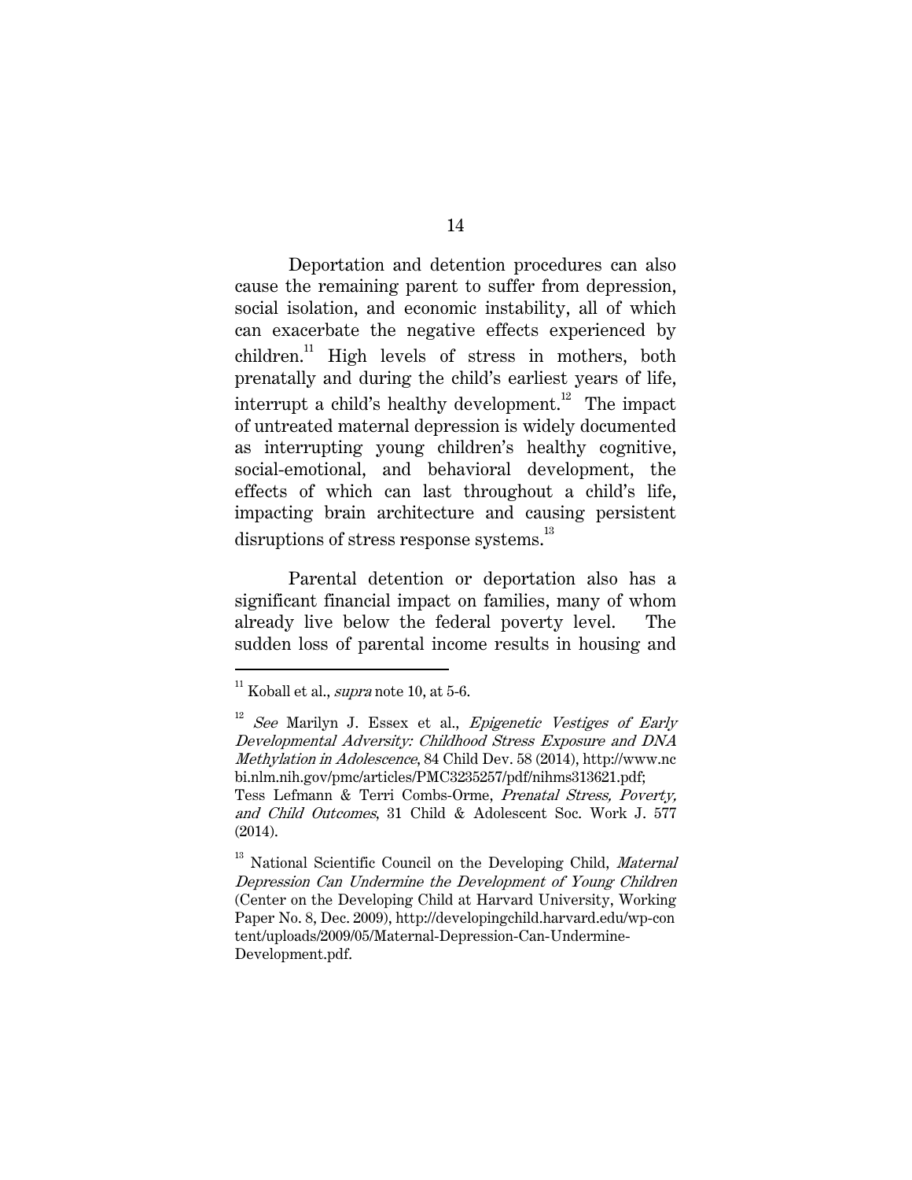Deportation and detention procedures can also cause the remaining parent to suffer from depression, social isolation, and economic instability, all of which can exacerbate the negative effects experienced by children.[11] High levels of stress in mothers, both prenatally and during the child's earliest years of life, interrupt a child's healthy development.[12] The impact of untreated maternal depression is widely documented as interrupting young children's healthy cognitive, social-emotional, and behavioral development, the effects of which can last throughout a child's life, impacting brain architecture and causing persistent disruptions of stress response systems.[13]

Parental detention or deportation also has a significant financial impact on families, many of whom already live below the federal poverty level. The sudden loss of parental income results in housing and

---

[11] Koball et al., *supra* note 10, at 5-6.

[12] *See* Marilyn J. Essex et al., *Epigenetic Vestiges of Early Developmental Adversity: Childhood Stress Exposure and DNA Methylation in Adolescence*, 84 Child Dev. 58 (2014), http://www.ncbi.nlm.nih.gov/pmc/articles/PMC3235257/pdf/nihms313621.pdf; Tess Lefmann & Terri Combs-Orme, *Prenatal Stress, Poverty, and Child Outcomes*, 31 Child & Adolescent Soc. Work J. 577 (2014).

[13] National Scientific Council on the Developing Child, *Maternal Depression Can Undermine the Development of Young Children* (Center on the Developing Child at Harvard University, Working Paper No. 8, Dec. 2009), http://developingchild.harvard.edu/wp-content/uploads/2009/05/Maternal-Depression-Can-Undermine-Development.pdf.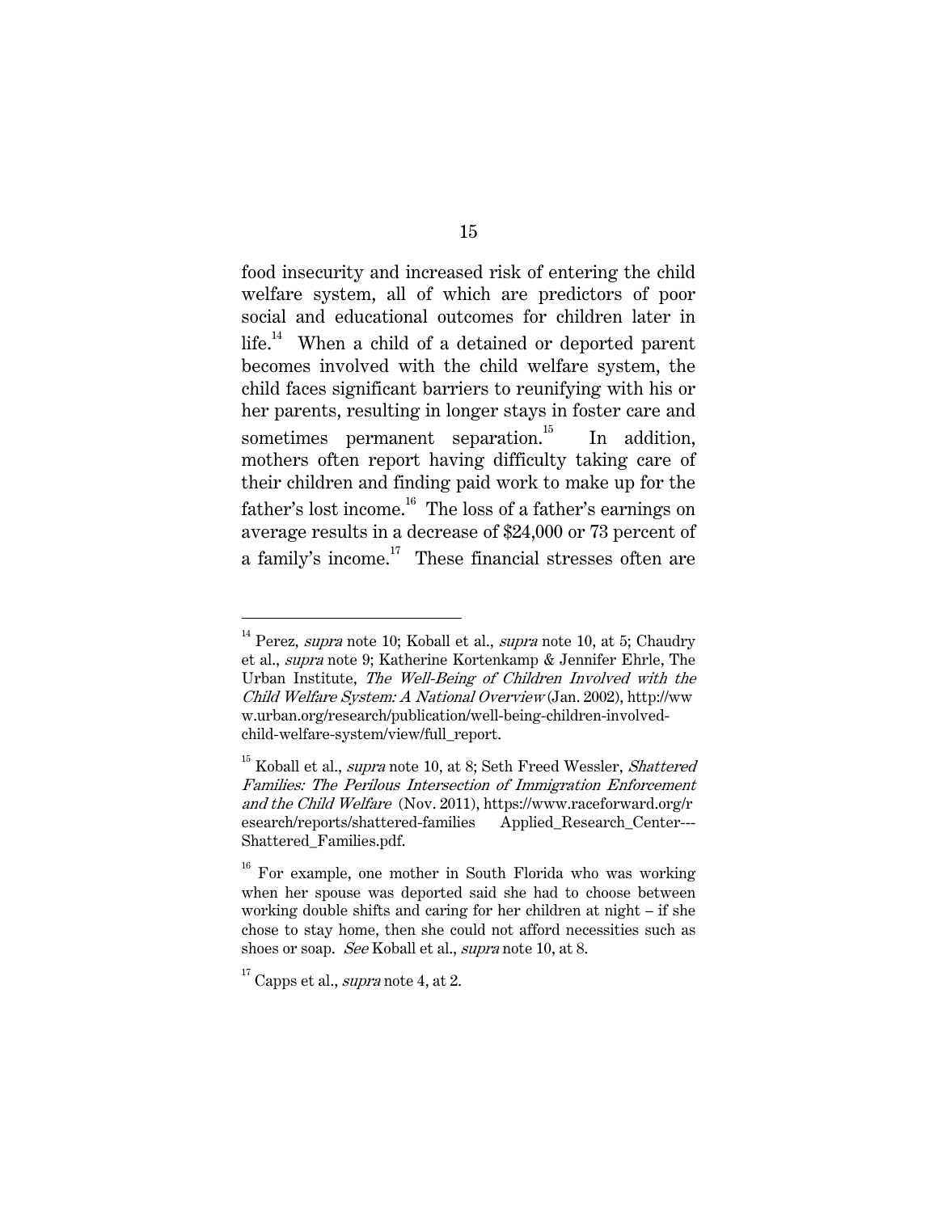food insecurity and increased risk of entering the child welfare system, all of which are predictors of poor social and educational outcomes for children later in life.[14] When a child of a detained or deported parent becomes involved with the child welfare system, the child faces significant barriers to reunifying with his or her parents, resulting in longer stays in foster care and sometimes permanent separation.[15] In addition, mothers often report having difficulty taking care of their children and finding paid work to make up for the father's lost income.[16] The loss of a father's earnings on average results in a decrease of $24,000 or 73 percent of a family's income.[17] These financial stresses often are

---

[14] Perez, *supra* note 10; Koball et al., *supra* note 10, at 5; Chaudry et al., *supra* note 9; Katherine Kortenkamp & Jennifer Ehrle, The Urban Institute, *The Well-Being of Children Involved with the Child Welfare System: A National Overview* (Jan. 2002), http://www.urban.org/research/publication/well-being-children-involved-child-welfare-system/view/full_report.

[15] Koball et al., *supra* note 10, at 8; Seth Freed Wessler, *Shattered Families: The Perilous Intersection of Immigration Enforcement and the Child Welfare* (Nov. 2011), https://www.raceforward.org/research/reports/shattered-families Applied_Research_Center---Shattered_Families.pdf.

[16] For example, one mother in South Florida who was working when her spouse was deported said she had to choose between working double shifts and caring for her children at night – if she chose to stay home, then she could not afford necessities such as shoes or soap. *See* Koball et al., *supra* note 10, at 8.

[17] Capps et al., *supra* note 4, at 2.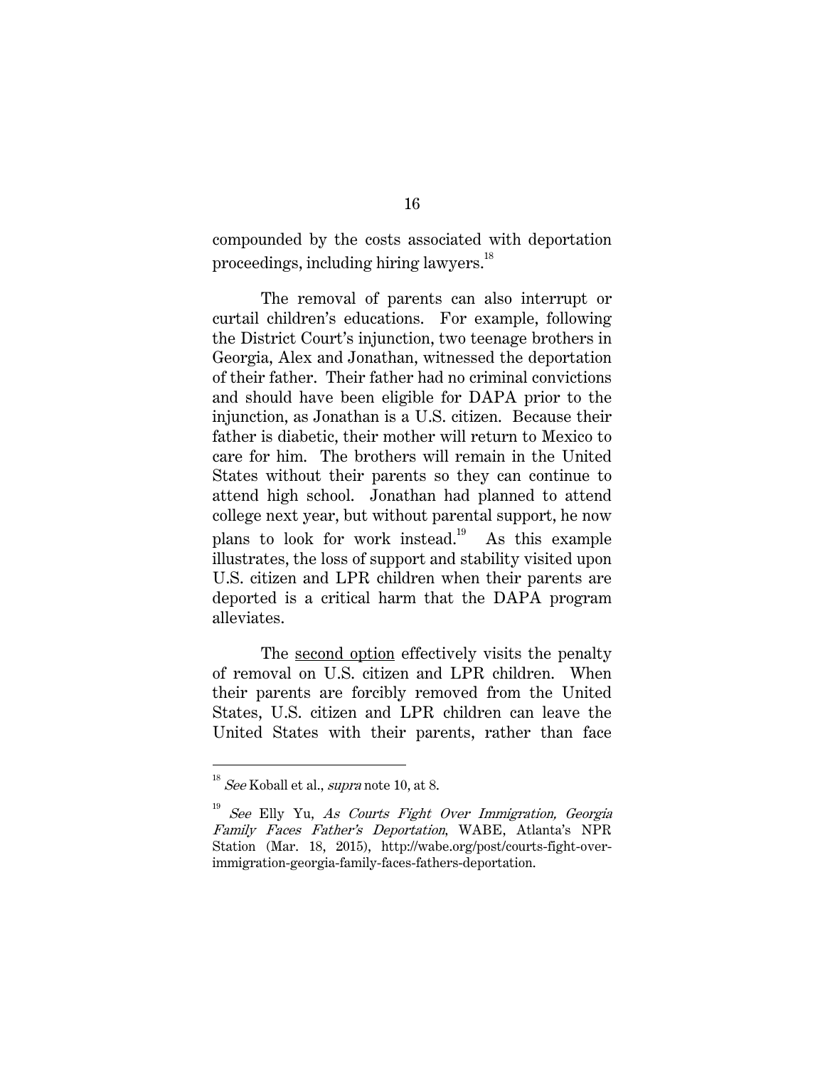compounded by the costs associated with deportation proceedings, including hiring lawyers.[18]

The removal of parents can also interrupt or curtail children's educations. For example, following the District Court's injunction, two teenage brothers in Georgia, Alex and Jonathan, witnessed the deportation of their father. Their father had no criminal convictions and should have been eligible for DAPA prior to the injunction, as Jonathan is a U.S. citizen. Because their father is diabetic, their mother will return to Mexico to care for him. The brothers will remain in the United States without their parents so they can continue to attend high school. Jonathan had planned to attend college next year, but without parental support, he now plans to look for work instead.[19] As this example illustrates, the loss of support and stability visited upon U.S. citizen and LPR children when their parents are deported is a critical harm that the DAPA program alleviates.

The <u>second option</u> effectively visits the penalty of removal on U.S. citizen and LPR children. When their parents are forcibly removed from the United States, U.S. citizen and LPR children can leave the United States with their parents, rather than face

---

[18] *See* Koball et al., *supra* note 10, at 8.

[19] *See* Elly Yu, *As Courts Fight Over Immigration, Georgia Family Faces Father's Deportation*, WABE, Atlanta's NPR Station (Mar. 18, 2015), http://wabe.org/post/courts-fight-over-immigration-georgia-family-faces-fathers-deportation.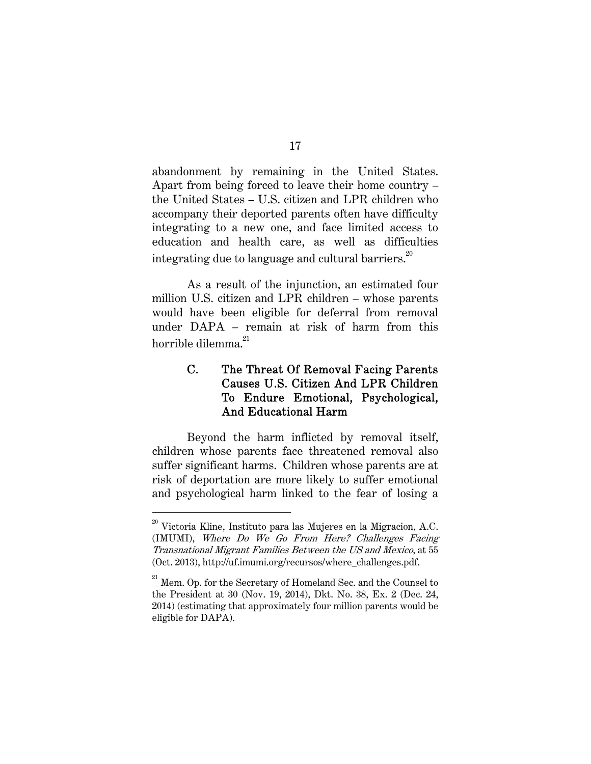abandonment by remaining in the United States. Apart from being forced to leave their home country – the United States – U.S. citizen and LPR children who accompany their deported parents often have difficulty integrating to a new one, and face limited access to education and health care, as well as difficulties integrating due to language and cultural barriers.[20]

As a result of the injunction, an estimated four million U.S. citizen and LPR children – whose parents would have been eligible for deferral from removal under DAPA – remain at risk of harm from this horrible dilemma.[21]

### C. The Threat Of Removal Facing Parents Causes U.S. Citizen And LPR Children To Endure Emotional, Psychological, And Educational Harm

Beyond the harm inflicted by removal itself, children whose parents face threatened removal also suffer significant harms. Children whose parents are at risk of deportation are more likely to suffer emotional and psychological harm linked to the fear of losing a

---

[20] Victoria Kline, Instituto para las Mujeres en la Migracion, A.C. (IMUMI), *Where Do We Go From Here? Challenges Facing Transnational Migrant Families Between the US and Mexico*, at 55 (Oct. 2013), http://uf.imumi.org/recursos/where_challenges.pdf.

[21] Mem. Op. for the Secretary of Homeland Sec. and the Counsel to the President at 30 (Nov. 19, 2014), Dkt. No. 38, Ex. 2 (Dec. 24, 2014) (estimating that approximately four million parents would be eligible for DAPA).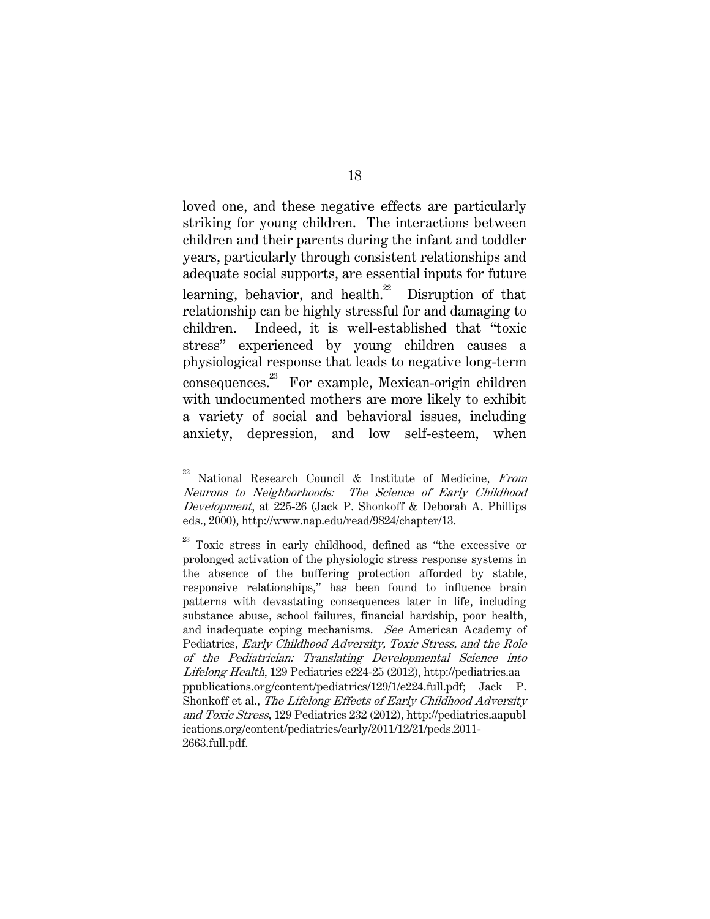loved one, and these negative effects are particularly striking for young children. The interactions between children and their parents during the infant and toddler years, particularly through consistent relationships and adequate social supports, are essential inputs for future learning, behavior, and health.[22] Disruption of that relationship can be highly stressful for and damaging to children. Indeed, it is well-established that "toxic stress" experienced by young children causes a physiological response that leads to negative long-term consequences.[23] For example, Mexican-origin children with undocumented mothers are more likely to exhibit a variety of social and behavioral issues, including anxiety, depression, and low self-esteem, when

---

[22] National Research Council & Institute of Medicine, *From Neurons to Neighborhoods: The Science of Early Childhood Development*, at 225-26 (Jack P. Shonkoff & Deborah A. Phillips eds., 2000), http://www.nap.edu/read/9824/chapter/13.

[23] Toxic stress in early childhood, defined as "the excessive or prolonged activation of the physiologic stress response systems in the absence of the buffering protection afforded by stable, responsive relationships," has been found to influence brain patterns with devastating consequences later in life, including substance abuse, school failures, financial hardship, poor health, and inadequate coping mechanisms. *See* American Academy of Pediatrics, *Early Childhood Adversity, Toxic Stress, and the Role of the Pediatrician: Translating Developmental Science into Lifelong Health*, 129 Pediatrics e224-25 (2012), http://pediatrics.aappublications.org/content/pediatrics/129/1/e224.full.pdf; Jack P. Shonkoff et al., *The Lifelong Effects of Early Childhood Adversity and Toxic Stress*, 129 Pediatrics 232 (2012), http://pediatrics.aapublications.org/content/pediatrics/early/2011/12/21/peds.2011-2663.full.pdf.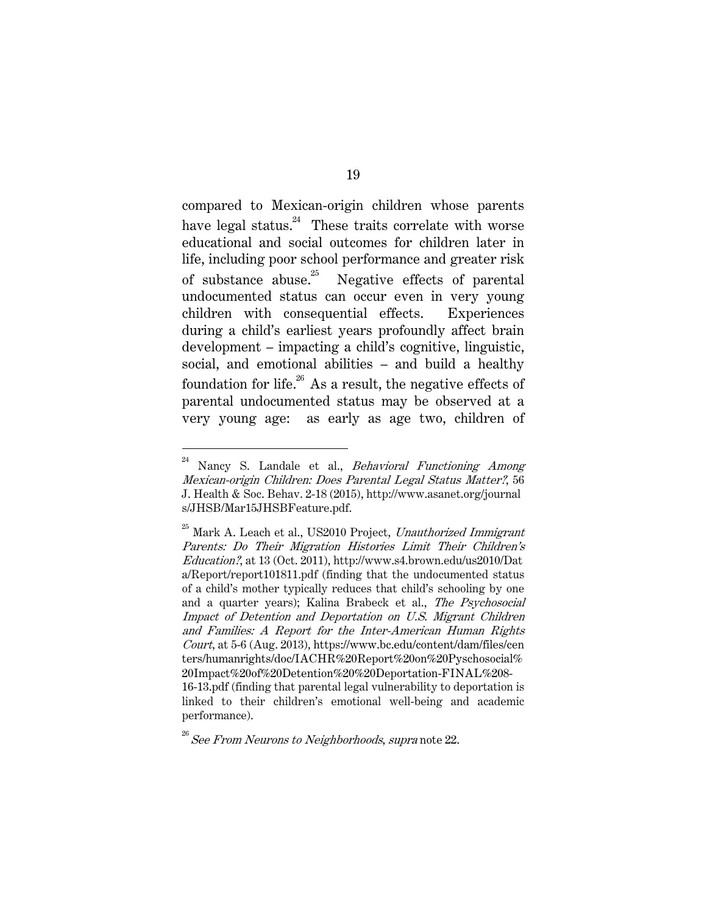compared to Mexican-origin children whose parents have legal status.[24] These traits correlate with worse educational and social outcomes for children later in life, including poor school performance and greater risk of substance abuse.[25] Negative effects of parental undocumented status can occur even in very young children with consequential effects. Experiences during a child's earliest years profoundly affect brain development – impacting a child's cognitive, linguistic, social, and emotional abilities – and build a healthy foundation for life.[26] As a result, the negative effects of parental undocumented status may be observed at a very young age: as early as age two, children of

---

[24] Nancy S. Landale et al., *Behavioral Functioning Among Mexican-origin Children: Does Parental Legal Status Matter?*, 56 J. Health & Soc. Behav. 2-18 (2015), http://www.asanet.org/journals/JHSB/Mar15JHSBFeature.pdf.

[25] Mark A. Leach et al., US2010 Project, *Unauthorized Immigrant Parents: Do Their Migration Histories Limit Their Children's Education?*, at 13 (Oct. 2011), http://www.s4.brown.edu/us2010/Data/Report/report101811.pdf (finding that the undocumented status of a child's mother typically reduces that child's schooling by one and a quarter years); Kalina Brabeck et al., *The Psychosocial Impact of Detention and Deportation on U.S. Migrant Children and Families: A Report for the Inter-American Human Rights Court*, at 5-6 (Aug. 2013), https://www.bc.edu/content/dam/files/centers/humanrights/doc/IACHR%20Report%20on%20Pyschosocial%20Impact%20of%20Detention%20%20Deportation-FINAL%208-16-13.pdf (finding that parental legal vulnerability to deportation is linked to their children's emotional well-being and academic performance).

[26] *See From Neurons to Neighborhoods*, *supra* note 22.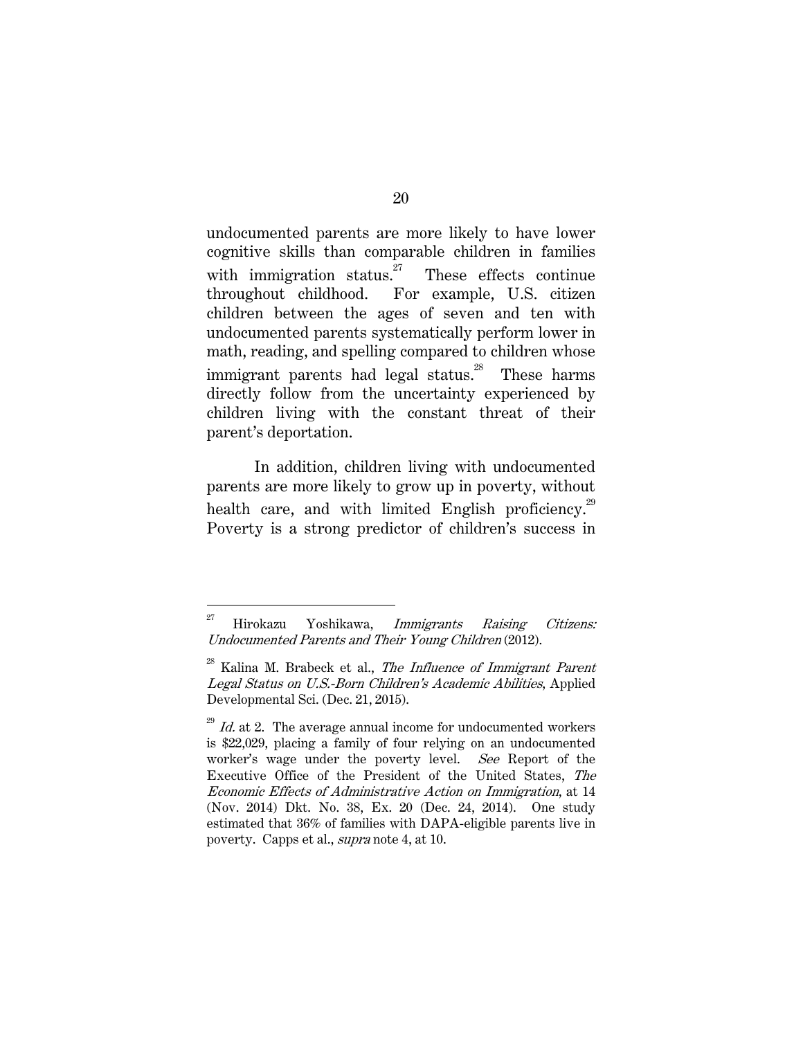undocumented parents are more likely to have lower cognitive skills than comparable children in families with immigration status.[27] These effects continue throughout childhood. For example, U.S. citizen children between the ages of seven and ten with undocumented parents systematically perform lower in math, reading, and spelling compared to children whose immigrant parents had legal status.[28] These harms directly follow from the uncertainty experienced by children living with the constant threat of their parent's deportation.

In addition, children living with undocumented parents are more likely to grow up in poverty, without health care, and with limited English proficiency.[29] Poverty is a strong predictor of children's success in

---

[27] Hirokazu Yoshikawa, *Immigrants Raising Citizens: Undocumented Parents and Their Young Children* (2012).

[28] Kalina M. Brabeck et al., *The Influence of Immigrant Parent Legal Status on U.S.-Born Children's Academic Abilities*, Applied Developmental Sci. (Dec. 21, 2015).

[29] *Id.* at 2. The average annual income for undocumented workers is $22,029, placing a family of four relying on an undocumented worker's wage under the poverty level. *See* Report of the Executive Office of the President of the United States, *The Economic Effects of Administrative Action on Immigration*, at 14 (Nov. 2014) Dkt. No. 38, Ex. 20 (Dec. 24, 2014). One study estimated that 36% of families with DAPA-eligible parents live in poverty. Capps et al., *supra* note 4, at 10.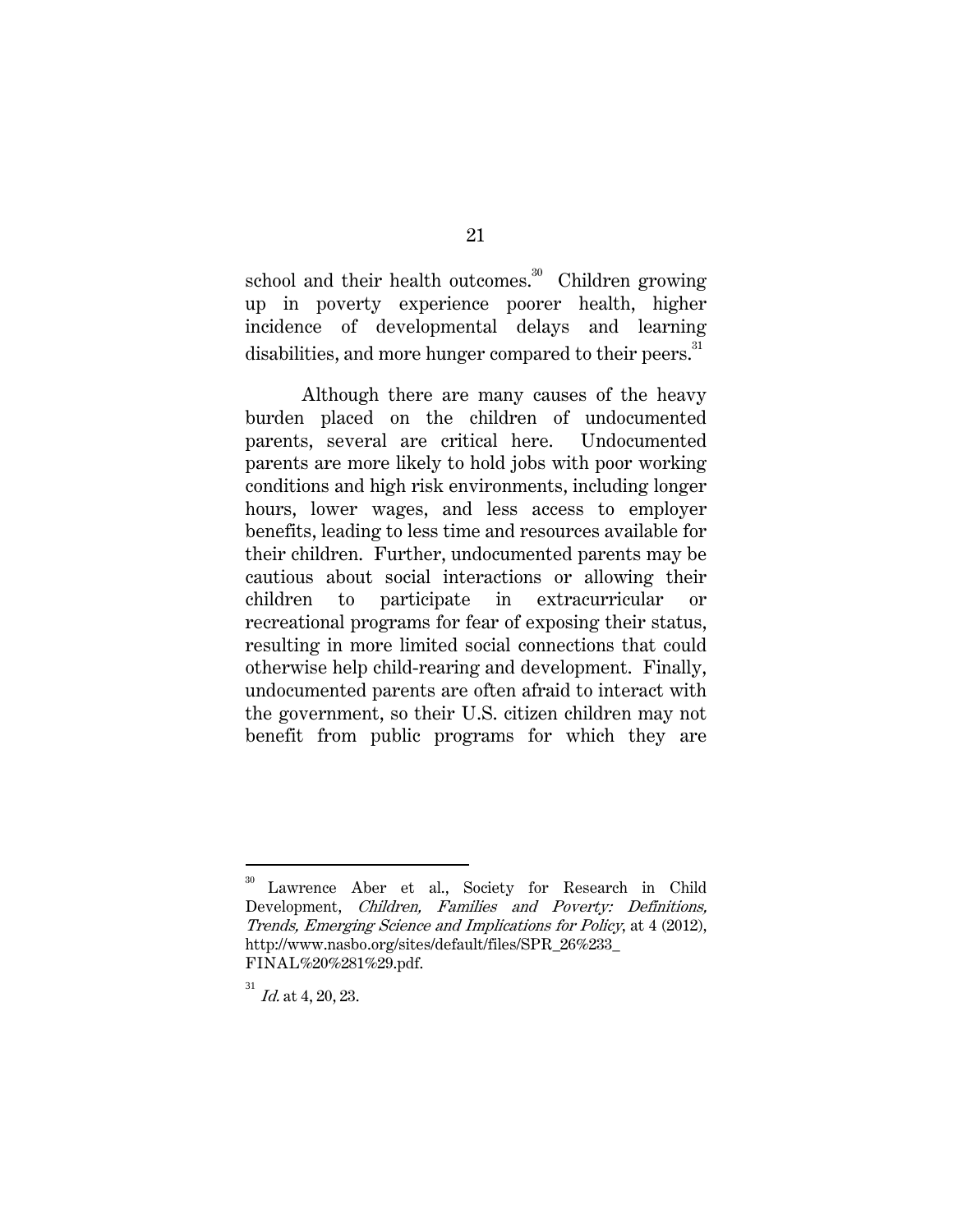school and their health outcomes.[30] Children growing up in poverty experience poorer health, higher incidence of developmental delays and learning disabilities, and more hunger compared to their peers.[31]

Although there are many causes of the heavy burden placed on the children of undocumented parents, several are critical here. Undocumented parents are more likely to hold jobs with poor working conditions and high risk environments, including longer hours, lower wages, and less access to employer benefits, leading to less time and resources available for their children. Further, undocumented parents may be cautious about social interactions or allowing their children to participate in extracurricular or recreational programs for fear of exposing their status, resulting in more limited social connections that could otherwise help child-rearing and development. Finally, undocumented parents are often afraid to interact with the government, so their U.S. citizen children may not benefit from public programs for which they are

---

[30] Lawrence Aber et al., Society for Research in Child Development, *Children, Families and Poverty: Definitions, Trends, Emerging Science and Implications for Policy*, at 4 (2012), http://www.nasbo.org/sites/default/files/SPR_26%233_FINAL%20%281%29.pdf.

[31] *Id.* at 4, 20, 23.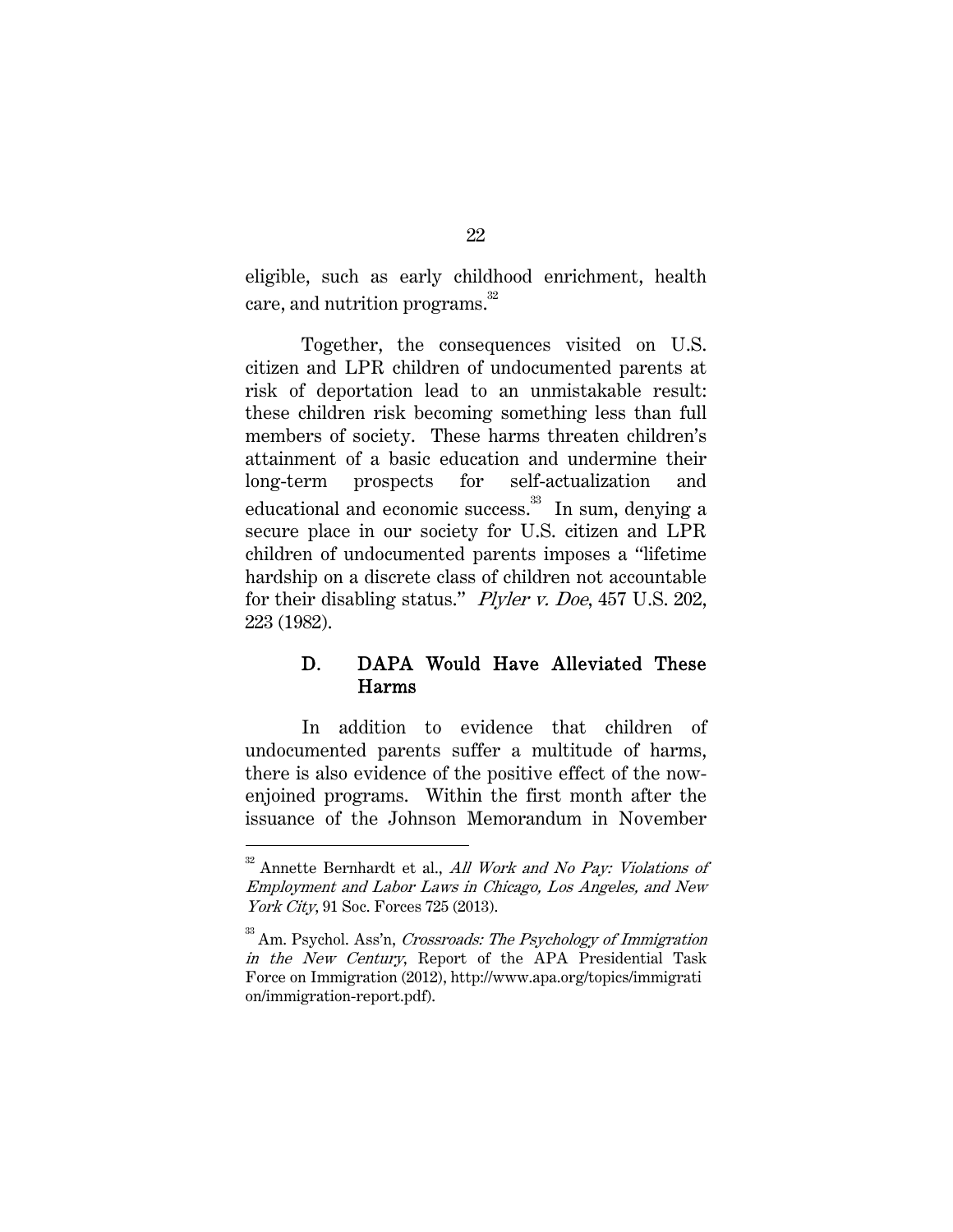eligible, such as early childhood enrichment, health care, and nutrition programs.[32]

Together, the consequences visited on U.S. citizen and LPR children of undocumented parents at risk of deportation lead to an unmistakable result: these children risk becoming something less than full members of society. These harms threaten children's attainment of a basic education and undermine their long-term prospects for self-actualization and educational and economic success.[33] In sum, denying a secure place in our society for U.S. citizen and LPR children of undocumented parents imposes a "lifetime hardship on a discrete class of children not accountable for their disabling status." *Plyler v. Doe*, 457 U.S. 202, 223 (1982).

### D. DAPA Would Have Alleviated These Harms

In addition to evidence that children of undocumented parents suffer a multitude of harms, there is also evidence of the positive effect of the now-enjoined programs. Within the first month after the issuance of the Johnson Memorandum in November

---

[32] Annette Bernhardt et al., *All Work and No Pay: Violations of Employment and Labor Laws in Chicago, Los Angeles, and New York City*, 91 Soc. Forces 725 (2013).

[33] Am. Psychol. Ass'n, *Crossroads: The Psychology of Immigration in the New Century*, Report of the APA Presidential Task Force on Immigration (2012), http://www.apa.org/topics/immigration/immigration-report.pdf).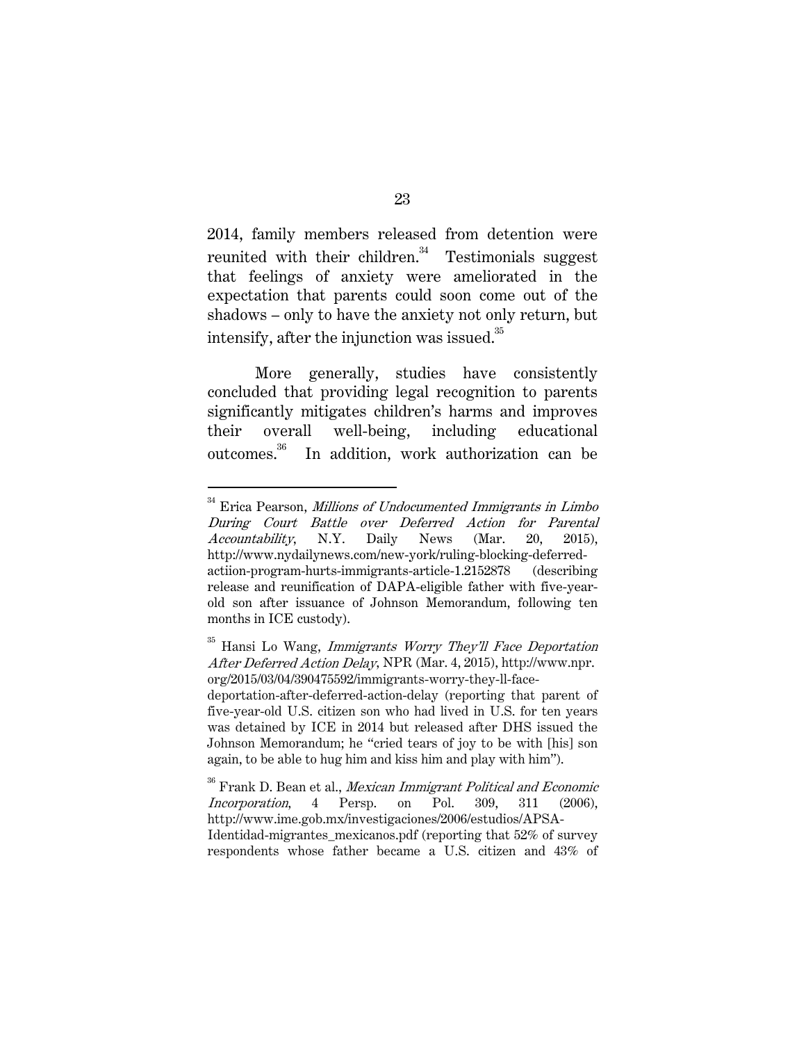2014, family members released from detention were reunited with their children.[34] Testimonials suggest that feelings of anxiety were ameliorated in the expectation that parents could soon come out of the shadows – only to have the anxiety not only return, but intensify, after the injunction was issued.[35]

More generally, studies have consistently concluded that providing legal recognition to parents significantly mitigates children's harms and improves their overall well-being, including educational outcomes.[36] In addition, work authorization can be

---

[34] Erica Pearson, *Millions of Undocumented Immigrants in Limbo During Court Battle over Deferred Action for Parental Accountability*, N.Y. Daily News (Mar. 20, 2015), http://www.nydailynews.com/new-york/ruling-blocking-deferred-actiion-program-hurts-immigrants-article-1.2152878 (describing release and reunification of DAPA-eligible father with five-year-old son after issuance of Johnson Memorandum, following ten months in ICE custody).

[35] Hansi Lo Wang, *Immigrants Worry They'll Face Deportation After Deferred Action Delay*, NPR (Mar. 4, 2015), http://www.npr.org/2015/03/04/390475592/immigrants-worry-they-ll-face-deportation-after-deferred-action-delay (reporting that parent of five-year-old U.S. citizen son who had lived in U.S. for ten years was detained by ICE in 2014 but released after DHS issued the Johnson Memorandum; he "cried tears of joy to be with [his] son again, to be able to hug him and kiss him and play with him").

[36] Frank D. Bean et al., *Mexican Immigrant Political and Economic Incorporation*, 4 Persp. on Pol. 309, 311 (2006), http://www.ime.gob.mx/investigaciones/2006/estudios/APSA-Identidad-migrantes_mexicanos.pdf (reporting that 52% of survey respondents whose father became a U.S. citizen and 43% of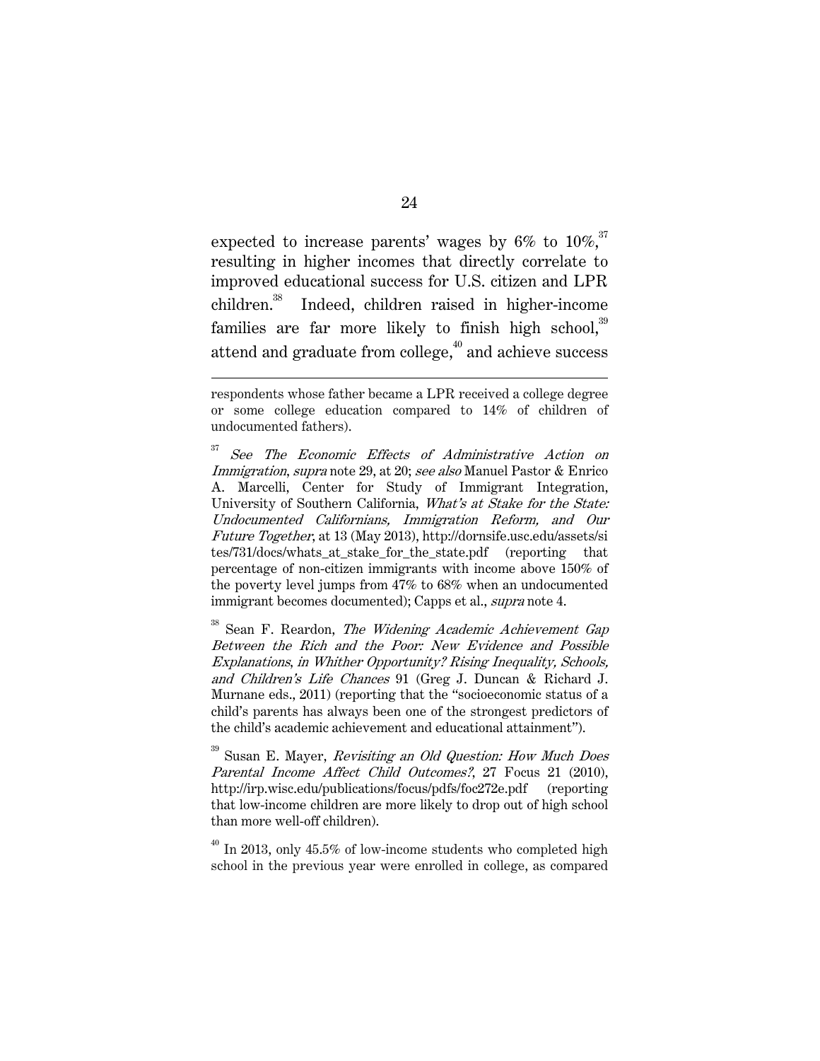expected to increase parents' wages by 6% to 10%,[37] resulting in higher incomes that directly correlate to improved educational success for U.S. citizen and LPR children.[38] Indeed, children raised in higher-income families are far more likely to finish high school,[39] attend and graduate from college,[40] and achieve success

---

respondents whose father became a LPR received a college degree or some college education compared to 14% of children of undocumented fathers).

[37] *See The Economic Effects of Administrative Action on Immigration*, *supra* note 29, at 20; *see also* Manuel Pastor & Enrico A. Marcelli, Center for Study of Immigrant Integration, University of Southern California, *What's at Stake for the State: Undocumented Californians, Immigration Reform, and Our Future Together*, at 13 (May 2013), http://dornsife.usc.edu/assets/sites/731/docs/whats_at_stake_for_the_state.pdf (reporting that percentage of non-citizen immigrants with income above 150% of the poverty level jumps from 47% to 68% when an undocumented immigrant becomes documented); Capps et al., *supra* note 4.

[38] Sean F. Reardon, *The Widening Academic Achievement Gap Between the Rich and the Poor: New Evidence and Possible Explanations*, *in Whither Opportunity? Rising Inequality, Schools, and Children's Life Chances* 91 (Greg J. Duncan & Richard J. Murnane eds., 2011) (reporting that the "socioeconomic status of a child's parents has always been one of the strongest predictors of the child's academic achievement and educational attainment").

[39] Susan E. Mayer, *Revisiting an Old Question: How Much Does Parental Income Affect Child Outcomes?*, 27 Focus 21 (2010), http://irp.wisc.edu/publications/focus/pdfs/foc272e.pdf (reporting that low-income children are more likely to drop out of high school than more well-off children).

[40] In 2013, only 45.5% of low-income students who completed high school in the previous year were enrolled in college, as compared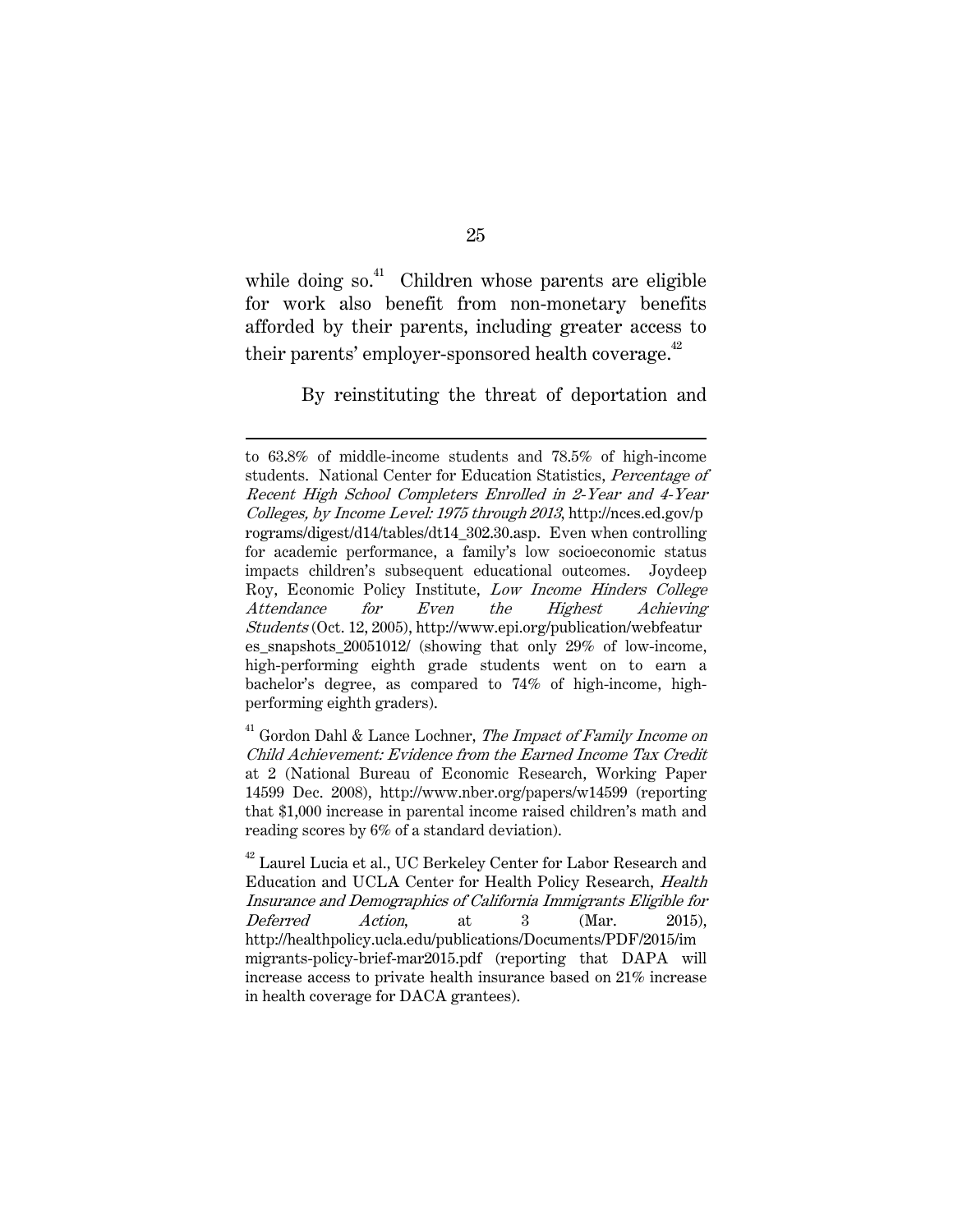while doing so.[41] Children whose parents are eligible for work also benefit from non-monetary benefits afforded by their parents, including greater access to their parents' employer-sponsored health coverage.[42]

By reinstituting the threat of deportation and

---

to 63.8% of middle-income students and 78.5% of high-income students. National Center for Education Statistics, *Percentage of Recent High School Completers Enrolled in 2-Year and 4-Year Colleges, by Income Level: 1975 through 2013*, http://nces.ed.gov/programs/digest/d14/tables/dt14_302.30.asp. Even when controlling for academic performance, a family's low socioeconomic status impacts children's subsequent educational outcomes. Joydeep Roy, Economic Policy Institute, *Low Income Hinders College Attendance for Even the Highest Achieving Students* (Oct. 12, 2005), http://www.epi.org/publication/webfeatures_snapshots_20051012/ (showing that only 29% of low-income, high-performing eighth grade students went on to earn a bachelor's degree, as compared to 74% of high-income, high-performing eighth graders).

[41] Gordon Dahl & Lance Lochner, *The Impact of Family Income on Child Achievement: Evidence from the Earned Income Tax Credit* at 2 (National Bureau of Economic Research, Working Paper 14599 Dec. 2008), http://www.nber.org/papers/w14599 (reporting that $1,000 increase in parental income raised children's math and reading scores by 6% of a standard deviation).

[42] Laurel Lucia et al., UC Berkeley Center for Labor Research and Education and UCLA Center for Health Policy Research, *Health Insurance and Demographics of California Immigrants Eligible for Deferred Action*, at 3 (Mar. 2015), http://healthpolicy.ucla.edu/publications/Documents/PDF/2015/immigrants-policy-brief-mar2015.pdf (reporting that DAPA will increase access to private health insurance based on 21% increase in health coverage for DACA grantees).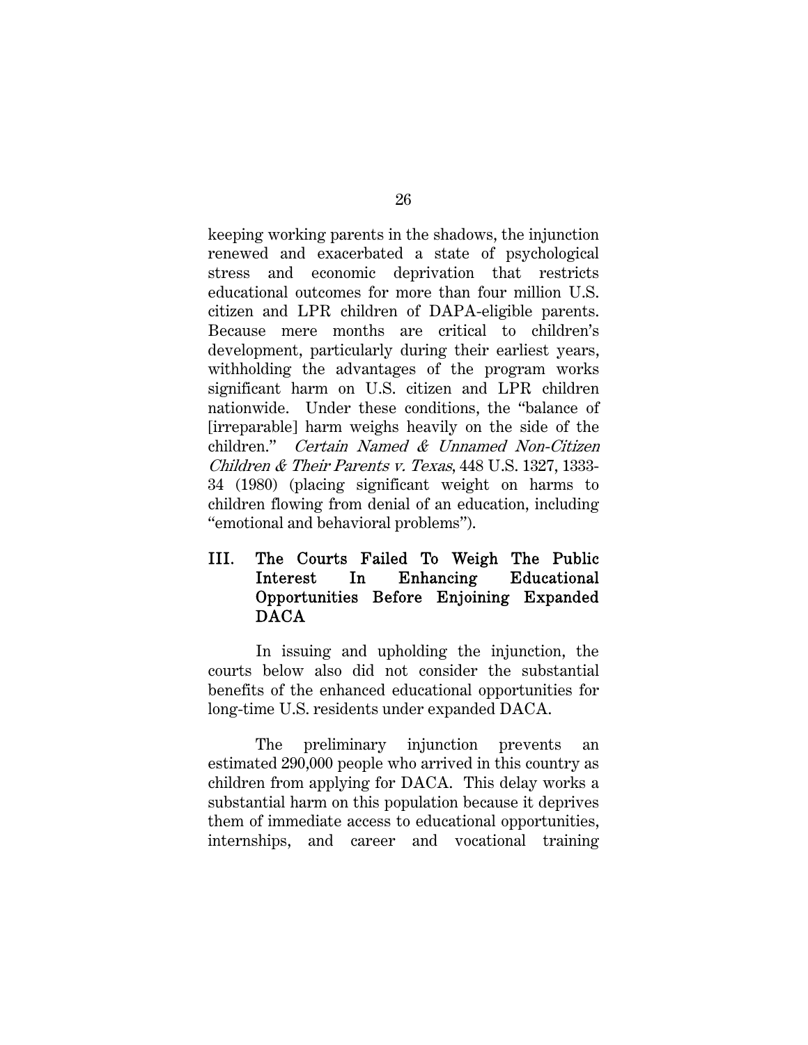keeping working parents in the shadows, the injunction renewed and exacerbated a state of psychological stress and economic deprivation that restricts educational outcomes for more than four million U.S. citizen and LPR children of DAPA-eligible parents. Because mere months are critical to children's development, particularly during their earliest years, withholding the advantages of the program works significant harm on U.S. citizen and LPR children nationwide. Under these conditions, the "balance of [irreparable] harm weighs heavily on the side of the children." *Certain Named & Unnamed Non-Citizen Children & Their Parents v. Texas*, 448 U.S. 1327, 1333-34 (1980) (placing significant weight on harms to children flowing from denial of an education, including "emotional and behavioral problems").

## III. The Courts Failed To Weigh The Public Interest In Enhancing Educational Opportunities Before Enjoining Expanded DACA

In issuing and upholding the injunction, the courts below also did not consider the substantial benefits of the enhanced educational opportunities for long-time U.S. residents under expanded DACA.

The preliminary injunction prevents an estimated 290,000 people who arrived in this country as children from applying for DACA. This delay works a substantial harm on this population because it deprives them of immediate access to educational opportunities, internships, and career and vocational training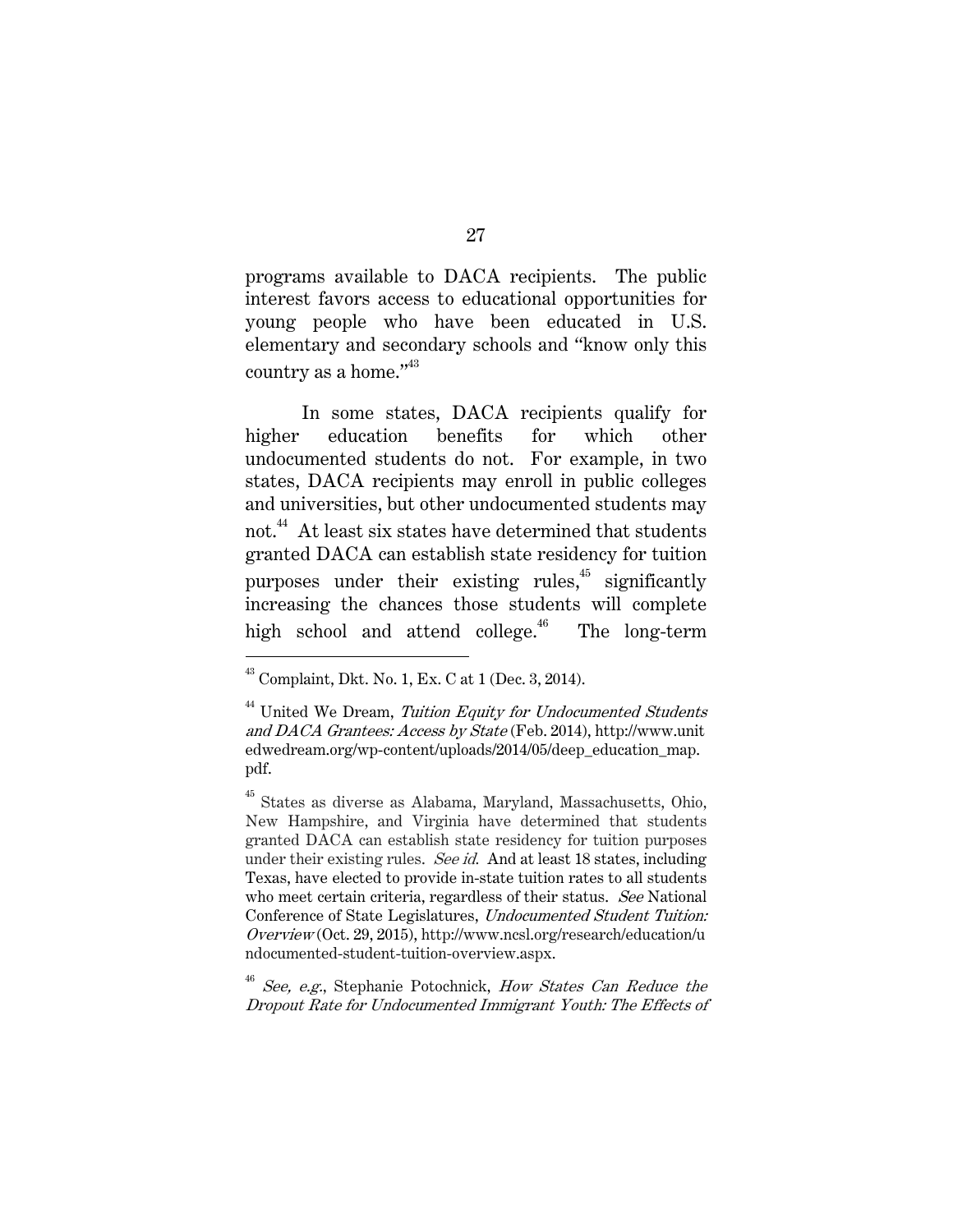programs available to DACA recipients. The public interest favors access to educational opportunities for young people who have been educated in U.S. elementary and secondary schools and "know only this country as a home."[43]

In some states, DACA recipients qualify for higher education benefits for which other undocumented students do not. For example, in two states, DACA recipients may enroll in public colleges and universities, but other undocumented students may not.[44] At least six states have determined that students granted DACA can establish state residency for tuition purposes under their existing rules,[45] significantly increasing the chances those students will complete high school and attend college.[46] The long-term

---

[43] Complaint, Dkt. No. 1, Ex. C at 1 (Dec. 3, 2014).

[44] United We Dream, *Tuition Equity for Undocumented Students and DACA Grantees: Access by State* (Feb. 2014), http://www.unitedwedream.org/wp-content/uploads/2014/05/deep_education_map.pdf.

[45] States as diverse as Alabama, Maryland, Massachusetts, Ohio, New Hampshire, and Virginia have determined that students granted DACA can establish state residency for tuition purposes under their existing rules. *See id.* And at least 18 states, including Texas, have elected to provide in-state tuition rates to all students who meet certain criteria, regardless of their status. *See* National Conference of State Legislatures, *Undocumented Student Tuition: Overview* (Oct. 29, 2015), http://www.ncsl.org/research/education/undocumented-student-tuition-overview.aspx.

[46] *See, e.g.*, Stephanie Potochnick, *How States Can Reduce the Dropout Rate for Undocumented Immigrant Youth: The Effects of*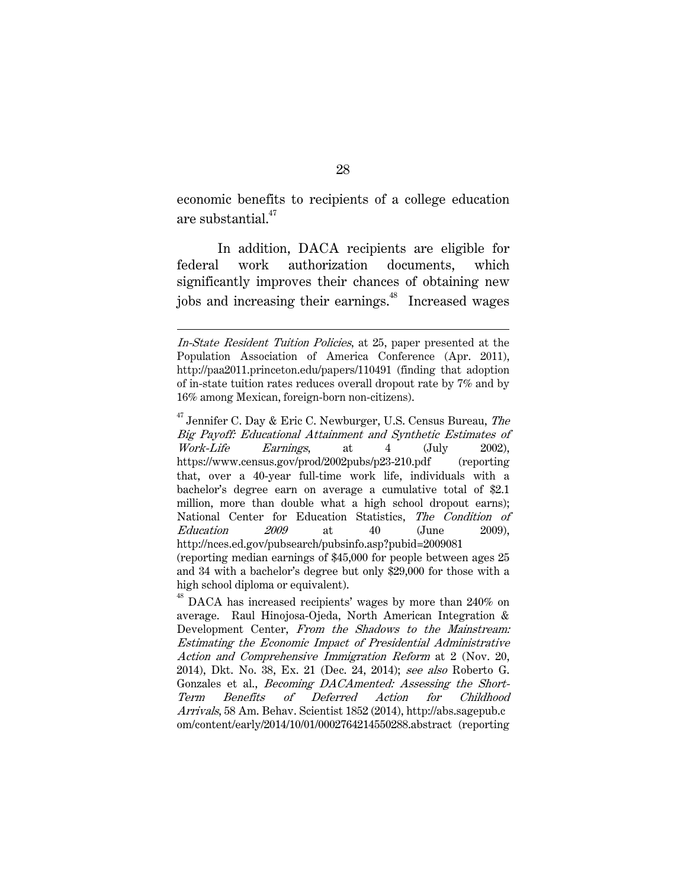economic benefits to recipients of a college education are substantial.[47]

In addition, DACA recipients are eligible for federal work authorization documents, which significantly improves their chances of obtaining new jobs and increasing their earnings.[48] Increased wages

---

*In-State Resident Tuition Policies*, at 25, paper presented at the Population Association of America Conference (Apr. 2011), http://paa2011.princeton.edu/papers/110491 (finding that adoption of in-state tuition rates reduces overall dropout rate by 7% and by 16% among Mexican, foreign-born non-citizens).

[47] Jennifer C. Day & Eric C. Newburger, U.S. Census Bureau, *The Big Payoff: Educational Attainment and Synthetic Estimates of Work-Life Earnings*, at 4 (July 2002), https://www.census.gov/prod/2002pubs/p23-210.pdf (reporting that, over a 40-year full-time work life, individuals with a bachelor's degree earn on average a cumulative total of $2.1 million, more than double what a high school dropout earns); National Center for Education Statistics, *The Condition of Education 2009* at 40 (June 2009), http://nces.ed.gov/pubsearch/pubsinfo.asp?pubid=2009081 (reporting median earnings of $45,000 for people between ages 25 and 34 with a bachelor's degree but only $29,000 for those with a high school diploma or equivalent).

[48] DACA has increased recipients' wages by more than 240% on average. Raul Hinojosa-Ojeda, North American Integration & Development Center, *From the Shadows to the Mainstream: Estimating the Economic Impact of Presidential Administrative Action and Comprehensive Immigration Reform* at 2 (Nov. 20, 2014), Dkt. No. 38, Ex. 21 (Dec. 24, 2014); *see also* Roberto G. Gonzales et al., *Becoming DACAmented: Assessing the Short-Term Benefits of Deferred Action for Childhood Arrivals*, 58 Am. Behav. Scientist 1852 (2014), http://abs.sagepub.com/content/early/2014/10/01/0002764214550288.abstract (reporting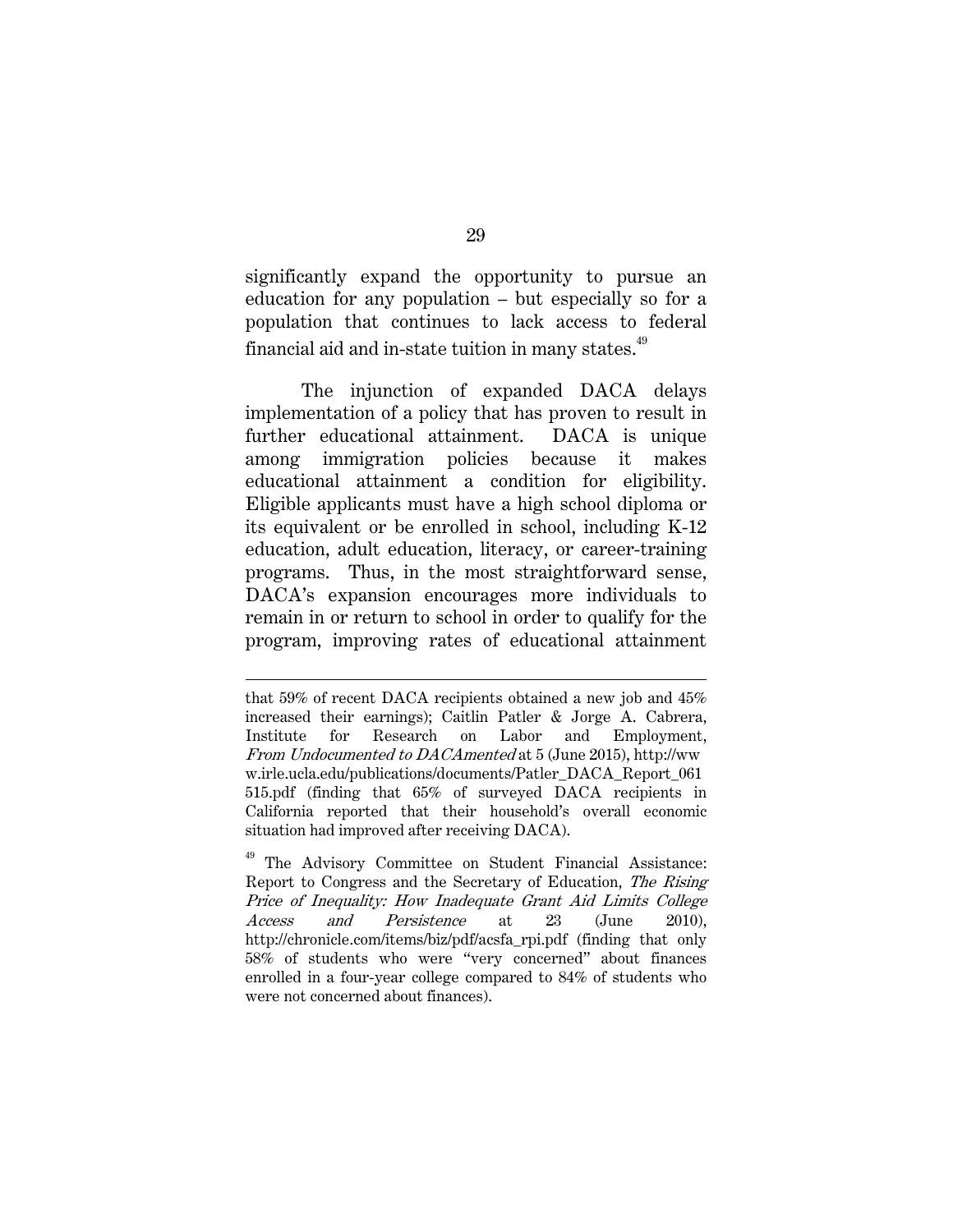significantly expand the opportunity to pursue an education for any population – but especially so for a population that continues to lack access to federal financial aid and in-state tuition in many states.[49]

The injunction of expanded DACA delays implementation of a policy that has proven to result in further educational attainment. DACA is unique among immigration policies because it makes educational attainment a condition for eligibility. Eligible applicants must have a high school diploma or its equivalent or be enrolled in school, including K-12 education, adult education, literacy, or career-training programs. Thus, in the most straightforward sense, DACA's expansion encourages more individuals to remain in or return to school in order to qualify for the program, improving rates of educational attainment

---

that 59% of recent DACA recipients obtained a new job and 45% increased their earnings); Caitlin Patler & Jorge A. Cabrera, Institute for Research on Labor and Employment, *From Undocumented to DACAmented* at 5 (June 2015), http://www.irle.ucla.edu/publications/documents/Patler_DACA_Report_061515.pdf (finding that 65% of surveyed DACA recipients in California reported that their household's overall economic situation had improved after receiving DACA).

[49] The Advisory Committee on Student Financial Assistance: Report to Congress and the Secretary of Education, *The Rising Price of Inequality: How Inadequate Grant Aid Limits College Access and Persistence* at 23 (June 2010), http://chronicle.com/items/biz/pdf/acsfa_rpi.pdf (finding that only 58% of students who were "very concerned" about finances enrolled in a four-year college compared to 84% of students who were not concerned about finances).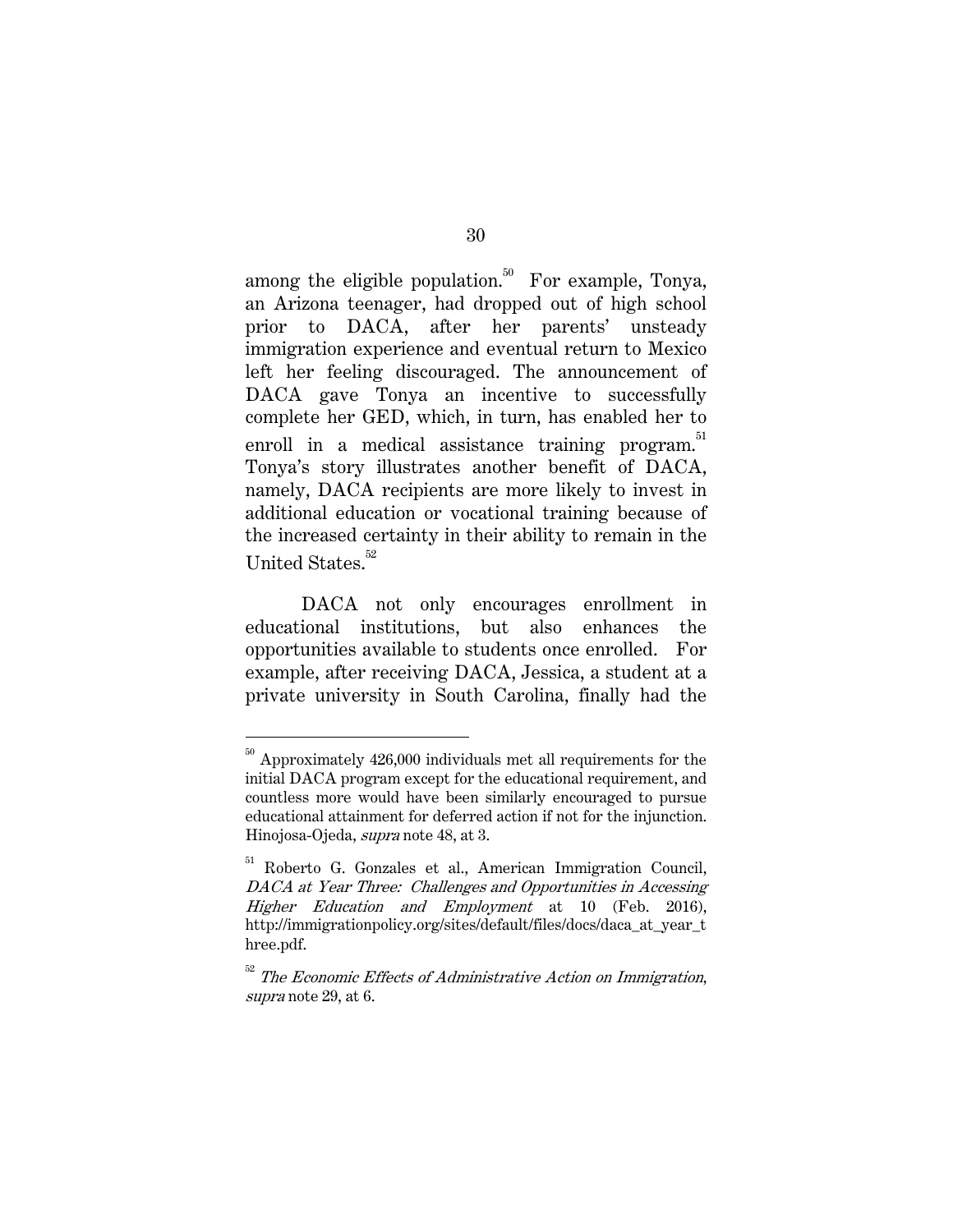among the eligible population.[50] For example, Tonya, an Arizona teenager, had dropped out of high school prior to DACA, after her parents' unsteady immigration experience and eventual return to Mexico left her feeling discouraged. The announcement of DACA gave Tonya an incentive to successfully complete her GED, which, in turn, has enabled her to enroll in a medical assistance training program.[51] Tonya's story illustrates another benefit of DACA, namely, DACA recipients are more likely to invest in additional education or vocational training because of the increased certainty in their ability to remain in the United States.[52]

DACA not only encourages enrollment in educational institutions, but also enhances the opportunities available to students once enrolled. For example, after receiving DACA, Jessica, a student at a private university in South Carolina, finally had the

---

[50] Approximately 426,000 individuals met all requirements for the initial DACA program except for the educational requirement, and countless more would have been similarly encouraged to pursue educational attainment for deferred action if not for the injunction. Hinojosa-Ojeda, *supra* note 48, at 3.

[51] Roberto G. Gonzales et al., American Immigration Council, *DACA at Year Three: Challenges and Opportunities in Accessing Higher Education and Employment* at 10 (Feb. 2016), http://immigrationpolicy.org/sites/default/files/docs/daca_at_year_three.pdf.

[52] *The Economic Effects of Administrative Action on Immigration*, *supra* note 29, at 6.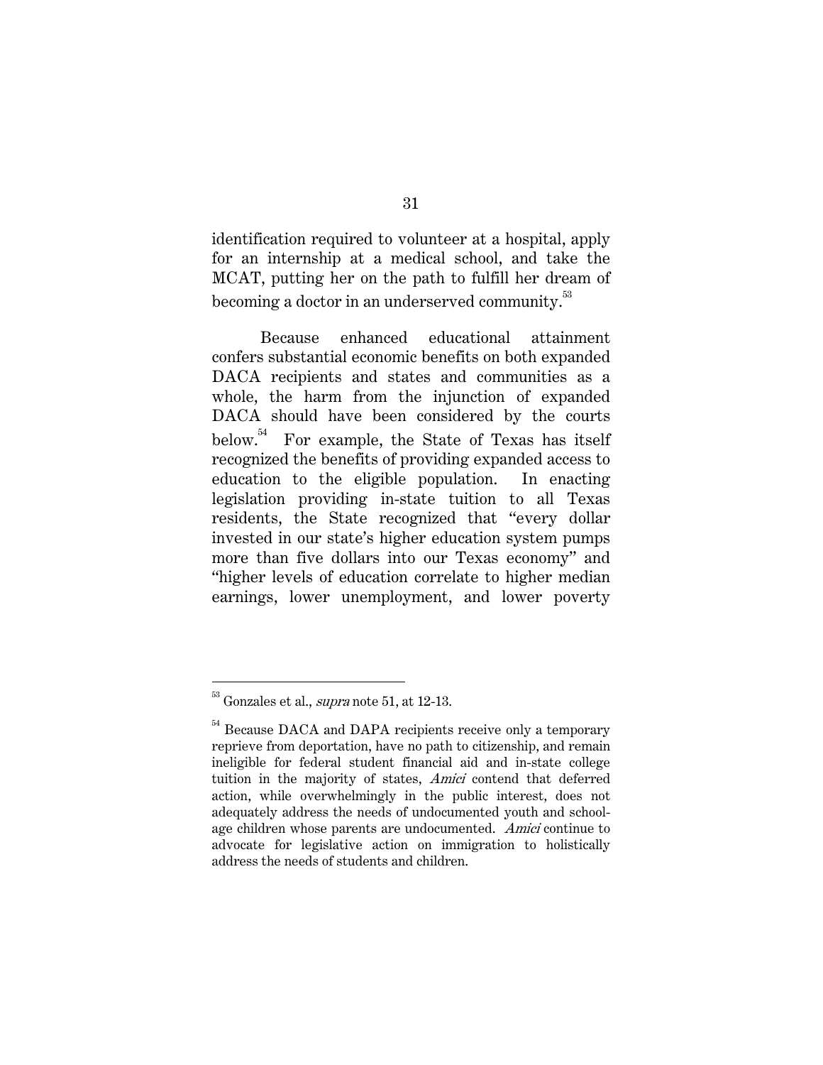identification required to volunteer at a hospital, apply for an internship at a medical school, and take the MCAT, putting her on the path to fulfill her dream of becoming a doctor in an underserved community.[53]

Because enhanced educational attainment confers substantial economic benefits on both expanded DACA recipients and states and communities as a whole, the harm from the injunction of expanded DACA should have been considered by the courts below.[54] For example, the State of Texas has itself recognized the benefits of providing expanded access to education to the eligible population. In enacting legislation providing in-state tuition to all Texas residents, the State recognized that "every dollar invested in our state's higher education system pumps more than five dollars into our Texas economy" and "higher levels of education correlate to higher median earnings, lower unemployment, and lower poverty

---

[53] Gonzales et al., *supra* note 51, at 12-13.

[54] Because DACA and DAPA recipients receive only a temporary reprieve from deportation, have no path to citizenship, and remain ineligible for federal student financial aid and in-state college tuition in the majority of states, *Amici* contend that deferred action, while overwhelmingly in the public interest, does not adequately address the needs of undocumented youth and school-age children whose parents are undocumented. *Amici* continue to advocate for legislative action on immigration to holistically address the needs of students and children.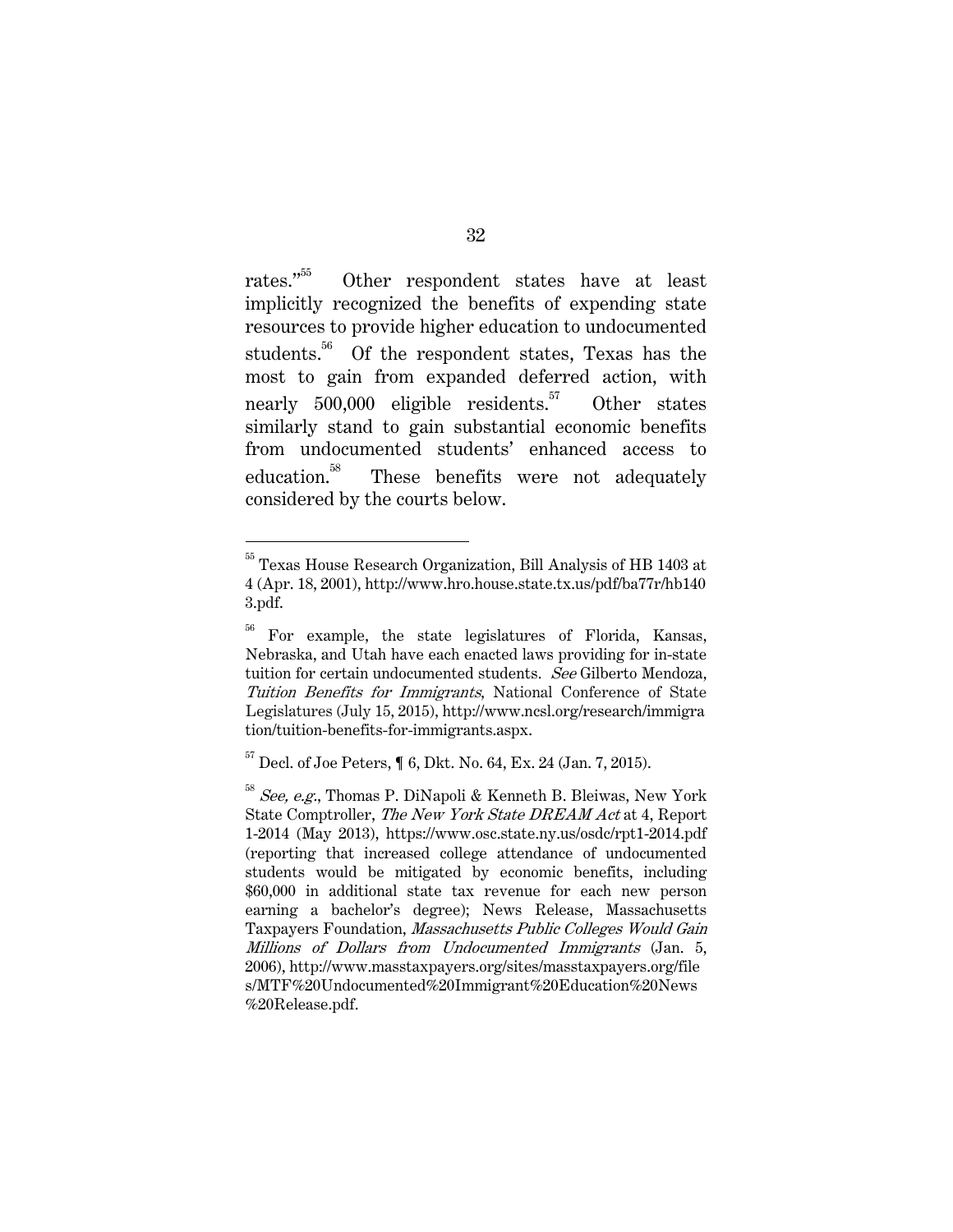rates."[55] Other respondent states have at least implicitly recognized the benefits of expending state resources to provide higher education to undocumented students.[56] Of the respondent states, Texas has the most to gain from expanded deferred action, with nearly 500,000 eligible residents.[57] Other states similarly stand to gain substantial economic benefits from undocumented students' enhanced access to education.[58] These benefits were not adequately considered by the courts below.

---

[55] Texas House Research Organization, Bill Analysis of HB 1403 at 4 (Apr. 18, 2001), http://www.hro.house.state.tx.us/pdf/ba77r/hb1403.pdf.

[56] For example, the state legislatures of Florida, Kansas, Nebraska, and Utah have each enacted laws providing for in-state tuition for certain undocumented students. *See* Gilberto Mendoza, *Tuition Benefits for Immigrants*, National Conference of State Legislatures (July 15, 2015), http://www.ncsl.org/research/immigration/tuition-benefits-for-immigrants.aspx.

[57] Decl. of Joe Peters, ¶ 6, Dkt. No. 64, Ex. 24 (Jan. 7, 2015).

[58] *See, e.g.*, Thomas P. DiNapoli & Kenneth B. Bleiwas, New York State Comptroller, *The New York State DREAM Act* at 4, Report 1-2014 (May 2013), https://www.osc.state.ny.us/osdc/rpt1-2014.pdf (reporting that increased college attendance of undocumented students would be mitigated by economic benefits, including $60,000 in additional state tax revenue for each new person earning a bachelor's degree); News Release, Massachusetts Taxpayers Foundation, *Massachusetts Public Colleges Would Gain Millions of Dollars from Undocumented Immigrants* (Jan. 5, 2006), http://www.masstaxpayers.org/sites/masstaxpayers.org/files/MTF%20Undocumented%20Immigrant%20Education%20News%20Release.pdf.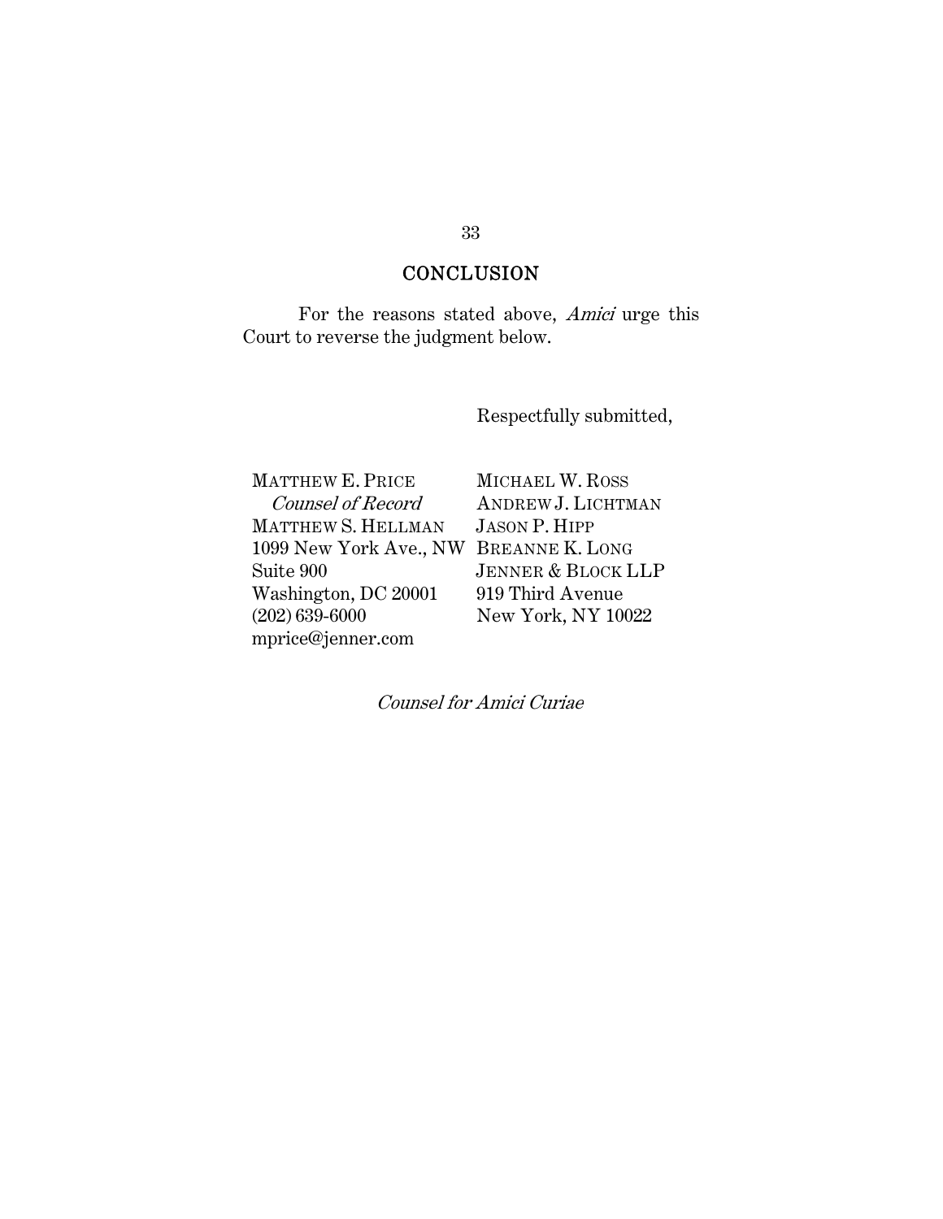## CONCLUSION

For the reasons stated above, *Amici* urge this Court to reverse the judgment below.

Respectfully submitted,

MATTHEW E. PRICE
*Counsel of Record*
MATTHEW S. HELLMAN
1099 New York Ave., NW
Suite 900
Washington, DC 20001
(202) 639-6000
mprice@jenner.com

MICHAEL W. ROSS
ANDREW J. LICHTMAN
JASON P. HIPP
BREANNE K. LONG
JENNER & BLOCK LLP
919 Third Avenue
New York, NY 10022

*Counsel for Amici Curiae*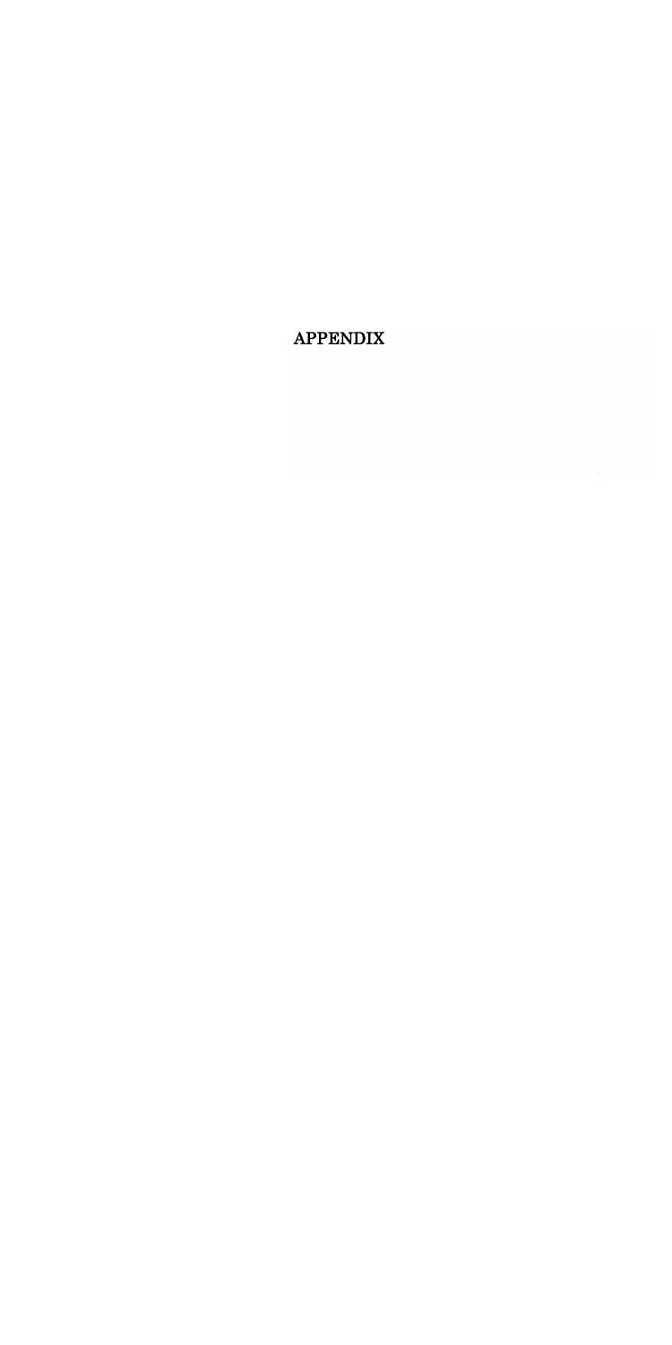# APPENDIX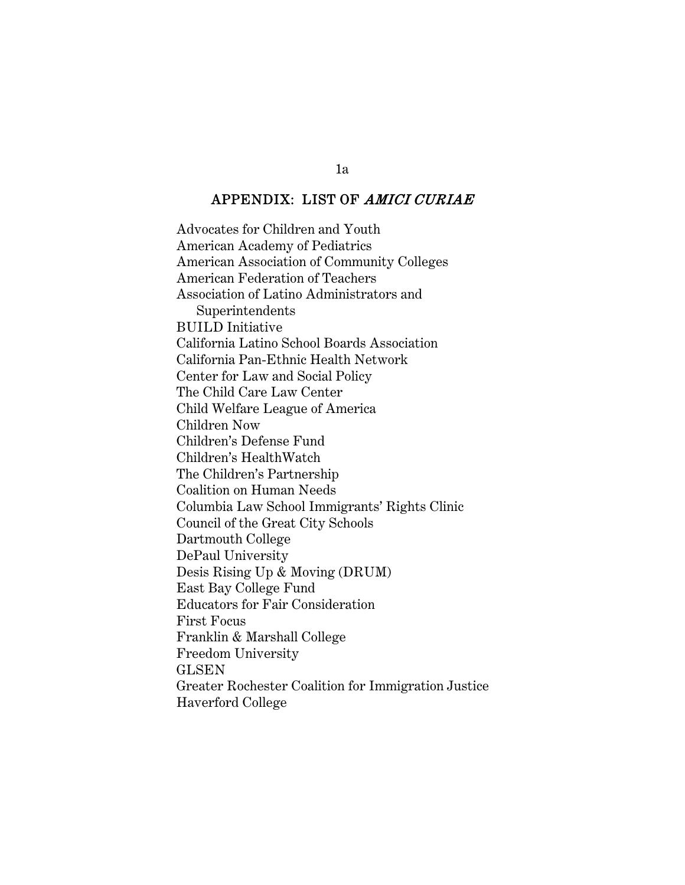## APPENDIX: LIST OF *AMICI CURIAE*

Advocates for Children and Youth
American Academy of Pediatrics
American Association of Community Colleges
American Federation of Teachers
Association of Latino Administrators and Superintendents
BUILD Initiative
California Latino School Boards Association
California Pan-Ethnic Health Network
Center for Law and Social Policy
The Child Care Law Center
Child Welfare League of America
Children Now
Children's Defense Fund
Children's HealthWatch
The Children's Partnership
Coalition on Human Needs
Columbia Law School Immigrants' Rights Clinic
Council of the Great City Schools
Dartmouth College
DePaul University
Desis Rising Up & Moving (DRUM)
East Bay College Fund
Educators for Fair Consideration
First Focus
Franklin & Marshall College
Freedom University
GLSEN
Greater Rochester Coalition for Immigration Justice
Haverford College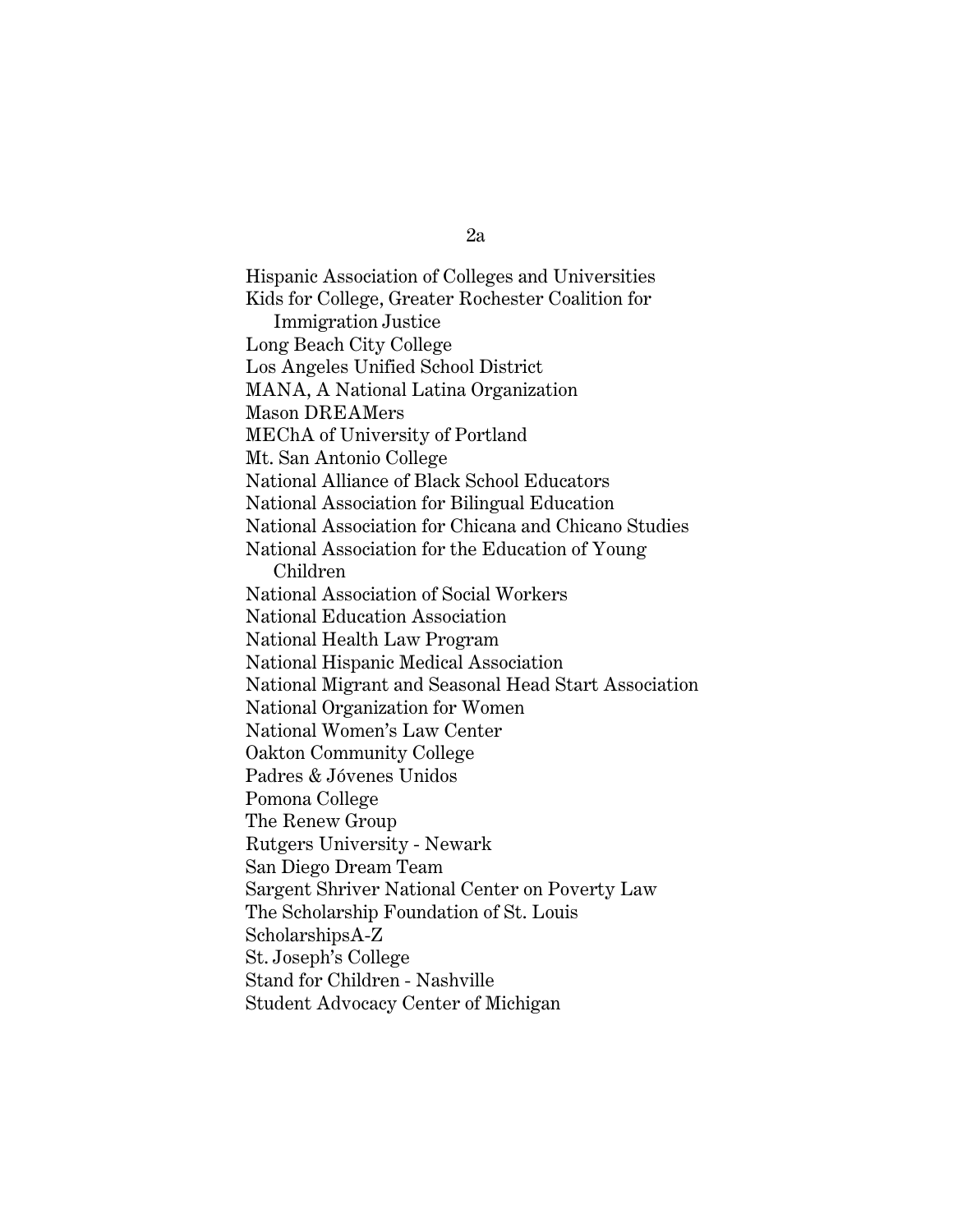Hispanic Association of Colleges and Universities
Kids for College, Greater Rochester Coalition for Immigration Justice
Long Beach City College
Los Angeles Unified School District
MANA, A National Latina Organization
Mason DREAMers
MEChA of University of Portland
Mt. San Antonio College
National Alliance of Black School Educators
National Association for Bilingual Education
National Association for Chicana and Chicano Studies
National Association for the Education of Young Children
National Association of Social Workers
National Education Association
National Health Law Program
National Hispanic Medical Association
National Migrant and Seasonal Head Start Association
National Organization for Women
National Women's Law Center
Oakton Community College
Padres & Jóvenes Unidos
Pomona College
The Renew Group
Rutgers University - Newark
San Diego Dream Team
Sargent Shriver National Center on Poverty Law
The Scholarship Foundation of St. Louis
ScholarshipsA-Z
St. Joseph's College
Stand for Children - Nashville
Student Advocacy Center of Michigan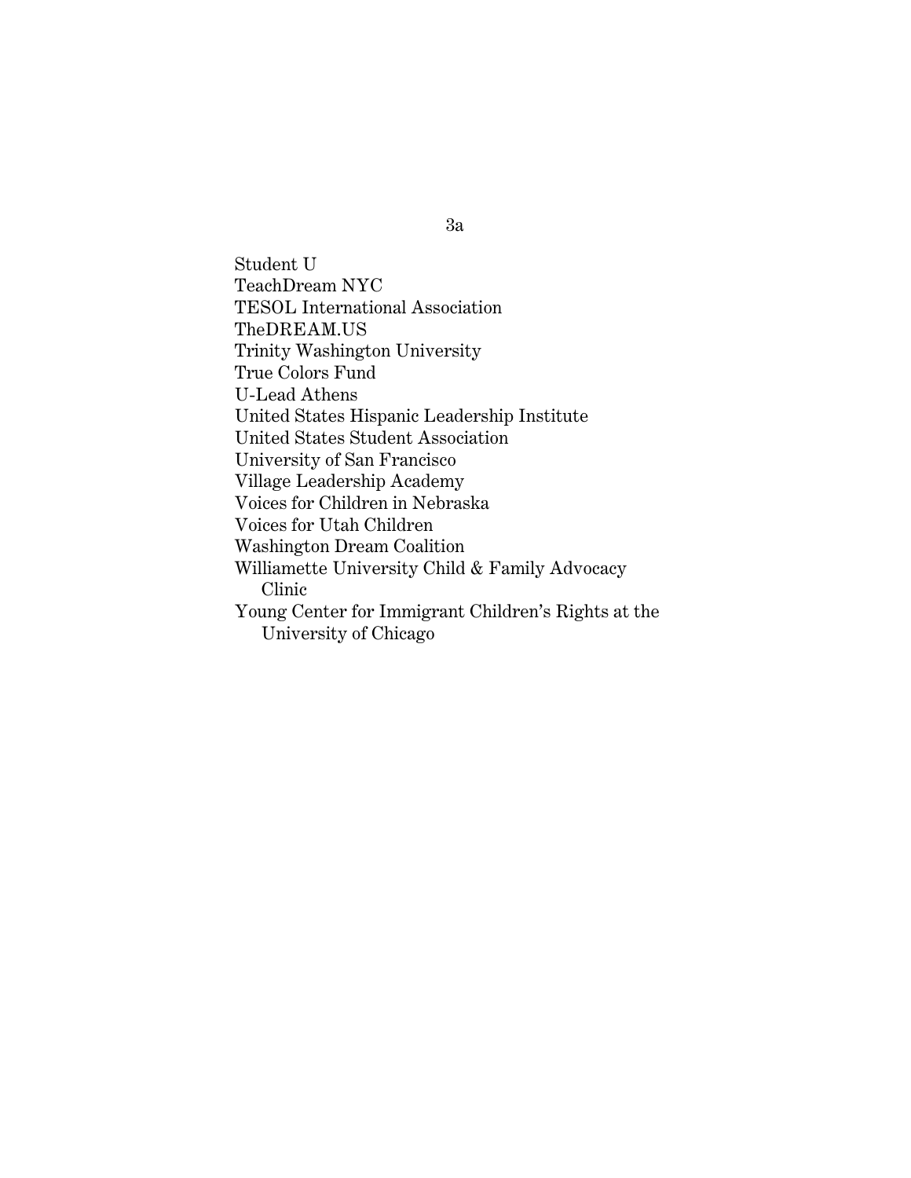Student U
TeachDream NYC
TESOL International Association
TheDREAM.US
Trinity Washington University
True Colors Fund
U-Lead Athens
United States Hispanic Leadership Institute
United States Student Association
University of San Francisco
Village Leadership Academy
Voices for Children in Nebraska
Voices for Utah Children
Washington Dream Coalition
Williamette University Child & Family Advocacy Clinic
Young Center for Immigrant Children's Rights at the University of Chicago